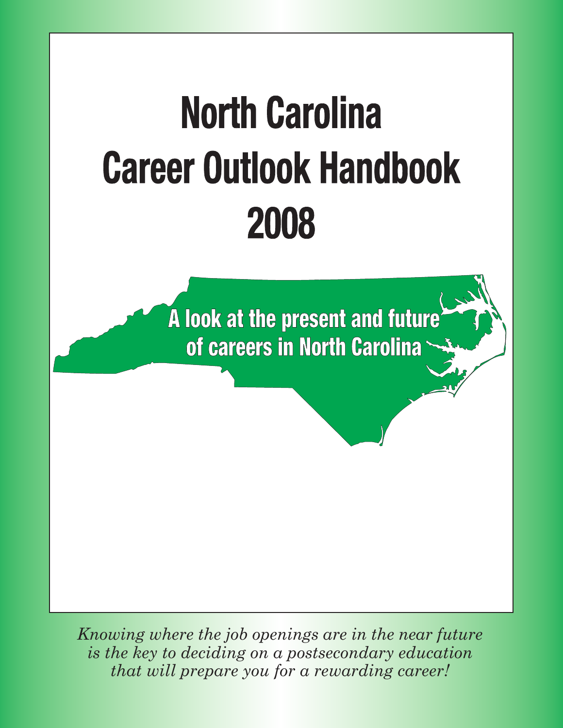# North Carolina Career Outlook Handbook 2008

A look at the present and future of careers in North Carolina

*Knowing where the job openings are in the near future is the key to deciding on a postsecondary education that will prepare you for a rewarding career!*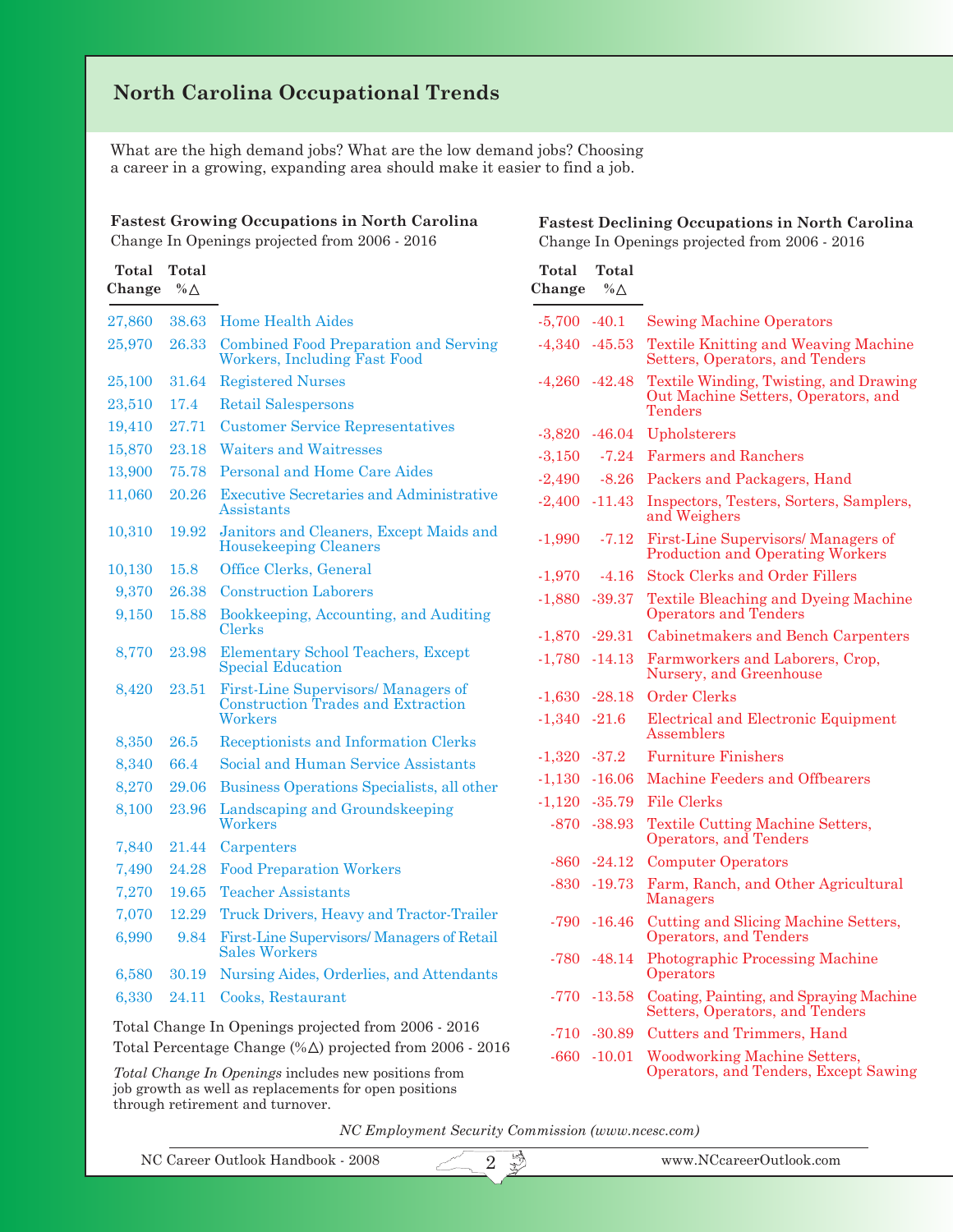## North Carolina Occupational Trends

What are the high demand jobs? What are the low demand jobs? Choosing a career in a growing, expanding area should make it easier to find a job.

### Fastest Growing Occupations in North Carolina

Change In Openings projected from 2006 - 2016

| Total Change | Total %Δ | |
|---|---|---|
| 27,860 | 38.63 | Home Health Aides |
| 25,970 | 26.33 | Combined Food Preparation and Serving Workers, Including Fast Food |
| 25,100 | 31.64 | Registered Nurses |
| 23,510 | 17.4 | Retail Salespersons |
| 19,410 | 27.71 | Customer Service Representatives |
| 15,870 | 23.18 | Waiters and Waitresses |
| 13,900 | 75.78 | Personal and Home Care Aides |
| 11,060 | 20.26 | Executive Secretaries and Administrative Assistants |
| 10,310 | 19.92 | Janitors and Cleaners, Except Maids and Housekeeping Cleaners |
| 10,130 | 15.8 | Office Clerks, General |
| 9,370 | 26.38 | Construction Laborers |
| 9,150 | 15.88 | Bookkeeping, Accounting, and Auditing Clerks |
| 8,770 | 23.98 | Elementary School Teachers, Except Special Education |
| 8,420 | 23.51 | First-Line Supervisors/ Managers of Construction Trades and Extraction Workers |
| 8,350 | 26.5 | Receptionists and Information Clerks |
| 8,340 | 66.4 | Social and Human Service Assistants |
| 8,270 | 29.06 | Business Operations Specialists, all other |
| 8,100 | 23.96 | Landscaping and Groundskeeping Workers |
| 7,840 | 21.44 | Carpenters |
| 7,490 | 24.28 | Food Preparation Workers |
| 7,270 | 19.65 | Teacher Assistants |
| 7,070 | 12.29 | Truck Drivers, Heavy and Tractor-Trailer |
| 6,990 | 9.84 | First-Line Supervisors/ Managers of Retail Sales Workers |
| 6,580 | 30.19 | Nursing Aides, Orderlies, and Attendants |
| 6,330 | 24.11 | Cooks, Restaurant |

Total Change In Openings projected from 2006 - 2016
Total Percentage Change (%Δ) projected from 2006 - 2016

*Total Change In Openings* includes new positions from job growth as well as replacements for open positions through retirement and turnover.

### Fastest Declining Occupations in North Carolina

Change In Openings projected from 2006 - 2016

| Total Change | Total %Δ | |
|---|---|---|
| -5,700 | -40.1 | Sewing Machine Operators |
| -4,340 | -45.53 | Textile Knitting and Weaving Machine Setters, Operators, and Tenders |
| -4,260 | -42.48 | Textile Winding, Twisting, and Drawing Out Machine Setters, Operators, and Tenders |
| -3,820 | -46.04 | Upholsterers |
| -3,150 | -7.24 | Farmers and Ranchers |
| -2,490 | -8.26 | Packers and Packagers, Hand |
| -2,400 | -11.43 | Inspectors, Testers, Sorters, Samplers, and Weighers |
| -1,990 | -7.12 | First-Line Supervisors/ Managers of Production and Operating Workers |
| -1,970 | -4.16 | Stock Clerks and Order Fillers |
| -1,880 | -39.37 | Textile Bleaching and Dyeing Machine Operators and Tenders |
| -1,870 | -29.31 | Cabinetmakers and Bench Carpenters |
| -1,780 | -14.13 | Farmworkers and Laborers, Crop, Nursery, and Greenhouse |
| -1,630 | -28.18 | Order Clerks |
| -1,340 | -21.6 | Electrical and Electronic Equipment Assemblers |
| -1,320 | -37.2 | Furniture Finishers |
| -1,130 | -16.06 | Machine Feeders and Offbearers |
| -1,120 | -35.79 | File Clerks |
| -870 | -38.93 | Textile Cutting Machine Setters, Operators, and Tenders |
| -860 | -24.12 | Computer Operators |
| -830 | -19.73 | Farm, Ranch, and Other Agricultural Managers |
| -790 | -16.46 | Cutting and Slicing Machine Setters, Operators, and Tenders |
| -780 | -48.14 | Photographic Processing Machine Operators |
| -770 | -13.58 | Coating, Painting, and Spraying Machine Setters, Operators, and Tenders |
| -710 | -30.89 | Cutters and Trimmers, Hand |
| -660 | -10.01 | Woodworking Machine Setters, Operators, and Tenders, Except Sawing |

*NC Employment Security Commission (www.ncesc.com)*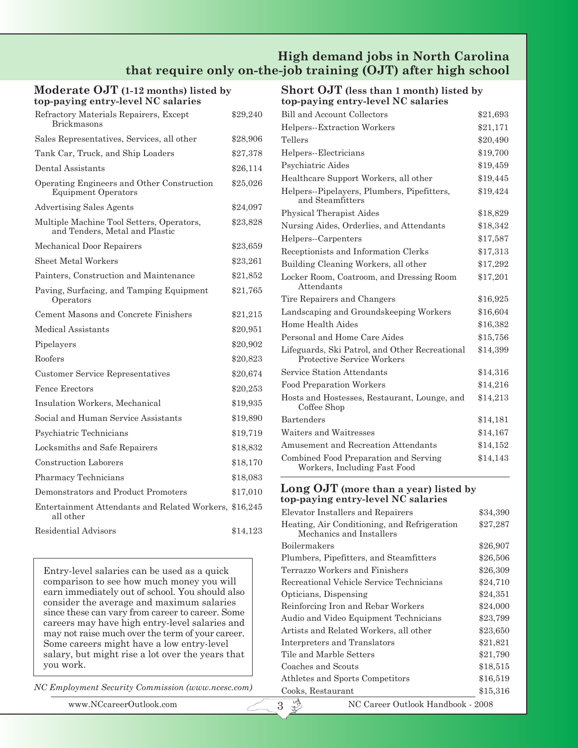# High demand jobs in North Carolina that require only on-the-job training (OJT) after high school

## Moderate OJT (1-12 months) listed by top-paying entry-level NC salaries

| Occupation | Salary |
|---|---|
| Refractory Materials Repairers, Except Brickmasons | $29,240 |
| Sales Representatives, Services, all other | $28,906 |
| Tank Car, Truck, and Ship Loaders | $27,378 |
| Dental Assistants | $26,114 |
| Operating Engineers and Other Construction Equipment Operators | $25,026 |
| Advertising Sales Agents | $24,097 |
| Multiple Machine Tool Setters, Operators, and Tenders, Metal and Plastic | $23,828 |
| Mechanical Door Repairers | $23,659 |
| Sheet Metal Workers | $23,261 |
| Painters, Construction and Maintenance | $21,852 |
| Paving, Surfacing, and Tamping Equipment Operators | $21,765 |
| Cement Masons and Concrete Finishers | $21,215 |
| Medical Assistants | $20,951 |
| Pipelayers | $20,902 |
| Roofers | $20,823 |
| Customer Service Representatives | $20,674 |
| Fence Erectors | $20,253 |
| Insulation Workers, Mechanical | $19,935 |
| Social and Human Service Assistants | $19,890 |
| Psychiatric Technicians | $19,719 |
| Locksmiths and Safe Repairers | $18,832 |
| Construction Laborers | $18,170 |
| Pharmacy Technicians | $18,083 |
| Demonstrators and Product Promoters | $17,010 |
| Entertainment Attendants and Related Workers, all other | $16,245 |
| Residential Advisors | $14,123 |

Entry-level salaries can be used as a quick comparison to see how much money you will earn immediately out of school. You should also consider the average and maximum salaries since these can vary from career to career. Some careers may have high entry-level salaries and may not raise much over the term of your career. Some careers might have a low entry-level salary, but might rise a lot over the years that you work.

*NC Employment Security Commission (www.ncesc.com)*

## Short OJT (less than 1 month) listed by top-paying entry-level NC salaries

| Occupation | Salary |
|---|---|
| Bill and Account Collectors | $21,693 |
| Helpers--Extraction Workers | $21,171 |
| Tellers | $20,490 |
| Helpers--Electricians | $19,700 |
| Psychiatric Aides | $19,459 |
| Healthcare Support Workers, all other | $19,445 |
| Helpers--Pipelayers, Plumbers, Pipefitters, and Steamfitters | $19,424 |
| Physical Therapist Aides | $18,829 |
| Nursing Aides, Orderlies, and Attendants | $18,342 |
| Helpers--Carpenters | $17,587 |
| Receptionists and Information Clerks | $17,313 |
| Building Cleaning Workers, all other | $17,292 |
| Locker Room, Coatroom, and Dressing Room Attendants | $17,201 |
| Tire Repairers and Changers | $16,925 |
| Landscaping and Groundskeeping Workers | $16,604 |
| Home Health Aides | $16,382 |
| Personal and Home Care Aides | $15,756 |
| Lifeguards, Ski Patrol, and Other Recreational Protective Service Workers | $14,399 |
| Service Station Attendants | $14,316 |
| Food Preparation Workers | $14,216 |
| Hosts and Hostesses, Restaurant, Lounge, and Coffee Shop | $14,213 |
| Bartenders | $14,181 |
| Waiters and Waitresses | $14,167 |
| Amusement and Recreation Attendants | $14,152 |
| Combined Food Preparation and Serving Workers, Including Fast Food | $14,143 |

## Long OJT (more than a year) listed by top-paying entry-level NC salaries

| Occupation | Salary |
|---|---|
| Elevator Installers and Repairers | $34,390 |
| Heating, Air Conditioning, and Refrigeration Mechanics and Installers | $27,287 |
| Boilermakers | $26,907 |
| Plumbers, Pipefitters, and Steamfitters | $26,506 |
| Terrazzo Workers and Finishers | $26,309 |
| Recreational Vehicle Service Technicians | $24,710 |
| Opticians, Dispensing | $24,351 |
| Reinforcing Iron and Rebar Workers | $24,000 |
| Audio and Video Equipment Technicians | $23,799 |
| Artists and Related Workers, all other | $23,650 |
| Interpreters and Translators | $21,821 |
| Tile and Marble Setters | $21,790 |
| Coaches and Scouts | $18,515 |
| Athletes and Sports Competitors | $16,519 |
| Cooks, Restaurant | $15,316 |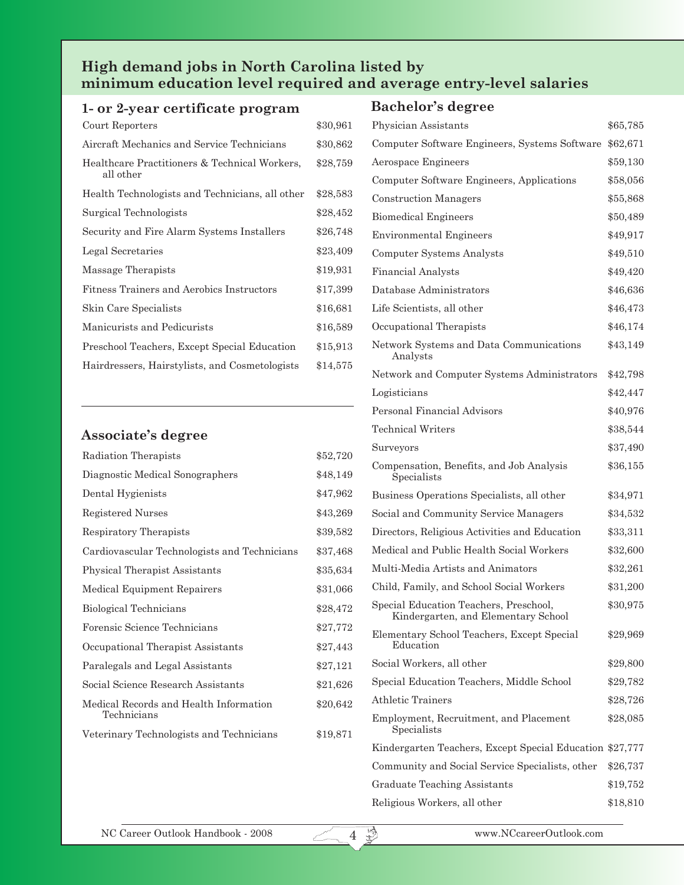## High demand jobs in North Carolina listed by minimum education level required and average entry-level salaries

### 1- or 2-year certificate program

| Occupation | Salary |
|---|---|
| Court Reporters | $30,961 |
| Aircraft Mechanics and Service Technicians | $30,862 |
| Healthcare Practitioners & Technical Workers, all other | $28,759 |
| Health Technologists and Technicians, all other | $28,583 |
| Surgical Technologists | $28,452 |
| Security and Fire Alarm Systems Installers | $26,748 |
| Legal Secretaries | $23,409 |
| Massage Therapists | $19,931 |
| Fitness Trainers and Aerobics Instructors | $17,399 |
| Skin Care Specialists | $16,681 |
| Manicurists and Pedicurists | $16,589 |
| Preschool Teachers, Except Special Education | $15,913 |
| Hairdressers, Hairstylists, and Cosmetologists | $14,575 |

### Associate's degree

| Occupation | Salary |
|---|---|
| Radiation Therapists | $52,720 |
| Diagnostic Medical Sonographers | $48,149 |
| Dental Hygienists | $47,962 |
| Registered Nurses | $43,269 |
| Respiratory Therapists | $39,582 |
| Cardiovascular Technologists and Technicians | $37,468 |
| Physical Therapist Assistants | $35,634 |
| Medical Equipment Repairers | $31,066 |
| Biological Technicians | $28,472 |
| Forensic Science Technicians | $27,772 |
| Occupational Therapist Assistants | $27,443 |
| Paralegals and Legal Assistants | $27,121 |
| Social Science Research Assistants | $21,626 |
| Medical Records and Health Information Technicians | $20,642 |
| Veterinary Technologists and Technicians | $19,871 |

### Bachelor's degree

| Occupation | Salary |
|---|---|
| Physician Assistants | $65,785 |
| Computer Software Engineers, Systems Software | $62,671 |
| Aerospace Engineers | $59,130 |
| Computer Software Engineers, Applications | $58,056 |
| Construction Managers | $55,868 |
| Biomedical Engineers | $50,489 |
| Environmental Engineers | $49,917 |
| Computer Systems Analysts | $49,510 |
| Financial Analysts | $49,420 |
| Database Administrators | $46,636 |
| Life Scientists, all other | $46,473 |
| Occupational Therapists | $46,174 |
| Network Systems and Data Communications Analysts | $43,149 |
| Network and Computer Systems Administrators | $42,798 |
| Logisticians | $42,447 |
| Personal Financial Advisors | $40,976 |
| Technical Writers | $38,544 |
| Surveyors | $37,490 |
| Compensation, Benefits, and Job Analysis Specialists | $36,155 |
| Business Operations Specialists, all other | $34,971 |
| Social and Community Service Managers | $34,532 |
| Directors, Religious Activities and Education | $33,311 |
| Medical and Public Health Social Workers | $32,600 |
| Multi-Media Artists and Animators | $32,261 |
| Child, Family, and School Social Workers | $31,200 |
| Special Education Teachers, Preschool, Kindergarten, and Elementary School | $30,975 |
| Elementary School Teachers, Except Special Education | $29,969 |
| Social Workers, all other | $29,800 |
| Special Education Teachers, Middle School | $29,782 |
| Athletic Trainers | $28,726 |
| Employment, Recruitment, and Placement Specialists | $28,085 |
| Kindergarten Teachers, Except Special Education | $27,777 |
| Community and Social Service Specialists, other | $26,737 |
| Graduate Teaching Assistants | $19,752 |
| Religious Workers, all other | $18,810 |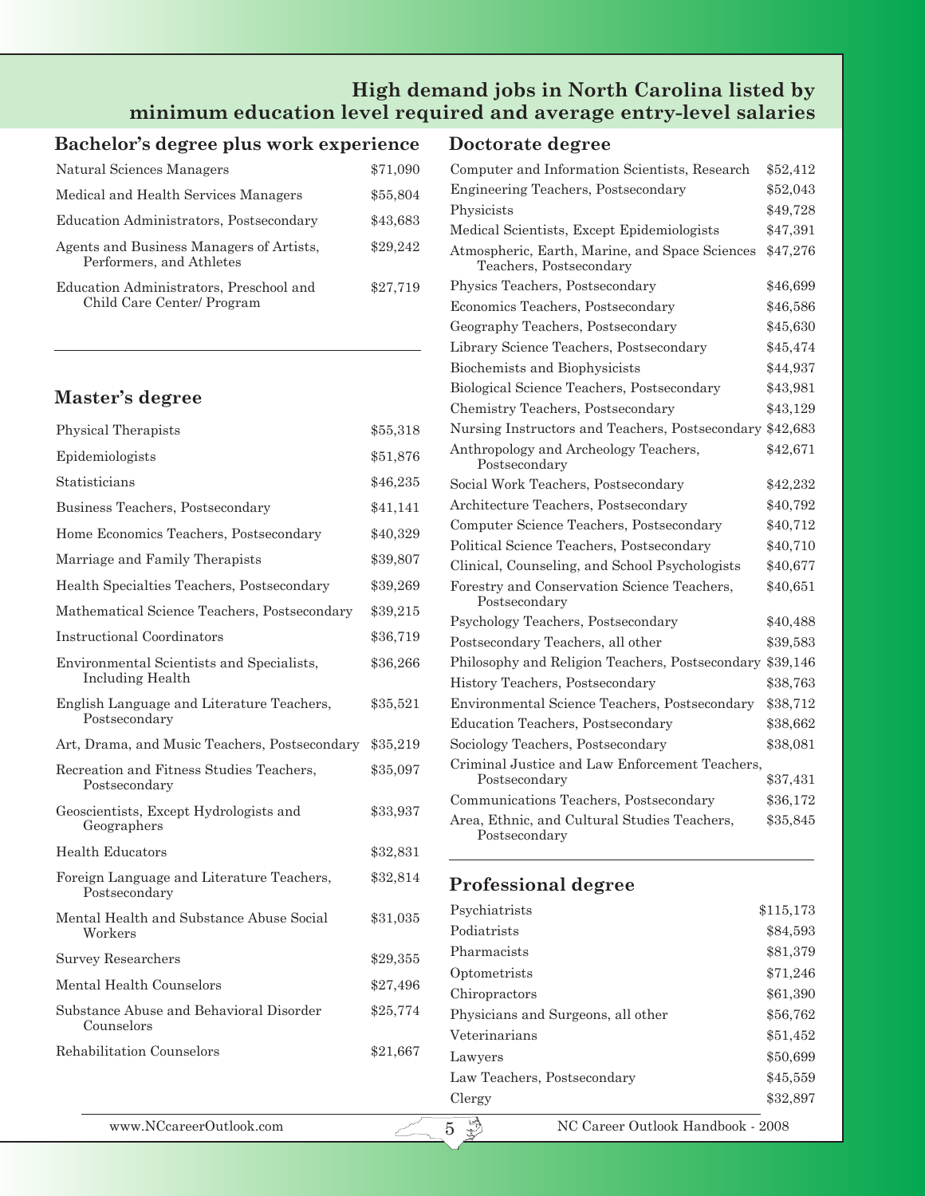# High demand jobs in North Carolina listed by minimum education level required and average entry-level salaries

## Bachelor's degree plus work experience

| Occupation | Salary |
|---|---|
| Natural Sciences Managers | $71,090 |
| Medical and Health Services Managers | $55,804 |
| Education Administrators, Postsecondary | $43,683 |
| Agents and Business Managers of Artists, Performers, and Athletes | $29,242 |
| Education Administrators, Preschool and Child Care Center/ Program | $27,719 |

## Master's degree

| Occupation | Salary |
|---|---|
| Physical Therapists | $55,318 |
| Epidemiologists | $51,876 |
| Statisticians | $46,235 |
| Business Teachers, Postsecondary | $41,141 |
| Home Economics Teachers, Postsecondary | $40,329 |
| Marriage and Family Therapists | $39,807 |
| Health Specialties Teachers, Postsecondary | $39,269 |
| Mathematical Science Teachers, Postsecondary | $39,215 |
| Instructional Coordinators | $36,719 |
| Environmental Scientists and Specialists, Including Health | $36,266 |
| English Language and Literature Teachers, Postsecondary | $35,521 |
| Art, Drama, and Music Teachers, Postsecondary | $35,219 |
| Recreation and Fitness Studies Teachers, Postsecondary | $35,097 |
| Geoscientists, Except Hydrologists and Geographers | $33,937 |
| Health Educators | $32,831 |
| Foreign Language and Literature Teachers, Postsecondary | $32,814 |
| Mental Health and Substance Abuse Social Workers | $31,035 |
| Survey Researchers | $29,355 |
| Mental Health Counselors | $27,496 |
| Substance Abuse and Behavioral Disorder Counselors | $25,774 |
| Rehabilitation Counselors | $21,667 |

## Doctorate degree

| Occupation | Salary |
|---|---|
| Computer and Information Scientists, Research | $52,412 |
| Engineering Teachers, Postsecondary | $52,043 |
| Physicists | $49,728 |
| Medical Scientists, Except Epidemiologists | $47,391 |
| Atmospheric, Earth, Marine, and Space Sciences Teachers, Postsecondary | $47,276 |
| Physics Teachers, Postsecondary | $46,699 |
| Economics Teachers, Postsecondary | $46,586 |
| Geography Teachers, Postsecondary | $45,630 |
| Library Science Teachers, Postsecondary | $45,474 |
| Biochemists and Biophysicists | $44,937 |
| Biological Science Teachers, Postsecondary | $43,981 |
| Chemistry Teachers, Postsecondary | $43,129 |
| Nursing Instructors and Teachers, Postsecondary | $42,683 |
| Anthropology and Archeology Teachers, Postsecondary | $42,671 |
| Social Work Teachers, Postsecondary | $42,232 |
| Architecture Teachers, Postsecondary | $40,792 |
| Computer Science Teachers, Postsecondary | $40,712 |
| Political Science Teachers, Postsecondary | $40,710 |
| Clinical, Counseling, and School Psychologists | $40,677 |
| Forestry and Conservation Science Teachers, Postsecondary | $40,651 |
| Psychology Teachers, Postsecondary | $40,488 |
| Postsecondary Teachers, all other | $39,583 |
| Philosophy and Religion Teachers, Postsecondary | $39,146 |
| History Teachers, Postsecondary | $38,763 |
| Environmental Science Teachers, Postsecondary | $38,712 |
| Education Teachers, Postsecondary | $38,662 |
| Sociology Teachers, Postsecondary | $38,081 |
| Criminal Justice and Law Enforcement Teachers, Postsecondary | $37,431 |
| Communications Teachers, Postsecondary | $36,172 |
| Area, Ethnic, and Cultural Studies Teachers, Postsecondary | $35,845 |

## Professional degree

| Occupation | Salary |
|---|---|
| Psychiatrists | $115,173 |
| Podiatrists | $84,593 |
| Pharmacists | $81,379 |
| Optometrists | $71,246 |
| Chiropractors | $61,390 |
| Physicians and Surgeons, all other | $56,762 |
| Veterinarians | $51,452 |
| Lawyers | $50,699 |
| Law Teachers, Postsecondary | $45,559 |
| Clergy | $32,897 |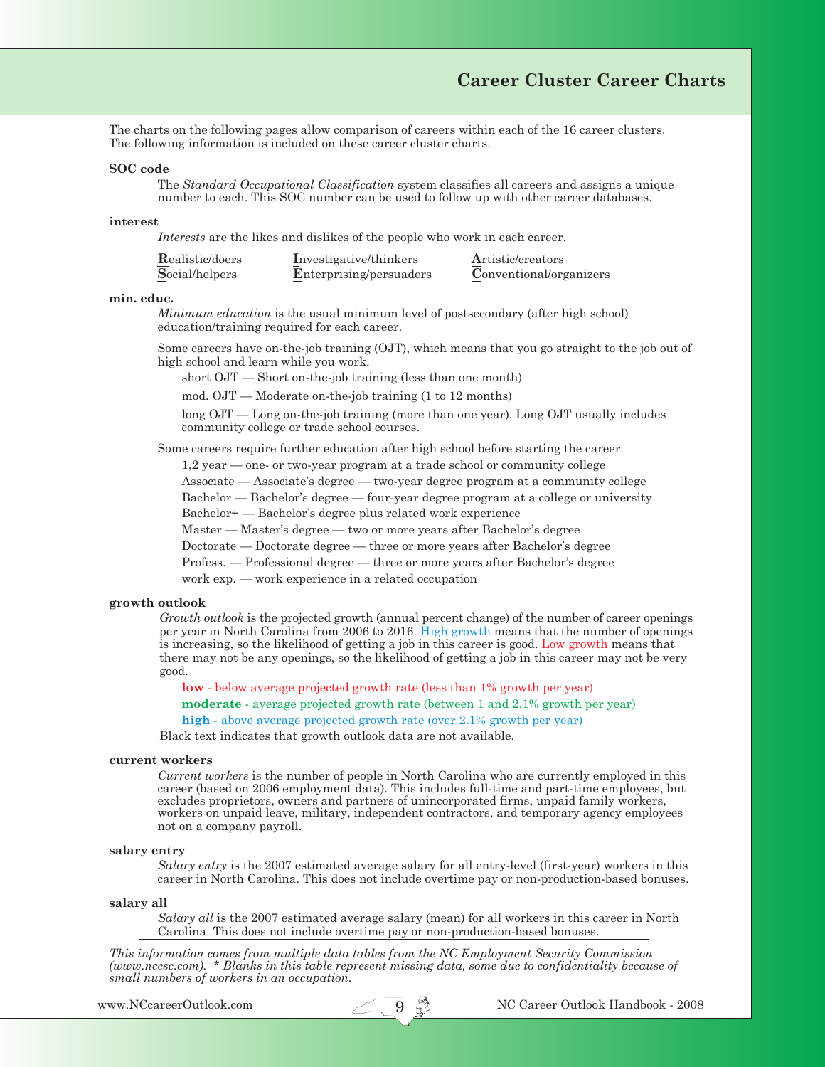## Career Cluster Career Charts

The charts on the following pages allow comparison of careers within each of the 16 career clusters. The following information is included on these career cluster charts.

**SOC code**

The *Standard Occupational Classification* system classifies all careers and assigns a unique number to each. This SOC number can be used to follow up with other career databases.

**interest**

*Interests* are the likes and dislikes of the people who work in each career.

| | | |
|---|---|---|
| **R**ealistic/doers | **I**nvestigative/thinkers | **A**rtistic/creators |
| **S**ocial/helpers | **E**nterprising/persuaders | **C**onventional/organizers |

**min. educ.**

*Minimum education* is the usual minimum level of postsecondary (after high school) education/training required for each career.

Some careers have on-the-job training (OJT), which means that you go straight to the job out of high school and learn while you work.

- short OJT — Short on-the-job training (less than one month)
- mod. OJT — Moderate on-the-job training (1 to 12 months)
- long OJT — Long on-the-job training (more than one year). Long OJT usually includes community college or trade school courses.

Some careers require further education after high school before starting the career.

- 1,2 year — one- or two-year program at a trade school or community college
- Associate — Associate's degree — two-year degree program at a community college
- Bachelor — Bachelor's degree — four-year degree program at a college or university
- Bachelor+ — Bachelor's degree plus related work experience
- Master — Master's degree — two or more years after Bachelor's degree
- Doctorate — Doctorate degree — three or more years after Bachelor's degree
- Profess. — Professional degree — three or more years after Bachelor's degree
- work exp. — work experience in a related occupation

**growth outlook**

*Growth outlook* is the projected growth (annual percent change) of the number of career openings per year in North Carolina from 2006 to 2016. High growth means that the number of openings is increasing, so the likelihood of getting a job in this career is good. Low growth means that there may not be any openings, so the likelihood of getting a job in this career may not be very good.

- **low** - below average projected growth rate (less than 1% growth per year)
- **moderate** - average projected growth rate (between 1 and 2.1% growth per year)
- **high** - above average projected growth rate (over 2.1% growth per year)

Black text indicates that growth outlook data are not available.

**current workers**

*Current workers* is the number of people in North Carolina who are currently employed in this career (based on 2006 employment data). This includes full-time and part-time employees, but excludes proprietors, owners and partners of unincorporated firms, unpaid family workers, workers on unpaid leave, military, independent contractors, and temporary agency employees not on a company payroll.

**salary entry**

*Salary entry* is the 2007 estimated average salary for all entry-level (first-year) workers in this career in North Carolina. This does not include overtime pay or non-production-based bonuses.

**salary all**

*Salary all* is the 2007 estimated average salary (mean) for all workers in this career in North Carolina. This does not include overtime pay or non-production-based bonuses.

*This information comes from multiple data tables from the NC Employment Security Commission (www.ncesc.com). \* Blanks in this table represent missing data, some due to confidentiality because of small numbers of workers in an occupation.*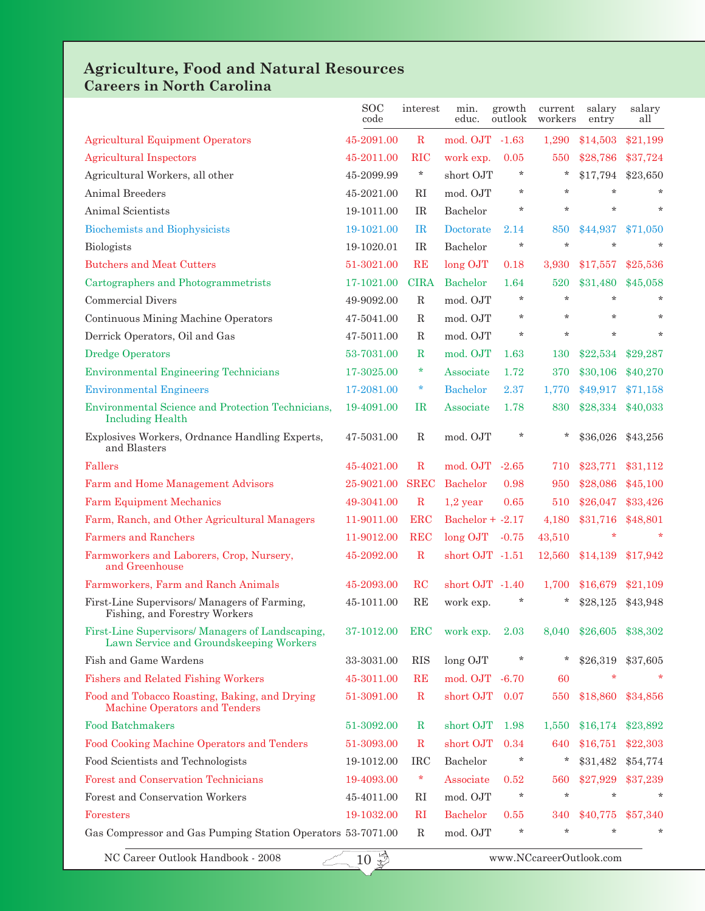# Agriculture, Food and Natural Resources
## Careers in North Carolina

| | SOC code | interest | min. educ. | growth outlook | current workers | salary entry | salary all |
|---|---|---|---|---|---|---|---|
| Agricultural Equipment Operators | 45-2091.00 | R | mod. OJT | -1.63 | 1,290 | $14,503 | $21,199 |
| Agricultural Inspectors | 45-2011.00 | RIC | work exp. | 0.05 | 550 | $28,786 | $37,724 |
| Agricultural Workers, all other | 45-2099.99 | * | short OJT | * | * | $17,794 | $23,650 |
| Animal Breeders | 45-2021.00 | RI | mod. OJT | * | * | * | * |
| Animal Scientists | 19-1011.00 | IR | Bachelor | * | * | * | * |
| Biochemists and Biophysicists | 19-1021.00 | IR | Doctorate | 2.14 | 850 | $44,937 | $71,050 |
| Biologists | 19-1020.01 | IR | Bachelor | * | * | * | * |
| Butchers and Meat Cutters | 51-3021.00 | RE | long OJT | 0.18 | 3,930 | $17,557 | $25,536 |
| Cartographers and Photogrammetrists | 17-1021.00 | CIRA | Bachelor | 1.64 | 520 | $31,480 | $45,058 |
| Commercial Divers | 49-9092.00 | R | mod. OJT | * | * | * | * |
| Continuous Mining Machine Operators | 47-5041.00 | R | mod. OJT | * | * | * | * |
| Derrick Operators, Oil and Gas | 47-5011.00 | R | mod. OJT | * | * | * | * |
| Dredge Operators | 53-7031.00 | R | mod. OJT | 1.63 | 130 | $22,534 | $29,287 |
| Environmental Engineering Technicians | 17-3025.00 | * | Associate | 1.72 | 370 | $30,106 | $40,270 |
| Environmental Engineers | 17-2081.00 | * | Bachelor | 2.37 | 1,770 | $49,917 | $71,158 |
| Environmental Science and Protection Technicians, Including Health | 19-4091.00 | IR | Associate | 1.78 | 830 | $28,334 | $40,033 |
| Explosives Workers, Ordnance Handling Experts, and Blasters | 47-5031.00 | R | mod. OJT | * | * | $36,026 | $43,256 |
| Fallers | 45-4021.00 | R | mod. OJT | -2.65 | 710 | $23,771 | $31,112 |
| Farm and Home Management Advisors | 25-9021.00 | SREC | Bachelor | 0.98 | 950 | $28,086 | $45,100 |
| Farm Equipment Mechanics | 49-3041.00 | R | 1,2 year | 0.65 | 510 | $26,047 | $33,426 |
| Farm, Ranch, and Other Agricultural Managers | 11-9011.00 | ERC | Bachelor + | -2.17 | 4,180 | $31,716 | $48,801 |
| Farmers and Ranchers | 11-9012.00 | REC | long OJT | -0.75 | 43,510 | * | * |
| Farmworkers and Laborers, Crop, Nursery, and Greenhouse | 45-2092.00 | R | short OJT | -1.51 | 12,560 | $14,139 | $17,942 |
| Farmworkers, Farm and Ranch Animals | 45-2093.00 | RC | short OJT | -1.40 | 1,700 | $16,679 | $21,109 |
| First-Line Supervisors/ Managers of Farming, Fishing, and Forestry Workers | 45-1011.00 | RE | work exp. | * | * | $28,125 | $43,948 |
| First-Line Supervisors/ Managers of Landscaping, Lawn Service and Groundskeeping Workers | 37-1012.00 | ERC | work exp. | 2.03 | 8,040 | $26,605 | $38,302 |
| Fish and Game Wardens | 33-3031.00 | RIS | long OJT | * | * | $26,319 | $37,605 |
| Fishers and Related Fishing Workers | 45-3011.00 | RE | mod. OJT | -6.70 | 60 | * | * |
| Food and Tobacco Roasting, Baking, and Drying Machine Operators and Tenders | 51-3091.00 | R | short OJT | 0.07 | 550 | $18,860 | $34,856 |
| Food Batchmakers | 51-3092.00 | R | short OJT | 1.98 | 1,550 | $16,174 | $23,892 |
| Food Cooking Machine Operators and Tenders | 51-3093.00 | R | short OJT | 0.34 | 640 | $16,751 | $22,303 |
| Food Scientists and Technologists | 19-1012.00 | IRC | Bachelor | * | * | $31,482 | $54,774 |
| Forest and Conservation Technicians | 19-4093.00 | * | Associate | 0.52 | 560 | $27,929 | $37,239 |
| Forest and Conservation Workers | 45-4011.00 | RI | mod. OJT | * | * | * | * |
| Foresters | 19-1032.00 | RI | Bachelor | 0.55 | 340 | $40,775 | $57,340 |
| Gas Compressor and Gas Pumping Station Operators | 53-7071.00 | R | mod. OJT | * | * | * | * |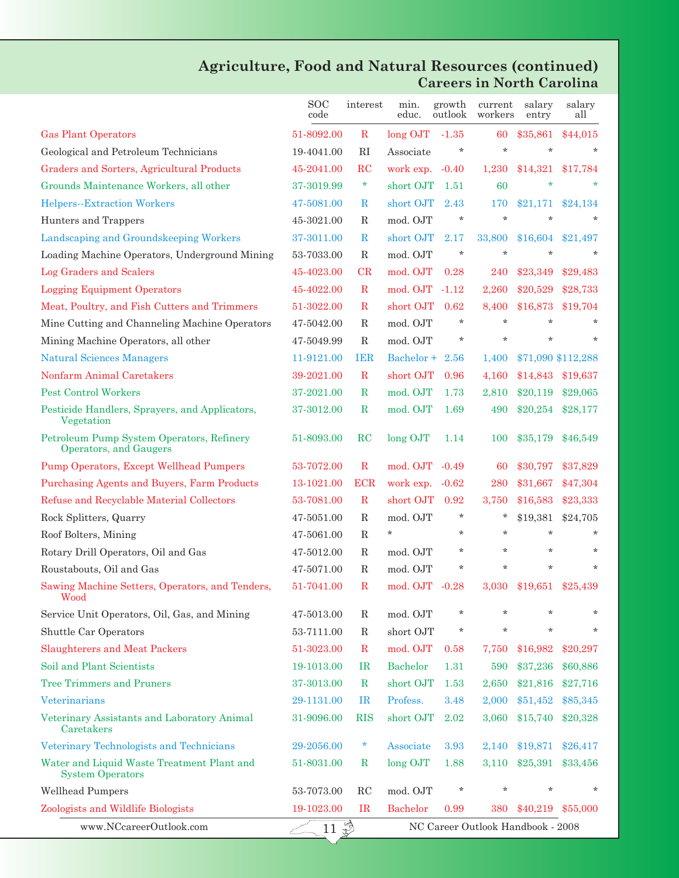## Agriculture, Food and Natural Resources (continued)
### Careers in North Carolina

| | SOC code | interest | min. educ. | growth outlook | current workers | salary entry | salary all |
|---|---|---|---|---|---|---|---|
| Gas Plant Operators | 51-8092.00 | R | long OJT | -1.35 | 60 | $35,861 | $44,015 |
| Geological and Petroleum Technicians | 19-4041.00 | RI | Associate | * | * | * | * |
| Graders and Sorters, Agricultural Products | 45-2041.00 | RC | work exp. | -0.40 | 1,230 | $14,321 | $17,784 |
| Grounds Maintenance Workers, all other | 37-3019.99 | * | short OJT | 1.51 | 60 | * | * |
| Helpers--Extraction Workers | 47-5081.00 | R | short OJT | 2.43 | 170 | $21,171 | $24,134 |
| Hunters and Trappers | 45-3021.00 | R | mod. OJT | * | * | * | * |
| Landscaping and Groundskeeping Workers | 37-3011.00 | R | short OJT | 2.17 | 33,800 | $16,604 | $21,497 |
| Loading Machine Operators, Underground Mining | 53-7033.00 | R | mod. OJT | * | * | * | * |
| Log Graders and Scalers | 45-4023.00 | CR | mod. OJT | 0.28 | 240 | $23,349 | $29,483 |
| Logging Equipment Operators | 45-4022.00 | R | mod. OJT | -1.12 | 2,260 | $20,529 | $28,733 |
| Meat, Poultry, and Fish Cutters and Trimmers | 51-3022.00 | R | short OJT | 0.62 | 8,400 | $16,873 | $19,704 |
| Mine Cutting and Channeling Machine Operators | 47-5042.00 | R | mod. OJT | * | * | * | * |
| Mining Machine Operators, all other | 47-5049.99 | R | mod. OJT | * | * | * | * |
| Natural Sciences Managers | 11-9121.00 | IER | Bachelor + | 2.56 | 1,400 | $71,090 | $112,288 |
| Nonfarm Animal Caretakers | 39-2021.00 | R | short OJT | 0.96 | 4,160 | $14,843 | $19,637 |
| Pest Control Workers | 37-2021.00 | R | mod. OJT | 1.73 | 2,810 | $20,119 | $29,065 |
| Pesticide Handlers, Sprayers, and Applicators, Vegetation | 37-3012.00 | R | mod. OJT | 1.69 | 490 | $20,254 | $28,177 |
| Petroleum Pump System Operators, Refinery Operators, and Gaugers | 51-8093.00 | RC | long OJT | 1.14 | 100 | $35,179 | $46,549 |
| Pump Operators, Except Wellhead Pumpers | 53-7072.00 | R | mod. OJT | -0.49 | 60 | $30,797 | $37,829 |
| Purchasing Agents and Buyers, Farm Products | 13-1021.00 | ECR | work exp. | -0.62 | 280 | $31,667 | $47,304 |
| Refuse and Recyclable Material Collectors | 53-7081.00 | R | short OJT | 0.92 | 3,750 | $16,583 | $23,333 |
| Rock Splitters, Quarry | 47-5051.00 | R | mod. OJT | * | * | $19,381 | $24,705 |
| Roof Bolters, Mining | 47-5061.00 | R | * | * | * | * | * |
| Rotary Drill Operators, Oil and Gas | 47-5012.00 | R | mod. OJT | * | * | * | * |
| Roustabouts, Oil and Gas | 47-5071.00 | R | mod. OJT | * | * | * | * |
| Sawing Machine Setters, Operators, and Tenders, Wood | 51-7041.00 | R | mod. OJT | -0.28 | 3,030 | $19,651 | $25,439 |
| Service Unit Operators, Oil, Gas, and Mining | 47-5013.00 | R | mod. OJT | * | * | * | * |
| Shuttle Car Operators | 53-7111.00 | R | short OJT | * | * | * | * |
| Slaughterers and Meat Packers | 51-3023.00 | R | mod. OJT | 0.58 | 7,750 | $16,982 | $20,297 |
| Soil and Plant Scientists | 19-1013.00 | IR | Bachelor | 1.31 | 590 | $37,236 | $60,886 |
| Tree Trimmers and Pruners | 37-3013.00 | R | short OJT | 1.53 | 2,650 | $21,816 | $27,716 |
| Veterinarians | 29-1131.00 | IR | Profess. | 3.48 | 2,000 | $51,452 | $85,345 |
| Veterinary Assistants and Laboratory Animal Caretakers | 31-9096.00 | RIS | short OJT | 2.02 | 3,060 | $15,740 | $20,328 |
| Veterinary Technologists and Technicians | 29-2056.00 | * | Associate | 3.93 | 2,140 | $19,871 | $26,417 |
| Water and Liquid Waste Treatment Plant and System Operators | 51-8031.00 | R | long OJT | 1.88 | 3,110 | $25,391 | $33,456 |
| Wellhead Pumpers | 53-7073.00 | RC | mod. OJT | * | * | * | * |
| Zoologists and Wildlife Biologists | 19-1023.00 | IR | Bachelor | 0.99 | 380 | $40,219 | $55,000 |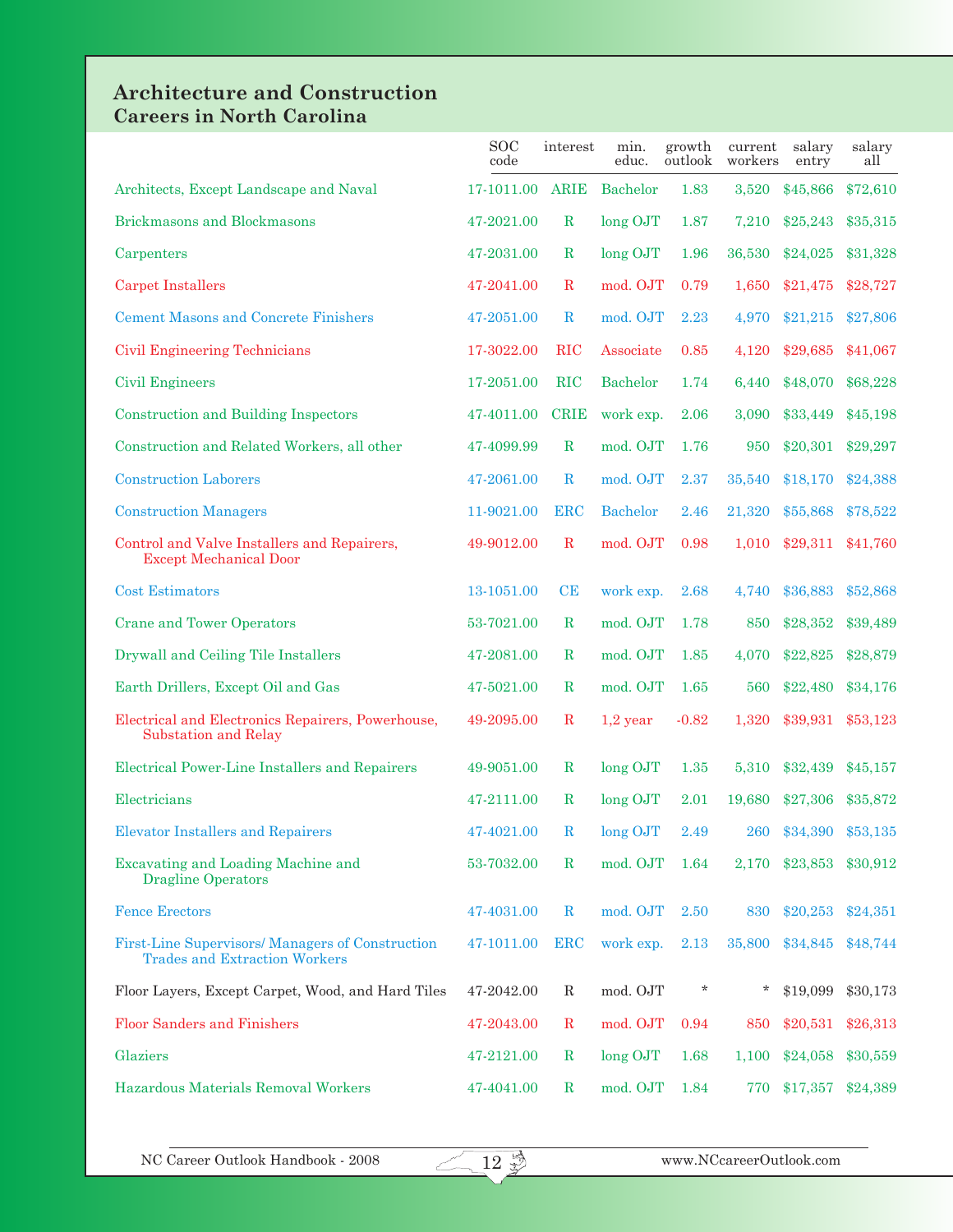## Architecture and Construction
### Careers in North Carolina

| | SOC code | interest | min. educ. | growth outlook | current workers | salary entry | salary all |
|---|---|---|---|---|---|---|---|
| Architects, Except Landscape and Naval | 17-1011.00 | ARIE | Bachelor | 1.83 | 3,520 | $45,866 | $72,610 |
| Brickmasons and Blockmasons | 47-2021.00 | R | long OJT | 1.87 | 7,210 | $25,243 | $35,315 |
| Carpenters | 47-2031.00 | R | long OJT | 1.96 | 36,530 | $24,025 | $31,328 |
| Carpet Installers | 47-2041.00 | R | mod. OJT | 0.79 | 1,650 | $21,475 | $28,727 |
| Cement Masons and Concrete Finishers | 47-2051.00 | R | mod. OJT | 2.23 | 4,970 | $21,215 | $27,806 |
| Civil Engineering Technicians | 17-3022.00 | RIC | Associate | 0.85 | 4,120 | $29,685 | $41,067 |
| Civil Engineers | 17-2051.00 | RIC | Bachelor | 1.74 | 6,440 | $48,070 | $68,228 |
| Construction and Building Inspectors | 47-4011.00 | CRIE | work exp. | 2.06 | 3,090 | $33,449 | $45,198 |
| Construction and Related Workers, all other | 47-4099.99 | R | mod. OJT | 1.76 | 950 | $20,301 | $29,297 |
| Construction Laborers | 47-2061.00 | R | mod. OJT | 2.37 | 35,540 | $18,170 | $24,388 |
| Construction Managers | 11-9021.00 | ERC | Bachelor | 2.46 | 21,320 | $55,868 | $78,522 |
| Control and Valve Installers and Repairers, Except Mechanical Door | 49-9012.00 | R | mod. OJT | 0.98 | 1,010 | $29,311 | $41,760 |
| Cost Estimators | 13-1051.00 | CE | work exp. | 2.68 | 4,740 | $36,883 | $52,868 |
| Crane and Tower Operators | 53-7021.00 | R | mod. OJT | 1.78 | 850 | $28,352 | $39,489 |
| Drywall and Ceiling Tile Installers | 47-2081.00 | R | mod. OJT | 1.85 | 4,070 | $22,825 | $28,879 |
| Earth Drillers, Except Oil and Gas | 47-5021.00 | R | mod. OJT | 1.65 | 560 | $22,480 | $34,176 |
| Electrical and Electronics Repairers, Powerhouse, Substation and Relay | 49-2095.00 | R | 1,2 year | -0.82 | 1,320 | $39,931 | $53,123 |
| Electrical Power-Line Installers and Repairers | 49-9051.00 | R | long OJT | 1.35 | 5,310 | $32,439 | $45,157 |
| Electricians | 47-2111.00 | R | long OJT | 2.01 | 19,680 | $27,306 | $35,872 |
| Elevator Installers and Repairers | 47-4021.00 | R | long OJT | 2.49 | 260 | $34,390 | $53,135 |
| Excavating and Loading Machine and Dragline Operators | 53-7032.00 | R | mod. OJT | 1.64 | 2,170 | $23,853 | $30,912 |
| Fence Erectors | 47-4031.00 | R | mod. OJT | 2.50 | 830 | $20,253 | $24,351 |
| First-Line Supervisors/ Managers of Construction Trades and Extraction Workers | 47-1011.00 | ERC | work exp. | 2.13 | 35,800 | $34,845 | $48,744 |
| Floor Layers, Except Carpet, Wood, and Hard Tiles | 47-2042.00 | R | mod. OJT | * | * | $19,099 | $30,173 |
| Floor Sanders and Finishers | 47-2043.00 | R | mod. OJT | 0.94 | 850 | $20,531 | $26,313 |
| Glaziers | 47-2121.00 | R | long OJT | 1.68 | 1,100 | $24,058 | $30,559 |
| Hazardous Materials Removal Workers | 47-4041.00 | R | mod. OJT | 1.84 | 770 | $17,357 | $24,389 |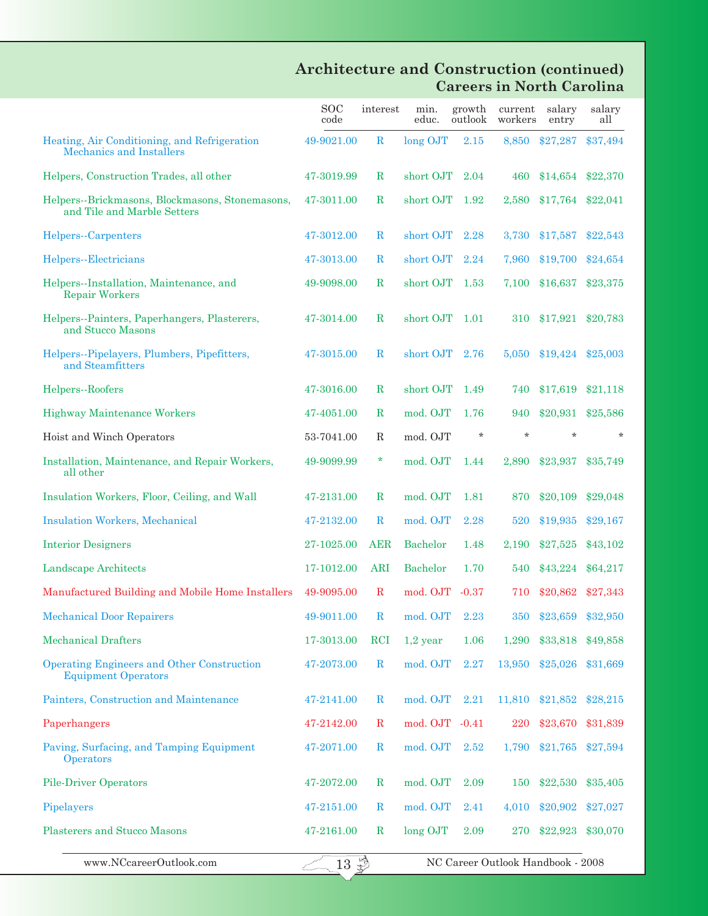## Architecture and Construction (continued)
## Careers in North Carolina

| | SOC code | interest | min. educ. | growth outlook | current workers | salary entry | salary all |
|---|---|---|---|---|---|---|---|
| Heating, Air Conditioning, and Refrigeration Mechanics and Installers | 49-9021.00 | R | long OJT | 2.15 | 8,850 | $27,287 | $37,494 |
| Helpers, Construction Trades, all other | 47-3019.99 | R | short OJT | 2.04 | 460 | $14,654 | $22,370 |
| Helpers--Brickmasons, Blockmasons, Stonemasons, and Tile and Marble Setters | 47-3011.00 | R | short OJT | 1.92 | 2,580 | $17,764 | $22,041 |
| Helpers--Carpenters | 47-3012.00 | R | short OJT | 2.28 | 3,730 | $17,587 | $22,543 |
| Helpers--Electricians | 47-3013.00 | R | short OJT | 2.24 | 7,960 | $19,700 | $24,654 |
| Helpers--Installation, Maintenance, and Repair Workers | 49-9098.00 | R | short OJT | 1.53 | 7,100 | $16,637 | $23,375 |
| Helpers--Painters, Paperhangers, Plasterers, and Stucco Masons | 47-3014.00 | R | short OJT | 1.01 | 310 | $17,921 | $20,783 |
| Helpers--Pipelayers, Plumbers, Pipefitters, and Steamfitters | 47-3015.00 | R | short OJT | 2.76 | 5,050 | $19,424 | $25,003 |
| Helpers--Roofers | 47-3016.00 | R | short OJT | 1.49 | 740 | $17,619 | $21,118 |
| Highway Maintenance Workers | 47-4051.00 | R | mod. OJT | 1.76 | 940 | $20,931 | $25,586 |
| Hoist and Winch Operators | 53-7041.00 | R | mod. OJT | * | * | * | * |
| Installation, Maintenance, and Repair Workers, all other | 49-9099.99 | * | mod. OJT | 1.44 | 2,890 | $23,937 | $35,749 |
| Insulation Workers, Floor, Ceiling, and Wall | 47-2131.00 | R | mod. OJT | 1.81 | 870 | $20,109 | $29,048 |
| Insulation Workers, Mechanical | 47-2132.00 | R | mod. OJT | 2.28 | 520 | $19,935 | $29,167 |
| Interior Designers | 27-1025.00 | AER | Bachelor | 1.48 | 2,190 | $27,525 | $43,102 |
| Landscape Architects | 17-1012.00 | ARI | Bachelor | 1.70 | 540 | $43,224 | $64,217 |
| Manufactured Building and Mobile Home Installers | 49-9095.00 | R | mod. OJT | -0.37 | 710 | $20,862 | $27,343 |
| Mechanical Door Repairers | 49-9011.00 | R | mod. OJT | 2.23 | 350 | $23,659 | $32,950 |
| Mechanical Drafters | 17-3013.00 | RCI | 1,2 year | 1.06 | 1,290 | $33,818 | $49,858 |
| Operating Engineers and Other Construction Equipment Operators | 47-2073.00 | R | mod. OJT | 2.27 | 13,950 | $25,026 | $31,669 |
| Painters, Construction and Maintenance | 47-2141.00 | R | mod. OJT | 2.21 | 11,810 | $21,852 | $28,215 |
| Paperhangers | 47-2142.00 | R | mod. OJT | -0.41 | 220 | $23,670 | $31,839 |
| Paving, Surfacing, and Tamping Equipment Operators | 47-2071.00 | R | mod. OJT | 2.52 | 1,790 | $21,765 | $27,594 |
| Pile-Driver Operators | 47-2072.00 | R | mod. OJT | 2.09 | 150 | $22,530 | $35,405 |
| Pipelayers | 47-2151.00 | R | mod. OJT | 2.41 | 4,010 | $20,902 | $27,027 |
| Plasterers and Stucco Masons | 47-2161.00 | R | long OJT | 2.09 | 270 | $22,923 | $30,070 |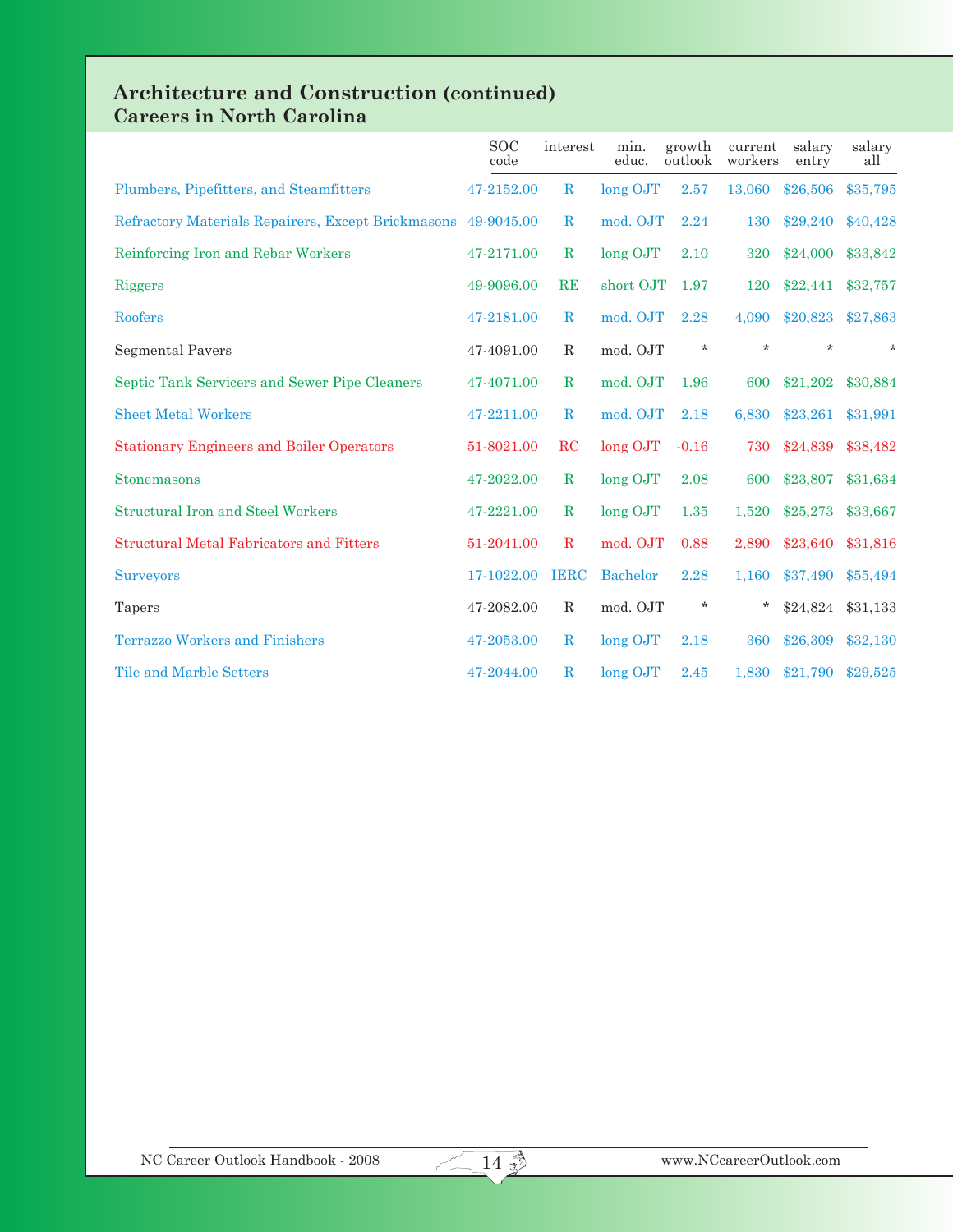## Architecture and Construction (continued)
### Careers in North Carolina

| | SOC code | interest | min. educ. | growth outlook | current workers | salary entry | salary all |
|---|---|---|---|---|---|---|---|
| Plumbers, Pipefitters, and Steamfitters | 47-2152.00 | R | long OJT | 2.57 | 13,060 | $26,506 | $35,795 |
| Refractory Materials Repairers, Except Brickmasons | 49-9045.00 | R | mod. OJT | 2.24 | 130 | $29,240 | $40,428 |
| Reinforcing Iron and Rebar Workers | 47-2171.00 | R | long OJT | 2.10 | 320 | $24,000 | $33,842 |
| Riggers | 49-9096.00 | RE | short OJT | 1.97 | 120 | $22,441 | $32,757 |
| Roofers | 47-2181.00 | R | mod. OJT | 2.28 | 4,090 | $20,823 | $27,863 |
| Segmental Pavers | 47-4091.00 | R | mod. OJT | * | * | * | * |
| Septic Tank Servicers and Sewer Pipe Cleaners | 47-4071.00 | R | mod. OJT | 1.96 | 600 | $21,202 | $30,884 |
| Sheet Metal Workers | 47-2211.00 | R | mod. OJT | 2.18 | 6,830 | $23,261 | $31,991 |
| Stationary Engineers and Boiler Operators | 51-8021.00 | RC | long OJT | -0.16 | 730 | $24,839 | $38,482 |
| Stonemasons | 47-2022.00 | R | long OJT | 2.08 | 600 | $23,807 | $31,634 |
| Structural Iron and Steel Workers | 47-2221.00 | R | long OJT | 1.35 | 1,520 | $25,273 | $33,667 |
| Structural Metal Fabricators and Fitters | 51-2041.00 | R | mod. OJT | 0.88 | 2,890 | $23,640 | $31,816 |
| Surveyors | 17-1022.00 | IERC | Bachelor | 2.28 | 1,160 | $37,490 | $55,494 |
| Tapers | 47-2082.00 | R | mod. OJT | * | * | $24,824 | $31,133 |
| Terrazzo Workers and Finishers | 47-2053.00 | R | long OJT | 2.18 | 360 | $26,309 | $32,130 |
| Tile and Marble Setters | 47-2044.00 | R | long OJT | 2.45 | 1,830 | $21,790 | $29,525 |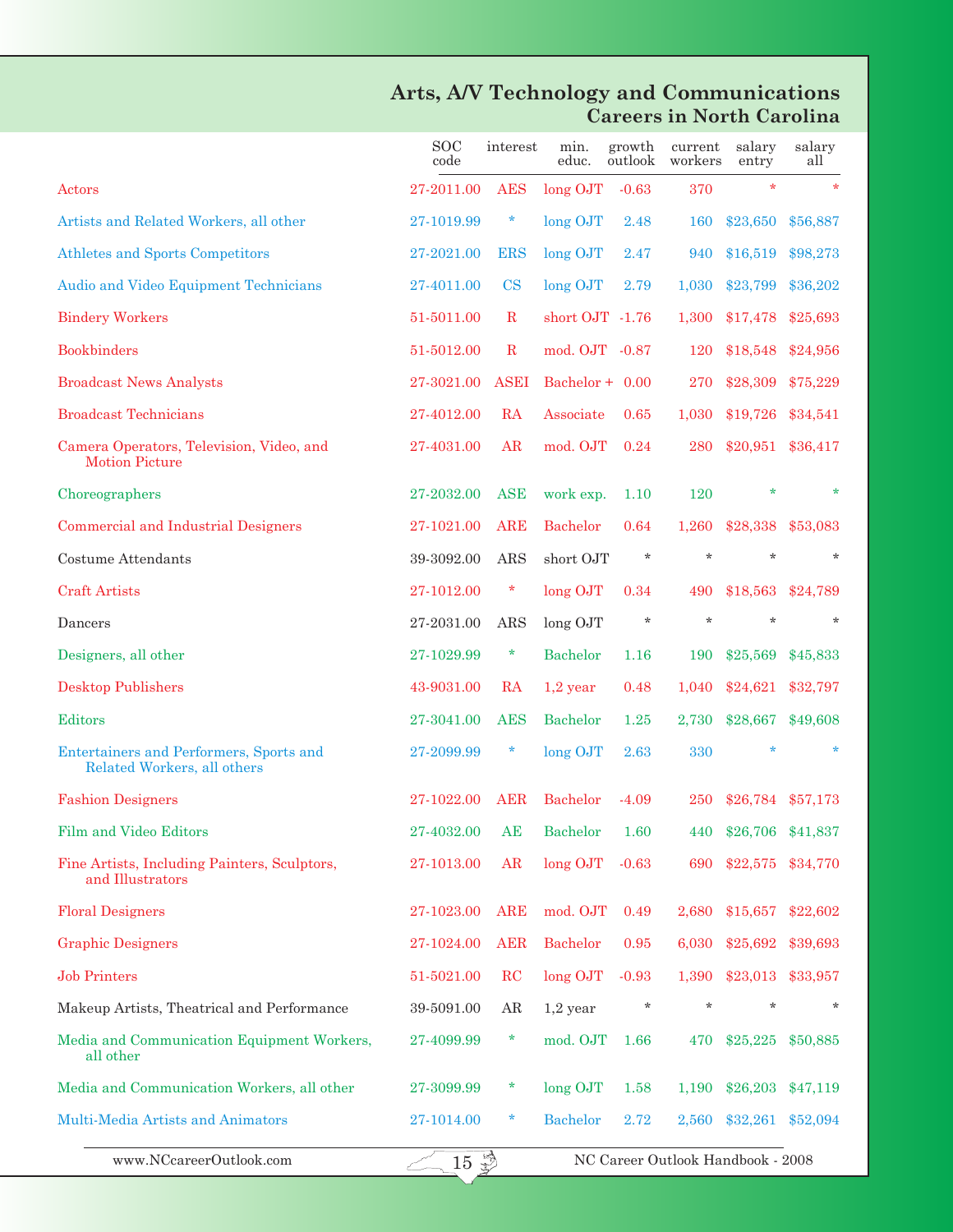# Arts, A/V Technology and Communications
## Careers in North Carolina

| | SOC code | interest | min. educ. | growth outlook | current workers | salary entry | salary all |
|---|---|---|---|---|---|---|---|
| Actors | 27-2011.00 | AES | long OJT | -0.63 | 370 | * | * |
| Artists and Related Workers, all other | 27-1019.99 | * | long OJT | 2.48 | 160 | $23,650 | $56,887 |
| Athletes and Sports Competitors | 27-2021.00 | ERS | long OJT | 2.47 | 940 | $16,519 | $98,273 |
| Audio and Video Equipment Technicians | 27-4011.00 | CS | long OJT | 2.79 | 1,030 | $23,799 | $36,202 |
| Bindery Workers | 51-5011.00 | R | short OJT | -1.76 | 1,300 | $17,478 | $25,693 |
| Bookbinders | 51-5012.00 | R | mod. OJT | -0.87 | 120 | $18,548 | $24,956 |
| Broadcast News Analysts | 27-3021.00 | ASEI | Bachelor + | 0.00 | 270 | $28,309 | $75,229 |
| Broadcast Technicians | 27-4012.00 | RA | Associate | 0.65 | 1,030 | $19,726 | $34,541 |
| Camera Operators, Television, Video, and Motion Picture | 27-4031.00 | AR | mod. OJT | 0.24 | 280 | $20,951 | $36,417 |
| Choreographers | 27-2032.00 | ASE | work exp. | 1.10 | 120 | * | * |
| Commercial and Industrial Designers | 27-1021.00 | ARE | Bachelor | 0.64 | 1,260 | $28,338 | $53,083 |
| Costume Attendants | 39-3092.00 | ARS | short OJT | * | * | * | * |
| Craft Artists | 27-1012.00 | * | long OJT | 0.34 | 490 | $18,563 | $24,789 |
| Dancers | 27-2031.00 | ARS | long OJT | * | * | * | * |
| Designers, all other | 27-1029.99 | * | Bachelor | 1.16 | 190 | $25,569 | $45,833 |
| Desktop Publishers | 43-9031.00 | RA | 1,2 year | 0.48 | 1,040 | $24,621 | $32,797 |
| Editors | 27-3041.00 | AES | Bachelor | 1.25 | 2,730 | $28,667 | $49,608 |
| Entertainers and Performers, Sports and Related Workers, all others | 27-2099.99 | * | long OJT | 2.63 | 330 | * | * |
| Fashion Designers | 27-1022.00 | AER | Bachelor | -4.09 | 250 | $26,784 | $57,173 |
| Film and Video Editors | 27-4032.00 | AE | Bachelor | 1.60 | 440 | $26,706 | $41,837 |
| Fine Artists, Including Painters, Sculptors, and Illustrators | 27-1013.00 | AR | long OJT | -0.63 | 690 | $22,575 | $34,770 |
| Floral Designers | 27-1023.00 | ARE | mod. OJT | 0.49 | 2,680 | $15,657 | $22,602 |
| Graphic Designers | 27-1024.00 | AER | Bachelor | 0.95 | 6,030 | $25,692 | $39,693 |
| Job Printers | 51-5021.00 | RC | long OJT | -0.93 | 1,390 | $23,013 | $33,957 |
| Makeup Artists, Theatrical and Performance | 39-5091.00 | AR | 1,2 year | * | * | * | * |
| Media and Communication Equipment Workers, all other | 27-4099.99 | * | mod. OJT | 1.66 | 470 | $25,225 | $50,885 |
| Media and Communication Workers, all other | 27-3099.99 | * | long OJT | 1.58 | 1,190 | $26,203 | $47,119 |
| Multi-Media Artists and Animators | 27-1014.00 | * | Bachelor | 2.72 | 2,560 | $32,261 | $52,094 |

www.NCcareerOutlook.com — NC Career Outlook Handbook - 2008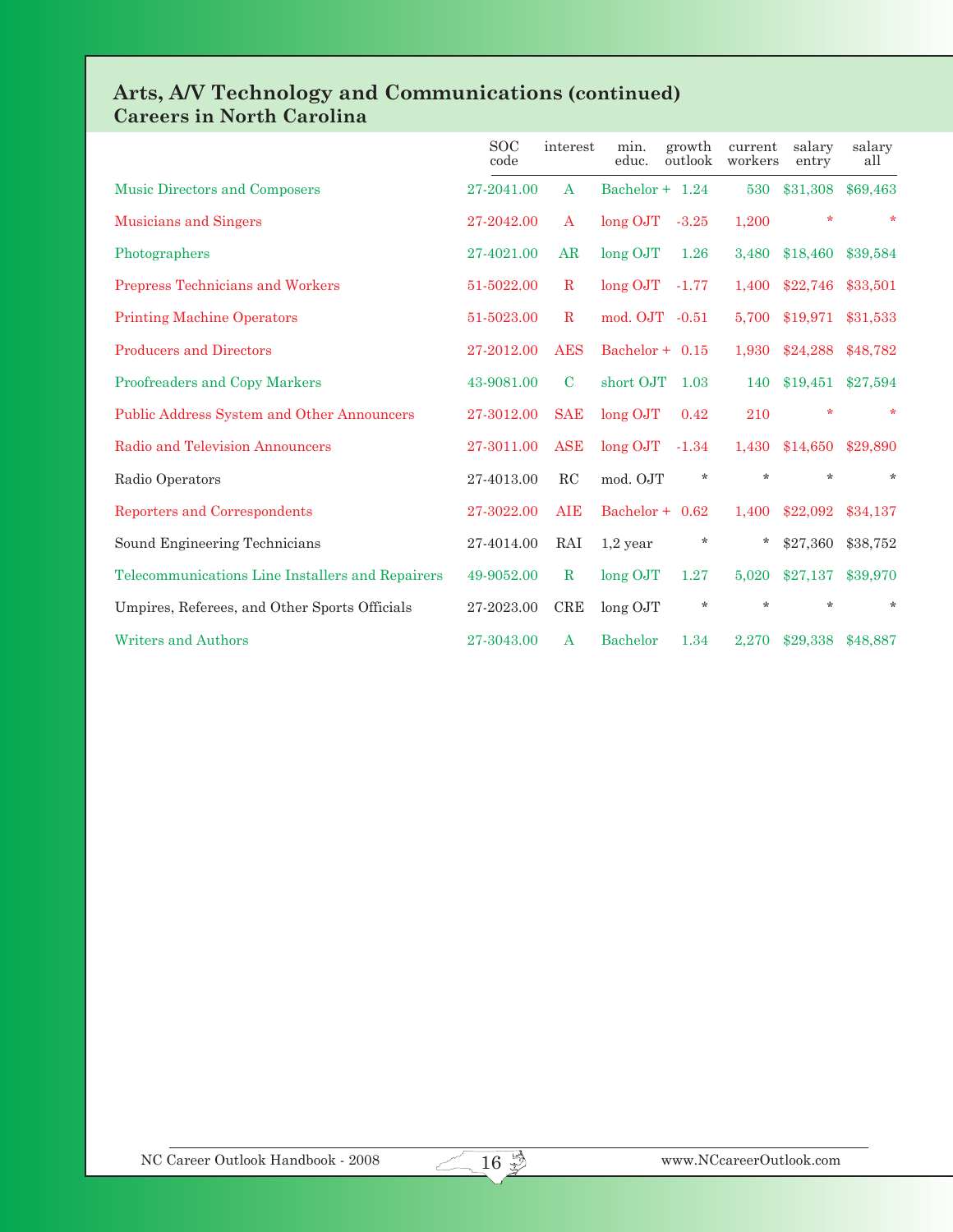## Arts, A/V Technology and Communications (continued)
### Careers in North Carolina

| | SOC code | interest | min. educ. | growth outlook | current workers | salary entry | salary all |
|---|---|---|---|---|---|---|---|
| Music Directors and Composers | 27-2041.00 | A | Bachelor + | 1.24 | 530 | $31,308 | $69,463 |
| Musicians and Singers | 27-2042.00 | A | long OJT | -3.25 | 1,200 | * | * |
| Photographers | 27-4021.00 | AR | long OJT | 1.26 | 3,480 | $18,460 | $39,584 |
| Prepress Technicians and Workers | 51-5022.00 | R | long OJT | -1.77 | 1,400 | $22,746 | $33,501 |
| Printing Machine Operators | 51-5023.00 | R | mod. OJT | -0.51 | 5,700 | $19,971 | $31,533 |
| Producers and Directors | 27-2012.00 | AES | Bachelor + | 0.15 | 1,930 | $24,288 | $48,782 |
| Proofreaders and Copy Markers | 43-9081.00 | C | short OJT | 1.03 | 140 | $19,451 | $27,594 |
| Public Address System and Other Announcers | 27-3012.00 | SAE | long OJT | 0.42 | 210 | * | * |
| Radio and Television Announcers | 27-3011.00 | ASE | long OJT | -1.34 | 1,430 | $14,650 | $29,890 |
| Radio Operators | 27-4013.00 | RC | mod. OJT | * | * | * | * |
| Reporters and Correspondents | 27-3022.00 | AIE | Bachelor + | 0.62 | 1,400 | $22,092 | $34,137 |
| Sound Engineering Technicians | 27-4014.00 | RAI | 1,2 year | * | * | $27,360 | $38,752 |
| Telecommunications Line Installers and Repairers | 49-9052.00 | R | long OJT | 1.27 | 5,020 | $27,137 | $39,970 |
| Umpires, Referees, and Other Sports Officials | 27-2023.00 | CRE | long OJT | * | * | * | * |
| Writers and Authors | 27-3043.00 | A | Bachelor | 1.34 | 2,270 | $29,338 | $48,887 |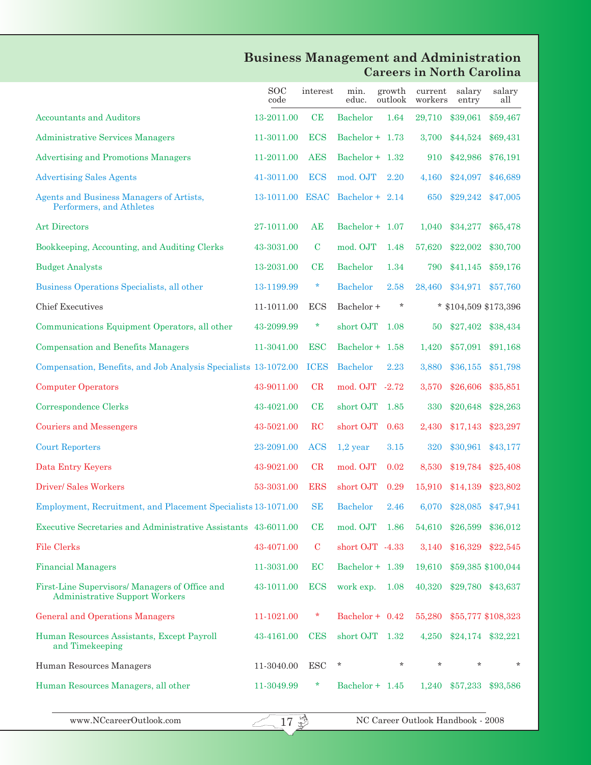# Business Management and Administration
## Careers in North Carolina

| | SOC code | interest | min. educ. | growth outlook | current workers | salary entry | salary all |
|---|---|---|---|---|---|---|---|
| Accountants and Auditors | 13-2011.00 | CE | Bachelor | 1.64 | 29,710 | $39,061 | $59,467 |
| Administrative Services Managers | 11-3011.00 | ECS | Bachelor + | 1.73 | 3,700 | $44,524 | $69,431 |
| Advertising and Promotions Managers | 11-2011.00 | AES | Bachelor + | 1.32 | 910 | $42,986 | $76,191 |
| Advertising Sales Agents | 41-3011.00 | ECS | mod. OJT | 2.20 | 4,160 | $24,097 | $46,689 |
| Agents and Business Managers of Artists, Performers, and Athletes | 13-1011.00 | ESAC | Bachelor + | 2.14 | 650 | $29,242 | $47,005 |
| Art Directors | 27-1011.00 | AE | Bachelor + | 1.07 | 1,040 | $34,277 | $65,478 |
| Bookkeeping, Accounting, and Auditing Clerks | 43-3031.00 | C | mod. OJT | 1.48 | 57,620 | $22,002 | $30,700 |
| Budget Analysts | 13-2031.00 | CE | Bachelor | 1.34 | 790 | $41,145 | $59,176 |
| Business Operations Specialists, all other | 13-1199.99 | * | Bachelor | 2.58 | 28,460 | $34,971 | $57,760 |
| Chief Executives | 11-1011.00 | ECS | Bachelor + | * | * | $104,509 | $173,396 |
| Communications Equipment Operators, all other | 43-2099.99 | * | short OJT | 1.08 | 50 | $27,402 | $38,434 |
| Compensation and Benefits Managers | 11-3041.00 | ESC | Bachelor + | 1.58 | 1,420 | $57,091 | $91,168 |
| Compensation, Benefits, and Job Analysis Specialists | 13-1072.00 | ICES | Bachelor | 2.23 | 3,880 | $36,155 | $51,798 |
| Computer Operators | 43-9011.00 | CR | mod. OJT | -2.72 | 3,570 | $26,606 | $35,851 |
| Correspondence Clerks | 43-4021.00 | CE | short OJT | 1.85 | 330 | $20,648 | $28,263 |
| Couriers and Messengers | 43-5021.00 | RC | short OJT | 0.63 | 2,430 | $17,143 | $23,297 |
| Court Reporters | 23-2091.00 | ACS | 1,2 year | 3.15 | 320 | $30,961 | $43,177 |
| Data Entry Keyers | 43-9021.00 | CR | mod. OJT | 0.02 | 8,530 | $19,784 | $25,408 |
| Driver/ Sales Workers | 53-3031.00 | ERS | short OJT | 0.29 | 15,910 | $14,139 | $23,802 |
| Employment, Recruitment, and Placement Specialists | 13-1071.00 | SE | Bachelor | 2.46 | 6,070 | $28,085 | $47,941 |
| Executive Secretaries and Administrative Assistants | 43-6011.00 | CE | mod. OJT | 1.86 | 54,610 | $26,599 | $36,012 |
| File Clerks | 43-4071.00 | C | short OJT | -4.33 | 3,140 | $16,329 | $22,545 |
| Financial Managers | 11-3031.00 | EC | Bachelor + | 1.39 | 19,610 | $59,385 | $100,044 |
| First-Line Supervisors/ Managers of Office and Administrative Support Workers | 43-1011.00 | ECS | work exp. | 1.08 | 40,320 | $29,780 | $43,637 |
| General and Operations Managers | 11-1021.00 | * | Bachelor + | 0.42 | 55,280 | $55,777 | $108,323 |
| Human Resources Assistants, Except Payroll and Timekeeping | 43-4161.00 | CES | short OJT | 1.32 | 4,250 | $24,174 | $32,221 |
| Human Resources Managers | 11-3040.00 | ESC | * | * | * | * | * |
| Human Resources Managers, all other | 11-3049.99 | * | Bachelor + | 1.45 | 1,240 | $57,233 | $93,586 |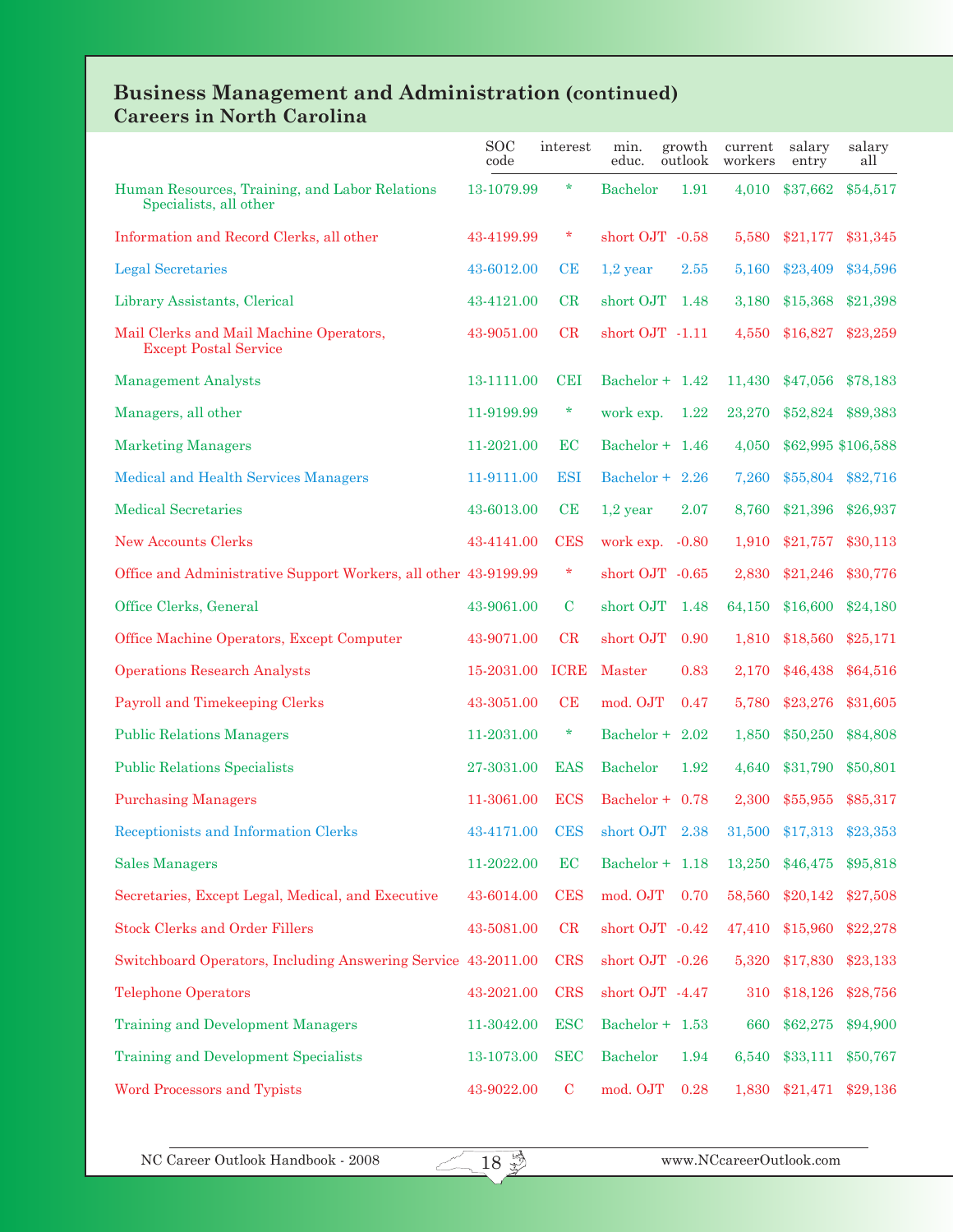## Business Management and Administration (continued)
### Careers in North Carolina

| | SOC code | interest | min. educ. | growth outlook | current workers | salary entry | salary all |
|---|---|---|---|---|---|---|---|
| Human Resources, Training, and Labor Relations Specialists, all other | 13-1079.99 | * | Bachelor | 1.91 | 4,010 | $37,662 | $54,517 |
| Information and Record Clerks, all other | 43-4199.99 | * | short OJT | -0.58 | 5,580 | $21,177 | $31,345 |
| Legal Secretaries | 43-6012.00 | CE | 1,2 year | 2.55 | 5,160 | $23,409 | $34,596 |
| Library Assistants, Clerical | 43-4121.00 | CR | short OJT | 1.48 | 3,180 | $15,368 | $21,398 |
| Mail Clerks and Mail Machine Operators, Except Postal Service | 43-9051.00 | CR | short OJT | -1.11 | 4,550 | $16,827 | $23,259 |
| Management Analysts | 13-1111.00 | CEI | Bachelor + | 1.42 | 11,430 | $47,056 | $78,183 |
| Managers, all other | 11-9199.99 | * | work exp. | 1.22 | 23,270 | $52,824 | $89,383 |
| Marketing Managers | 11-2021.00 | EC | Bachelor + | 1.46 | 4,050 | $62,995 | $106,588 |
| Medical and Health Services Managers | 11-9111.00 | ESI | Bachelor + | 2.26 | 7,260 | $55,804 | $82,716 |
| Medical Secretaries | 43-6013.00 | CE | 1,2 year | 2.07 | 8,760 | $21,396 | $26,937 |
| New Accounts Clerks | 43-4141.00 | CES | work exp. | -0.80 | 1,910 | $21,757 | $30,113 |
| Office and Administrative Support Workers, all other | 43-9199.99 | * | short OJT | -0.65 | 2,830 | $21,246 | $30,776 |
| Office Clerks, General | 43-9061.00 | C | short OJT | 1.48 | 64,150 | $16,600 | $24,180 |
| Office Machine Operators, Except Computer | 43-9071.00 | CR | short OJT | 0.90 | 1,810 | $18,560 | $25,171 |
| Operations Research Analysts | 15-2031.00 | ICRE | Master | 0.83 | 2,170 | $46,438 | $64,516 |
| Payroll and Timekeeping Clerks | 43-3051.00 | CE | mod. OJT | 0.47 | 5,780 | $23,276 | $31,605 |
| Public Relations Managers | 11-2031.00 | * | Bachelor + | 2.02 | 1,850 | $50,250 | $84,808 |
| Public Relations Specialists | 27-3031.00 | EAS | Bachelor | 1.92 | 4,640 | $31,790 | $50,801 |
| Purchasing Managers | 11-3061.00 | ECS | Bachelor + | 0.78 | 2,300 | $55,955 | $85,317 |
| Receptionists and Information Clerks | 43-4171.00 | CES | short OJT | 2.38 | 31,500 | $17,313 | $23,353 |
| Sales Managers | 11-2022.00 | EC | Bachelor + | 1.18 | 13,250 | $46,475 | $95,818 |
| Secretaries, Except Legal, Medical, and Executive | 43-6014.00 | CES | mod. OJT | 0.70 | 58,560 | $20,142 | $27,508 |
| Stock Clerks and Order Fillers | 43-5081.00 | CR | short OJT | -0.42 | 47,410 | $15,960 | $22,278 |
| Switchboard Operators, Including Answering Service | 43-2011.00 | CRS | short OJT | -0.26 | 5,320 | $17,830 | $23,133 |
| Telephone Operators | 43-2021.00 | CRS | short OJT | -4.47 | 310 | $18,126 | $28,756 |
| Training and Development Managers | 11-3042.00 | ESC | Bachelor + | 1.53 | 660 | $62,275 | $94,900 |
| Training and Development Specialists | 13-1073.00 | SEC | Bachelor | 1.94 | 6,540 | $33,111 | $50,767 |
| Word Processors and Typists | 43-9022.00 | C | mod. OJT | 0.28 | 1,830 | $21,471 | $29,136 |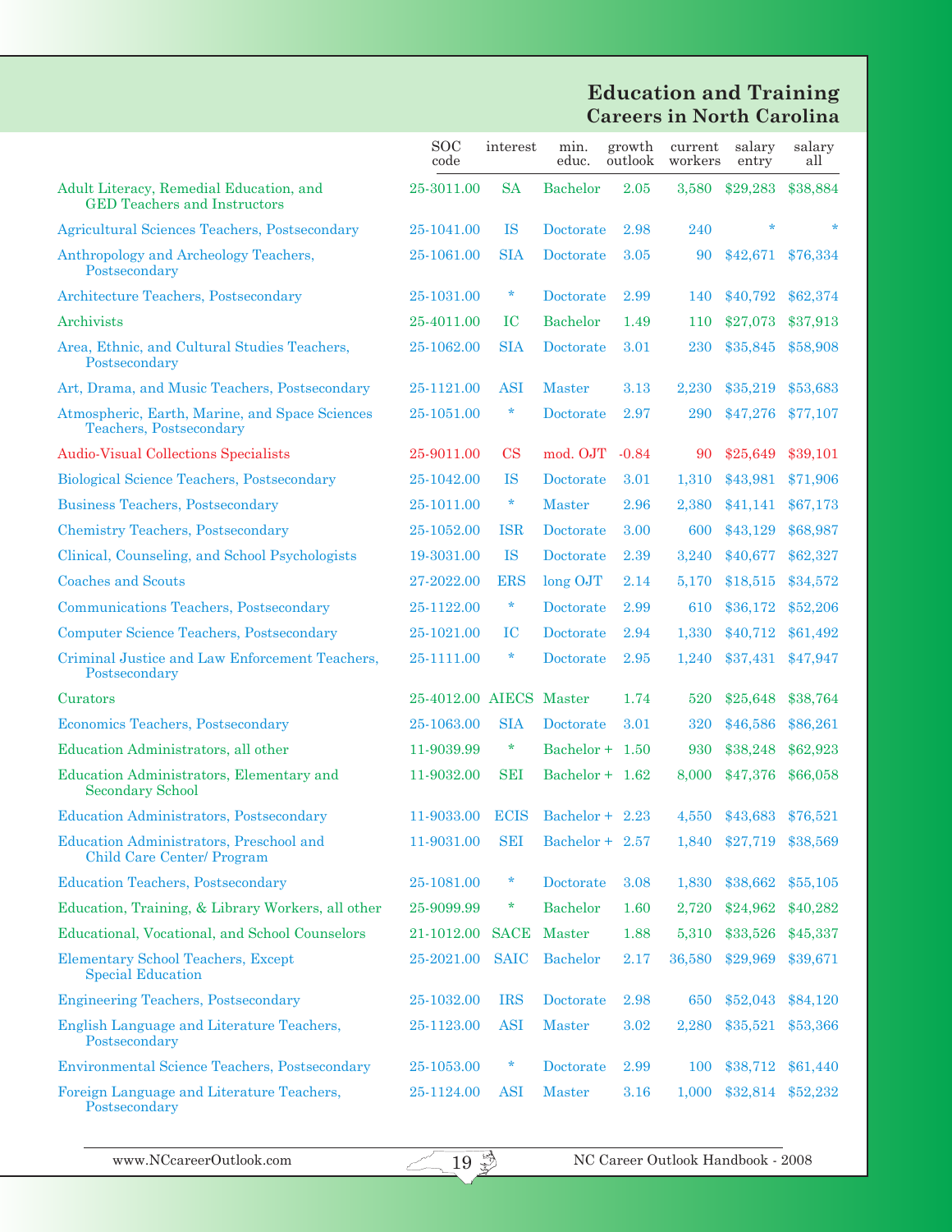## Education and Training
### Careers in North Carolina

| | SOC code | interest | min. educ. | growth outlook | current workers | salary entry | salary all |
|---|---|---|---|---|---|---|---|
| Adult Literacy, Remedial Education, and GED Teachers and Instructors | 25-3011.00 | SA | Bachelor | 2.05 | 3,580 | $29,283 | $38,884 |
| Agricultural Sciences Teachers, Postsecondary | 25-1041.00 | IS | Doctorate | 2.98 | 240 | * | * |
| Anthropology and Archeology Teachers, Postsecondary | 25-1061.00 | SIA | Doctorate | 3.05 | 90 | $42,671 | $76,334 |
| Architecture Teachers, Postsecondary | 25-1031.00 | * | Doctorate | 2.99 | 140 | $40,792 | $62,374 |
| Archivists | 25-4011.00 | IC | Bachelor | 1.49 | 110 | $27,073 | $37,913 |
| Area, Ethnic, and Cultural Studies Teachers, Postsecondary | 25-1062.00 | SIA | Doctorate | 3.01 | 230 | $35,845 | $58,908 |
| Art, Drama, and Music Teachers, Postsecondary | 25-1121.00 | ASI | Master | 3.13 | 2,230 | $35,219 | $53,683 |
| Atmospheric, Earth, Marine, and Space Sciences Teachers, Postsecondary | 25-1051.00 | * | Doctorate | 2.97 | 290 | $47,276 | $77,107 |
| Audio-Visual Collections Specialists | 25-9011.00 | CS | mod. OJT | -0.84 | 90 | $25,649 | $39,101 |
| Biological Science Teachers, Postsecondary | 25-1042.00 | IS | Doctorate | 3.01 | 1,310 | $43,981 | $71,906 |
| Business Teachers, Postsecondary | 25-1011.00 | * | Master | 2.96 | 2,380 | $41,141 | $67,173 |
| Chemistry Teachers, Postsecondary | 25-1052.00 | ISR | Doctorate | 3.00 | 600 | $43,129 | $68,987 |
| Clinical, Counseling, and School Psychologists | 19-3031.00 | IS | Doctorate | 2.39 | 3,240 | $40,677 | $62,327 |
| Coaches and Scouts | 27-2022.00 | ERS | long OJT | 2.14 | 5,170 | $18,515 | $34,572 |
| Communications Teachers, Postsecondary | 25-1122.00 | * | Doctorate | 2.99 | 610 | $36,172 | $52,206 |
| Computer Science Teachers, Postsecondary | 25-1021.00 | IC | Doctorate | 2.94 | 1,330 | $40,712 | $61,492 |
| Criminal Justice and Law Enforcement Teachers, Postsecondary | 25-1111.00 | * | Doctorate | 2.95 | 1,240 | $37,431 | $47,947 |
| Curators | 25-4012.00 | AIECS | Master | 1.74 | 520 | $25,648 | $38,764 |
| Economics Teachers, Postsecondary | 25-1063.00 | SIA | Doctorate | 3.01 | 320 | $46,586 | $86,261 |
| Education Administrators, all other | 11-9039.99 | * | Bachelor + | 1.50 | 930 | $38,248 | $62,923 |
| Education Administrators, Elementary and Secondary School | 11-9032.00 | SEI | Bachelor + | 1.62 | 8,000 | $47,376 | $66,058 |
| Education Administrators, Postsecondary | 11-9033.00 | ECIS | Bachelor + | 2.23 | 4,550 | $43,683 | $76,521 |
| Education Administrators, Preschool and Child Care Center/ Program | 11-9031.00 | SEI | Bachelor + | 2.57 | 1,840 | $27,719 | $38,569 |
| Education Teachers, Postsecondary | 25-1081.00 | * | Doctorate | 3.08 | 1,830 | $38,662 | $55,105 |
| Education, Training, & Library Workers, all other | 25-9099.99 | * | Bachelor | 1.60 | 2,720 | $24,962 | $40,282 |
| Educational, Vocational, and School Counselors | 21-1012.00 | SACE | Master | 1.88 | 5,310 | $33,526 | $45,337 |
| Elementary School Teachers, Except Special Education | 25-2021.00 | SAIC | Bachelor | 2.17 | 36,580 | $29,969 | $39,671 |
| Engineering Teachers, Postsecondary | 25-1032.00 | IRS | Doctorate | 2.98 | 650 | $52,043 | $84,120 |
| English Language and Literature Teachers, Postsecondary | 25-1123.00 | ASI | Master | 3.02 | 2,280 | $35,521 | $53,366 |
| Environmental Science Teachers, Postsecondary | 25-1053.00 | * | Doctorate | 2.99 | 100 | $38,712 | $61,440 |
| Foreign Language and Literature Teachers, Postsecondary | 25-1124.00 | ASI | Master | 3.16 | 1,000 | $32,814 | $52,232 |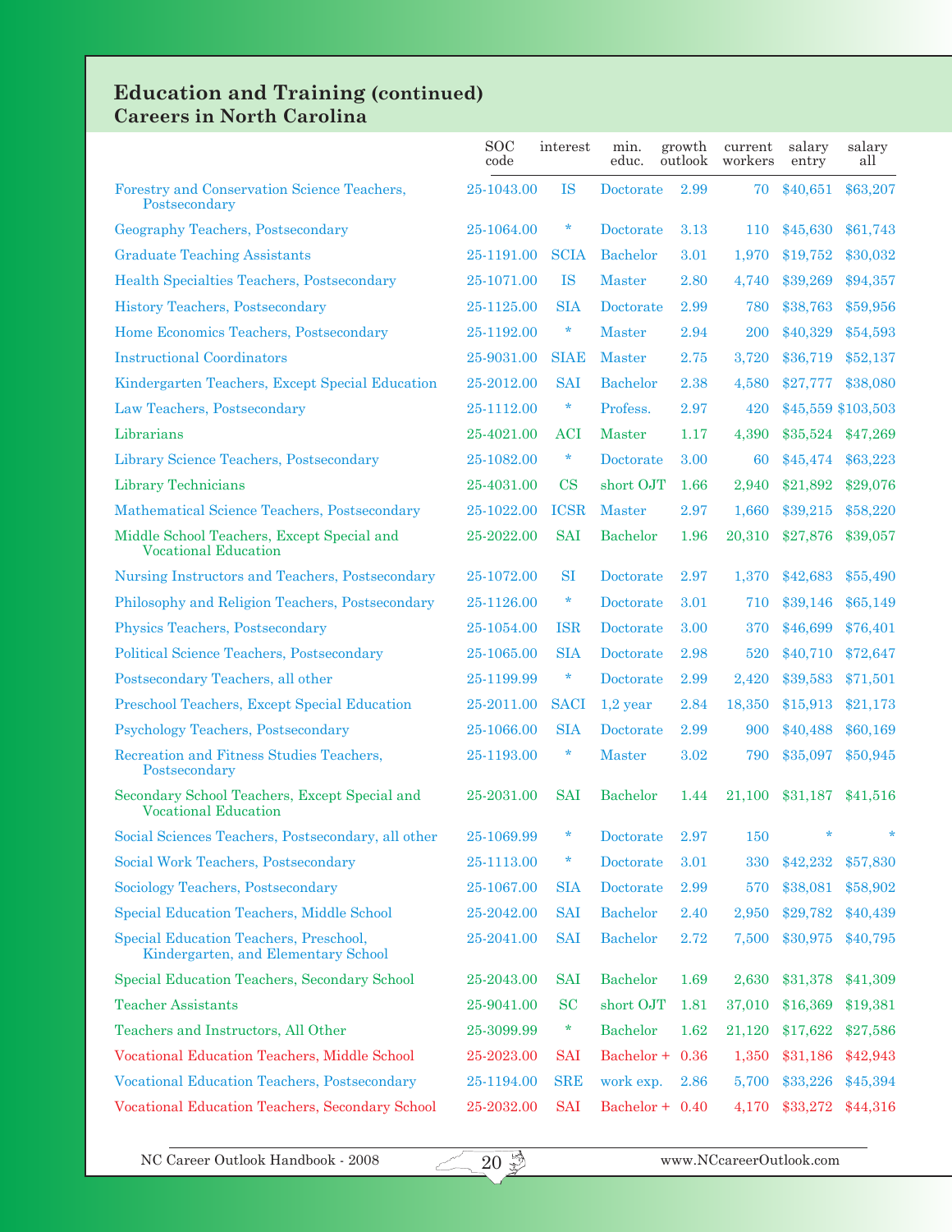## Education and Training (continued)
### Careers in North Carolina

| | SOC code | interest | min. educ. | growth outlook | current workers | salary entry | salary all |
|---|---|---|---|---|---|---|---|
| Forestry and Conservation Science Teachers, Postsecondary | 25-1043.00 | IS | Doctorate | 2.99 | 70 | $40,651 | $63,207 |
| Geography Teachers, Postsecondary | 25-1064.00 | * | Doctorate | 3.13 | 110 | $45,630 | $61,743 |
| Graduate Teaching Assistants | 25-1191.00 | SCIA | Bachelor | 3.01 | 1,970 | $19,752 | $30,032 |
| Health Specialties Teachers, Postsecondary | 25-1071.00 | IS | Master | 2.80 | 4,740 | $39,269 | $94,357 |
| History Teachers, Postsecondary | 25-1125.00 | SIA | Doctorate | 2.99 | 780 | $38,763 | $59,956 |
| Home Economics Teachers, Postsecondary | 25-1192.00 | * | Master | 2.94 | 200 | $40,329 | $54,593 |
| Instructional Coordinators | 25-9031.00 | SIAE | Master | 2.75 | 3,720 | $36,719 | $52,137 |
| Kindergarten Teachers, Except Special Education | 25-2012.00 | SAI | Bachelor | 2.38 | 4,580 | $27,777 | $38,080 |
| Law Teachers, Postsecondary | 25-1112.00 | * | Profess. | 2.97 | 420 | $45,559 | $103,503 |
| Librarians | 25-4021.00 | ACI | Master | 1.17 | 4,390 | $35,524 | $47,269 |
| Library Science Teachers, Postsecondary | 25-1082.00 | * | Doctorate | 3.00 | 60 | $45,474 | $63,223 |
| Library Technicians | 25-4031.00 | CS | short OJT | 1.66 | 2,940 | $21,892 | $29,076 |
| Mathematical Science Teachers, Postsecondary | 25-1022.00 | ICSR | Master | 2.97 | 1,660 | $39,215 | $58,220 |
| Middle School Teachers, Except Special and Vocational Education | 25-2022.00 | SAI | Bachelor | 1.96 | 20,310 | $27,876 | $39,057 |
| Nursing Instructors and Teachers, Postsecondary | 25-1072.00 | SI | Doctorate | 2.97 | 1,370 | $42,683 | $55,490 |
| Philosophy and Religion Teachers, Postsecondary | 25-1126.00 | * | Doctorate | 3.01 | 710 | $39,146 | $65,149 |
| Physics Teachers, Postsecondary | 25-1054.00 | ISR | Doctorate | 3.00 | 370 | $46,699 | $76,401 |
| Political Science Teachers, Postsecondary | 25-1065.00 | SIA | Doctorate | 2.98 | 520 | $40,710 | $72,647 |
| Postsecondary Teachers, all other | 25-1199.99 | * | Doctorate | 2.99 | 2,420 | $39,583 | $71,501 |
| Preschool Teachers, Except Special Education | 25-2011.00 | SACI | 1,2 year | 2.84 | 18,350 | $15,913 | $21,173 |
| Psychology Teachers, Postsecondary | 25-1066.00 | SIA | Doctorate | 2.99 | 900 | $40,488 | $60,169 |
| Recreation and Fitness Studies Teachers, Postsecondary | 25-1193.00 | * | Master | 3.02 | 790 | $35,097 | $50,945 |
| Secondary School Teachers, Except Special and Vocational Education | 25-2031.00 | SAI | Bachelor | 1.44 | 21,100 | $31,187 | $41,516 |
| Social Sciences Teachers, Postsecondary, all other | 25-1069.99 | * | Doctorate | 2.97 | 150 | * | * |
| Social Work Teachers, Postsecondary | 25-1113.00 | * | Doctorate | 3.01 | 330 | $42,232 | $57,830 |
| Sociology Teachers, Postsecondary | 25-1067.00 | SIA | Doctorate | 2.99 | 570 | $38,081 | $58,902 |
| Special Education Teachers, Middle School | 25-2042.00 | SAI | Bachelor | 2.40 | 2,950 | $29,782 | $40,439 |
| Special Education Teachers, Preschool, Kindergarten, and Elementary School | 25-2041.00 | SAI | Bachelor | 2.72 | 7,500 | $30,975 | $40,795 |
| Special Education Teachers, Secondary School | 25-2043.00 | SAI | Bachelor | 1.69 | 2,630 | $31,378 | $41,309 |
| Teacher Assistants | 25-9041.00 | SC | short OJT | 1.81 | 37,010 | $16,369 | $19,381 |
| Teachers and Instructors, All Other | 25-3099.99 | * | Bachelor | 1.62 | 21,120 | $17,622 | $27,586 |
| Vocational Education Teachers, Middle School | 25-2023.00 | SAI | Bachelor + | 0.36 | 1,350 | $31,186 | $42,943 |
| Vocational Education Teachers, Postsecondary | 25-1194.00 | SRE | work exp. | 2.86 | 5,700 | $33,226 | $45,394 |
| Vocational Education Teachers, Secondary School | 25-2032.00 | SAI | Bachelor + | 0.40 | 4,170 | $33,272 | $44,316 |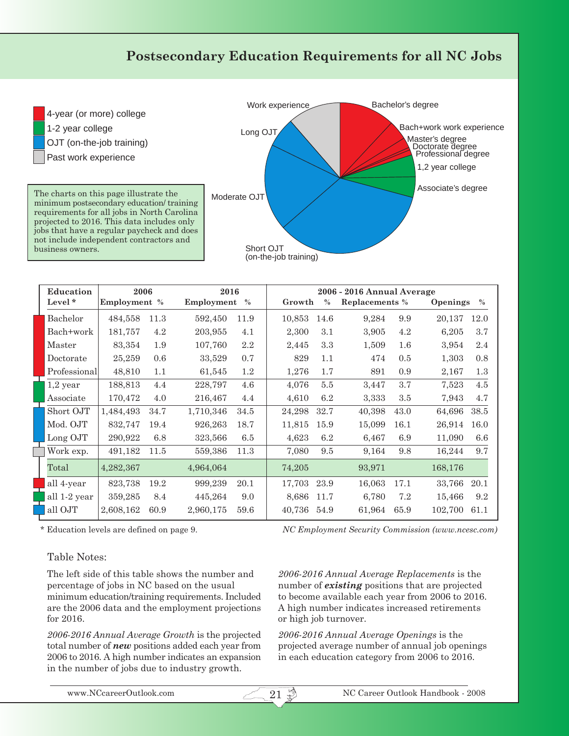# Postsecondary Education Requirements for all NC Jobs

4-year (or more) college
1-2 year college
OJT (on-the-job training)
Past work experience

The charts on this page illustrate the minimum postsecondary education/ training requirements for all jobs in North Carolina projected to 2016. This data includes only jobs that have a regular paycheck and does not include independent contractors and business owners.

Work experience, Bachelor's degree, Bach+work work experience, Master's degree, Doctorate degree, Professional degree, 1,2 year college, Associate's degree, Short OJT (on-the-job training), Moderate OJT, Long OJT

| Education Level * | 2006 | | 2016 | | 2006 - 2016 Annual Average | | | | | |
|---|---|---|---|---|---|---|---|---|---|---|
| | Employment | % | Employment | % | Growth | % | Replacements | % | Openings | % |
| Bachelor | 484,558 | 11.3 | 592,450 | 11.9 | 10,853 | 14.6 | 9,284 | 9.9 | 20,137 | 12.0 |
| Bach+work | 181,757 | 4.2 | 203,955 | 4.1 | 2,300 | 3.1 | 3,905 | 4.2 | 6,205 | 3.7 |
| Master | 83,354 | 1.9 | 107,760 | 2.2 | 2,445 | 3.3 | 1,509 | 1.6 | 3,954 | 2.4 |
| Doctorate | 25,259 | 0.6 | 33,529 | 0.7 | 829 | 1.1 | 474 | 0.5 | 1,303 | 0.8 |
| Professional | 48,810 | 1.1 | 61,545 | 1.2 | 1,276 | 1.7 | 891 | 0.9 | 2,167 | 1.3 |
| 1,2 year | 188,813 | 4.4 | 228,797 | 4.6 | 4,076 | 5.5 | 3,447 | 3.7 | 7,523 | 4.5 |
| Associate | 170,472 | 4.0 | 216,467 | 4.4 | 4,610 | 6.2 | 3,333 | 3.5 | 7,943 | 4.7 |
| Short OJT | 1,484,493 | 34.7 | 1,710,346 | 34.5 | 24,298 | 32.7 | 40,398 | 43.0 | 64,696 | 38.5 |
| Mod. OJT | 832,747 | 19.4 | 926,263 | 18.7 | 11,815 | 15.9 | 15,099 | 16.1 | 26,914 | 16.0 |
| Long OJT | 290,922 | 6.8 | 323,566 | 6.5 | 4,623 | 6.2 | 6,467 | 6.9 | 11,090 | 6.6 |
| Work exp. | 491,182 | 11.5 | 559,386 | 11.3 | 7,080 | 9.5 | 9,164 | 9.8 | 16,244 | 9.7 |
| Total | 4,282,367 | | 4,964,064 | | 74,205 | | 93,971 | | 168,176 | |
| all 4-year | 823,738 | 19.2 | 999,239 | 20.1 | 17,703 | 23.9 | 16,063 | 17.1 | 33,766 | 20.1 |
| all 1-2 year | 359,285 | 8.4 | 445,264 | 9.0 | 8,686 | 11.7 | 6,780 | 7.2 | 15,466 | 9.2 |
| all OJT | 2,608,162 | 60.9 | 2,960,175 | 59.6 | 40,736 | 54.9 | 61,964 | 65.9 | 102,700 | 61.1 |

\* Education levels are defined on page 9.

*NC Employment Security Commission (www.ncesc.com)*

Table Notes:

The left side of this table shows the number and percentage of jobs in NC based on the usual minimum education/training requirements. Included are the 2006 data and the employment projections for 2016.

*2006-2016 Annual Average Growth* is the projected total number of ***new*** positions added each year from 2006 to 2016. A high number indicates an expansion in the number of jobs due to industry growth.

*2006-2016 Annual Average Replacements* is the number of ***existing*** positions that are projected to become available each year from 2006 to 2016. A high number indicates increased retirements or high job turnover.

*2006-2016 Annual Average Openings* is the projected average number of annual job openings in each education category from 2006 to 2016.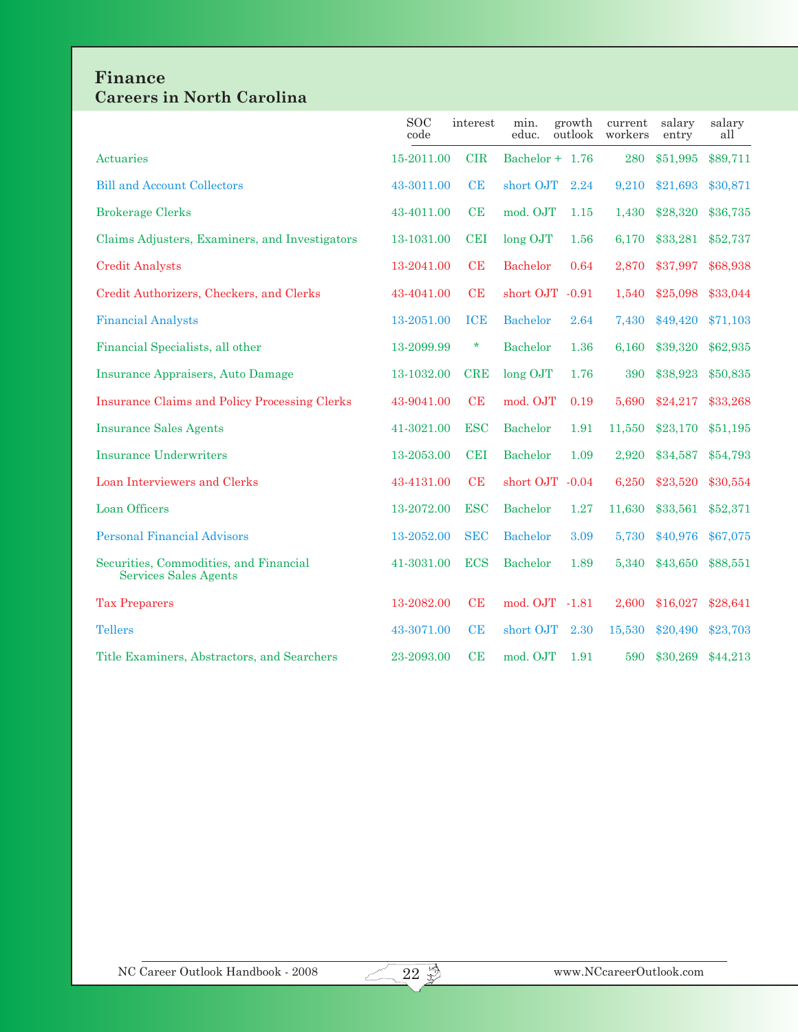## Finance
### Careers in North Carolina

| | SOC code | interest | min. educ. | growth outlook | current workers | salary entry | salary all |
|---|---|---|---|---|---|---|---|
| Actuaries | 15-2011.00 | CIR | Bachelor + | 1.76 | 280 | $51,995 | $89,711 |
| Bill and Account Collectors | 43-3011.00 | CE | short OJT | 2.24 | 9,210 | $21,693 | $30,871 |
| Brokerage Clerks | 43-4011.00 | CE | mod. OJT | 1.15 | 1,430 | $28,320 | $36,735 |
| Claims Adjusters, Examiners, and Investigators | 13-1031.00 | CEI | long OJT | 1.56 | 6,170 | $33,281 | $52,737 |
| Credit Analysts | 13-2041.00 | CE | Bachelor | 0.64 | 2,870 | $37,997 | $68,938 |
| Credit Authorizers, Checkers, and Clerks | 43-4041.00 | CE | short OJT | -0.91 | 1,540 | $25,098 | $33,044 |
| Financial Analysts | 13-2051.00 | ICE | Bachelor | 2.64 | 7,430 | $49,420 | $71,103 |
| Financial Specialists, all other | 13-2099.99 | * | Bachelor | 1.36 | 6,160 | $39,320 | $62,935 |
| Insurance Appraisers, Auto Damage | 13-1032.00 | CRE | long OJT | 1.76 | 390 | $38,923 | $50,835 |
| Insurance Claims and Policy Processing Clerks | 43-9041.00 | CE | mod. OJT | 0.19 | 5,690 | $24,217 | $33,268 |
| Insurance Sales Agents | 41-3021.00 | ESC | Bachelor | 1.91 | 11,550 | $23,170 | $51,195 |
| Insurance Underwriters | 13-2053.00 | CEI | Bachelor | 1.09 | 2,920 | $34,587 | $54,793 |
| Loan Interviewers and Clerks | 43-4131.00 | CE | short OJT | -0.04 | 6,250 | $23,520 | $30,554 |
| Loan Officers | 13-2072.00 | ESC | Bachelor | 1.27 | 11,630 | $33,561 | $52,371 |
| Personal Financial Advisors | 13-2052.00 | SEC | Bachelor | 3.09 | 5,730 | $40,976 | $67,075 |
| Securities, Commodities, and Financial Services Sales Agents | 41-3031.00 | ECS | Bachelor | 1.89 | 5,340 | $43,650 | $88,551 |
| Tax Preparers | 13-2082.00 | CE | mod. OJT | -1.81 | 2,600 | $16,027 | $28,641 |
| Tellers | 43-3071.00 | CE | short OJT | 2.30 | 15,530 | $20,490 | $23,703 |
| Title Examiners, Abstractors, and Searchers | 23-2093.00 | CE | mod. OJT | 1.91 | 590 | $30,269 | $44,213 |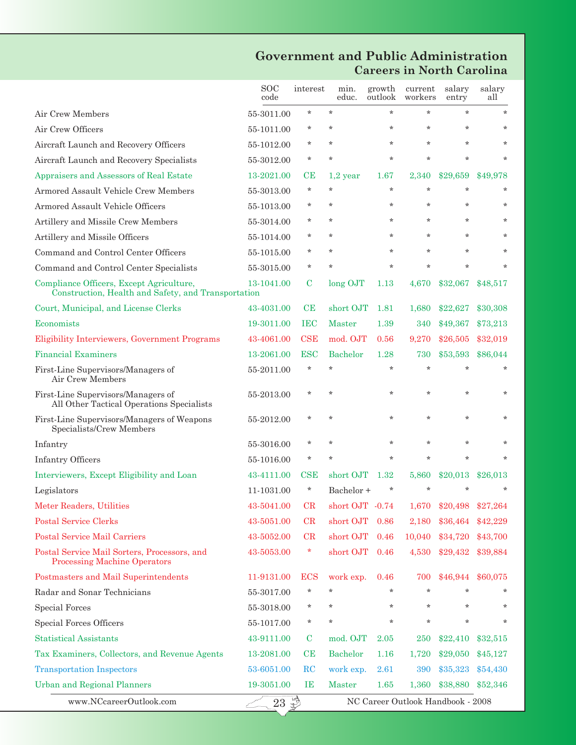# Government and Public Administration
## Careers in North Carolina

| | SOC code | interest | min. educ. | growth outlook | current workers | salary entry | salary all |
|---|---|---|---|---|---|---|---|
| Air Crew Members | 55-3011.00 | * | * | * | * | * | * |
| Air Crew Officers | 55-1011.00 | * | * | * | * | * | * |
| Aircraft Launch and Recovery Officers | 55-1012.00 | * | * | * | * | * | * |
| Aircraft Launch and Recovery Specialists | 55-3012.00 | * | * | * | * | * | * |
| Appraisers and Assessors of Real Estate | 13-2021.00 | CE | 1,2 year | 1.67 | 2,340 | $29,659 | $49,978 |
| Armored Assault Vehicle Crew Members | 55-3013.00 | * | * | * | * | * | * |
| Armored Assault Vehicle Officers | 55-1013.00 | * | * | * | * | * | * |
| Artillery and Missile Crew Members | 55-3014.00 | * | * | * | * | * | * |
| Artillery and Missile Officers | 55-1014.00 | * | * | * | * | * | * |
| Command and Control Center Officers | 55-1015.00 | * | * | * | * | * | * |
| Command and Control Center Specialists | 55-3015.00 | * | * | * | * | * | * |
| Compliance Officers, Except Agriculture, Construction, Health and Safety, and Transportation | 13-1041.00 | C | long OJT | 1.13 | 4,670 | $32,067 | $48,517 |
| Court, Municipal, and License Clerks | 43-4031.00 | CE | short OJT | 1.81 | 1,680 | $22,627 | $30,308 |
| Economists | 19-3011.00 | IEC | Master | 1.39 | 340 | $49,367 | $73,213 |
| Eligibility Interviewers, Government Programs | 43-4061.00 | CSE | mod. OJT | 0.56 | 9,270 | $26,505 | $32,019 |
| Financial Examiners | 13-2061.00 | ESC | Bachelor | 1.28 | 730 | $53,593 | $86,044 |
| First-Line Supervisors/Managers of Air Crew Members | 55-2011.00 | * | * | * | * | * | * |
| First-Line Supervisors/Managers of All Other Tactical Operations Specialists | 55-2013.00 | * | * | * | * | * | * |
| First-Line Supervisors/Managers of Weapons Specialists/Crew Members | 55-2012.00 | * | * | * | * | * | * |
| Infantry | 55-3016.00 | * | * | * | * | * | * |
| Infantry Officers | 55-1016.00 | * | * | * | * | * | * |
| Interviewers, Except Eligibility and Loan | 43-4111.00 | CSE | short OJT | 1.32 | 5,860 | $20,013 | $26,013 |
| Legislators | 11-1031.00 | * | Bachelor + | * | * | * | * |
| Meter Readers, Utilities | 43-5041.00 | CR | short OJT | -0.74 | 1,670 | $20,498 | $27,264 |
| Postal Service Clerks | 43-5051.00 | CR | short OJT | 0.86 | 2,180 | $36,464 | $42,229 |
| Postal Service Mail Carriers | 43-5052.00 | CR | short OJT | 0.46 | 10,040 | $34,720 | $43,700 |
| Postal Service Mail Sorters, Processors, and Processing Machine Operators | 43-5053.00 | * | short OJT | 0.46 | 4,530 | $29,432 | $39,884 |
| Postmasters and Mail Superintendents | 11-9131.00 | ECS | work exp. | 0.46 | 700 | $46,944 | $60,075 |
| Radar and Sonar Technicians | 55-3017.00 | * | * | * | * | * | * |
| Special Forces | 55-3018.00 | * | * | * | * | * | * |
| Special Forces Officers | 55-1017.00 | * | * | * | * | * | * |
| Statistical Assistants | 43-9111.00 | C | mod. OJT | 2.05 | 250 | $22,410 | $32,515 |
| Tax Examiners, Collectors, and Revenue Agents | 13-2081.00 | CE | Bachelor | 1.16 | 1,720 | $29,050 | $45,127 |
| Transportation Inspectors | 53-6051.00 | RC | work exp. | 2.61 | 390 | $35,323 | $54,430 |
| Urban and Regional Planners | 19-3051.00 | IE | Master | 1.65 | 1,360 | $38,880 | $52,346 |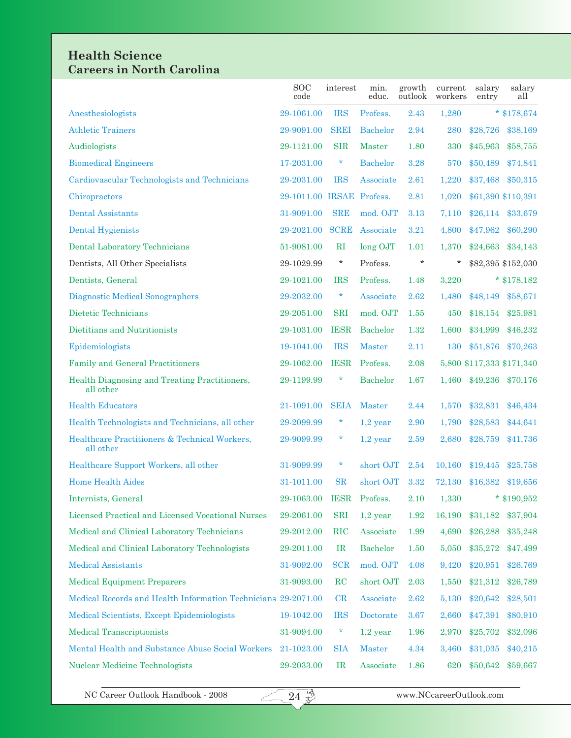## Health Science
### Careers in North Carolina

| | SOC code | interest | min. educ. | growth outlook | current workers | salary entry | salary all |
|---|---|---|---|---|---|---|---|
| Anesthesiologists | 29-1061.00 | IRS | Profess. | 2.43 | 1,280 | * | $178,674 |
| Athletic Trainers | 29-9091.00 | SREI | Bachelor | 2.94 | 280 | $28,726 | $38,169 |
| Audiologists | 29-1121.00 | SIR | Master | 1.80 | 330 | $45,963 | $58,755 |
| Biomedical Engineers | 17-2031.00 | * | Bachelor | 3.28 | 570 | $50,489 | $74,841 |
| Cardiovascular Technologists and Technicians | 29-2031.00 | IRS | Associate | 2.61 | 1,220 | $37,468 | $50,315 |
| Chiropractors | 29-1011.00 | IRSAE | Profess. | 2.81 | 1,020 | $61,390 | $110,391 |
| Dental Assistants | 31-9091.00 | SRE | mod. OJT | 3.13 | 7,110 | $26,114 | $33,679 |
| Dental Hygienists | 29-2021.00 | SCRE | Associate | 3.21 | 4,800 | $47,962 | $60,290 |
| Dental Laboratory Technicians | 51-9081.00 | RI | long OJT | 1.01 | 1,370 | $24,663 | $34,143 |
| Dentists, All Other Specialists | 29-1029.99 | * | Profess. | * | * | $82,395 | $152,030 |
| Dentists, General | 29-1021.00 | IRS | Profess. | 1.48 | 3,220 | * | $178,182 |
| Diagnostic Medical Sonographers | 29-2032.00 | * | Associate | 2.62 | 1,480 | $48,149 | $58,671 |
| Dietetic Technicians | 29-2051.00 | SRI | mod. OJT | 1.55 | 450 | $18,154 | $25,981 |
| Dietitians and Nutritionists | 29-1031.00 | IESR | Bachelor | 1.32 | 1,600 | $34,999 | $46,232 |
| Epidemiologists | 19-1041.00 | IRS | Master | 2.11 | 130 | $51,876 | $70,263 |
| Family and General Practitioners | 29-1062.00 | IESR | Profess. | 2.08 | 5,800 | $117,333 | $171,340 |
| Health Diagnosing and Treating Practitioners, all other | 29-1199.99 | * | Bachelor | 1.67 | 1,460 | $49,236 | $70,176 |
| Health Educators | 21-1091.00 | SEIA | Master | 2.44 | 1,570 | $32,831 | $46,434 |
| Health Technologists and Technicians, all other | 29-2099.99 | * | 1,2 year | 2.90 | 1,790 | $28,583 | $44,641 |
| Healthcare Practitioners & Technical Workers, all other | 29-9099.99 | * | 1,2 year | 2.59 | 2,680 | $28,759 | $41,736 |
| Healthcare Support Workers, all other | 31-9099.99 | * | short OJT | 2.54 | 10,160 | $19,445 | $25,758 |
| Home Health Aides | 31-1011.00 | SR | short OJT | 3.32 | 72,130 | $16,382 | $19,656 |
| Internists, General | 29-1063.00 | IESR | Profess. | 2.10 | 1,330 | * | $190,952 |
| Licensed Practical and Licensed Vocational Nurses | 29-2061.00 | SRI | 1,2 year | 1.92 | 16,190 | $31,182 | $37,904 |
| Medical and Clinical Laboratory Technicians | 29-2012.00 | RIC | Associate | 1.99 | 4,690 | $26,288 | $35,248 |
| Medical and Clinical Laboratory Technologists | 29-2011.00 | IR | Bachelor | 1.50 | 5,050 | $35,272 | $47,499 |
| Medical Assistants | 31-9092.00 | SCR | mod. OJT | 4.08 | 9,420 | $20,951 | $26,769 |
| Medical Equipment Preparers | 31-9093.00 | RC | short OJT | 2.03 | 1,550 | $21,312 | $26,789 |
| Medical Records and Health Information Technicians | 29-2071.00 | CR | Associate | 2.62 | 5,130 | $20,642 | $28,501 |
| Medical Scientists, Except Epidemiologists | 19-1042.00 | IRS | Doctorate | 3.67 | 2,660 | $47,391 | $80,910 |
| Medical Transcriptionists | 31-9094.00 | * | 1,2 year | 1.96 | 2,970 | $25,702 | $32,096 |
| Mental Health and Substance Abuse Social Workers | 21-1023.00 | SIA | Master | 4.34 | 3,460 | $31,035 | $40,215 |
| Nuclear Medicine Technologists | 29-2033.00 | IR | Associate | 1.86 | 620 | $50,642 | $59,667 |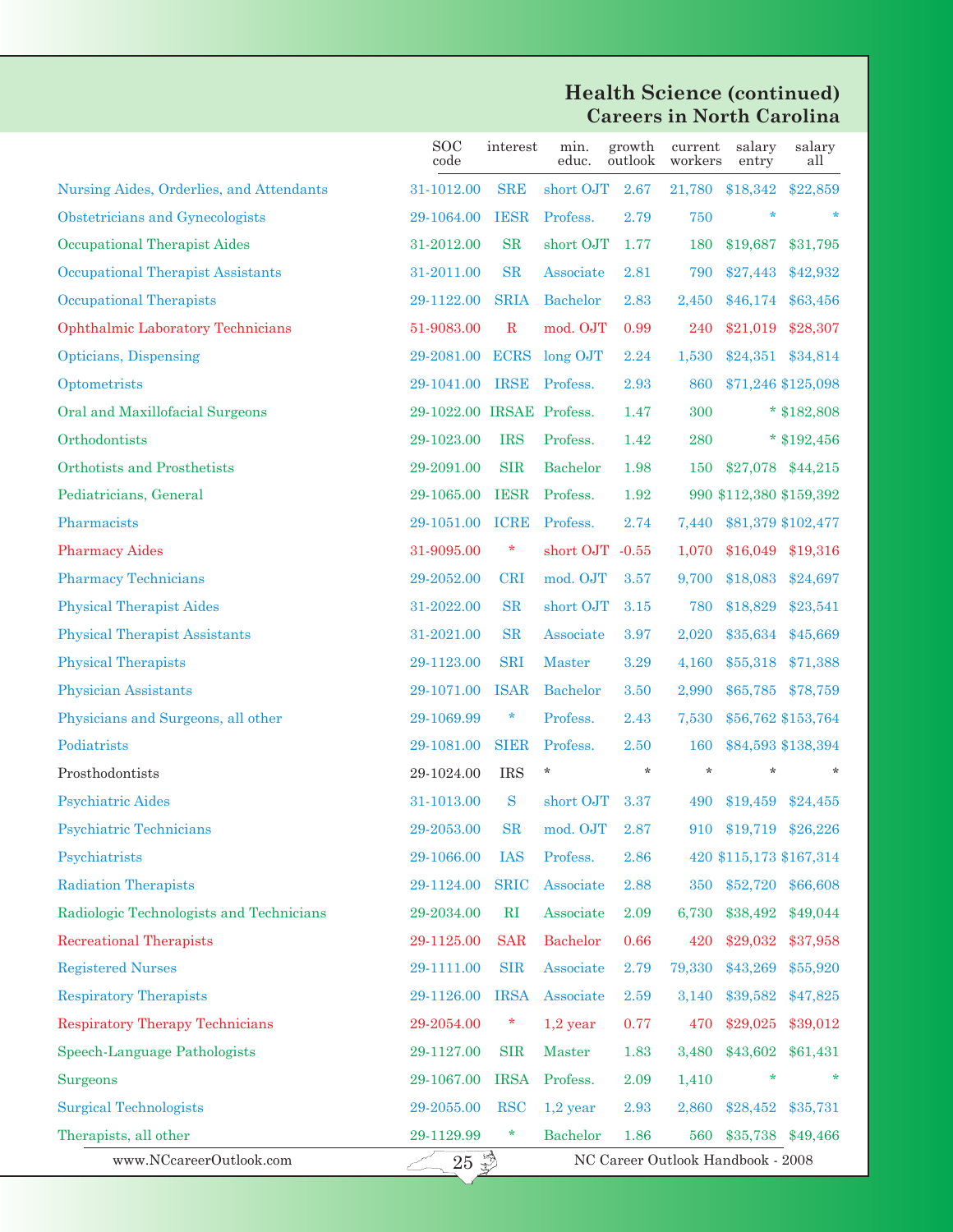## Health Science (continued)
### Careers in North Carolina

| | SOC code | interest | min. educ. | growth outlook | current workers | salary entry | salary all |
|---|---|---|---|---|---|---|---|
| Nursing Aides, Orderlies, and Attendants | 31-1012.00 | SRE | short OJT | 2.67 | 21,780 | $18,342 | $22,859 |
| Obstetricians and Gynecologists | 29-1064.00 | IESR | Profess. | 2.79 | 750 | * | * |
| Occupational Therapist Aides | 31-2012.00 | SR | short OJT | 1.77 | 180 | $19,687 | $31,795 |
| Occupational Therapist Assistants | 31-2011.00 | SR | Associate | 2.81 | 790 | $27,443 | $42,932 |
| Occupational Therapists | 29-1122.00 | SRIA | Bachelor | 2.83 | 2,450 | $46,174 | $63,456 |
| Ophthalmic Laboratory Technicians | 51-9083.00 | R | mod. OJT | 0.99 | 240 | $21,019 | $28,307 |
| Opticians, Dispensing | 29-2081.00 | ECRS | long OJT | 2.24 | 1,530 | $24,351 | $34,814 |
| Optometrists | 29-1041.00 | IRSE | Profess. | 2.93 | 860 | $71,246 | $125,098 |
| Oral and Maxillofacial Surgeons | 29-1022.00 | IRSAE | Profess. | 1.47 | 300 | * | $182,808 |
| Orthodontists | 29-1023.00 | IRS | Profess. | 1.42 | 280 | * | $192,456 |
| Orthotists and Prosthetists | 29-2091.00 | SIR | Bachelor | 1.98 | 150 | $27,078 | $44,215 |
| Pediatricians, General | 29-1065.00 | IESR | Profess. | 1.92 | 990 | $112,380 | $159,392 |
| Pharmacists | 29-1051.00 | ICRE | Profess. | 2.74 | 7,440 | $81,379 | $102,477 |
| Pharmacy Aides | 31-9095.00 | * | short OJT | -0.55 | 1,070 | $16,049 | $19,316 |
| Pharmacy Technicians | 29-2052.00 | CRI | mod. OJT | 3.57 | 9,700 | $18,083 | $24,697 |
| Physical Therapist Aides | 31-2022.00 | SR | short OJT | 3.15 | 780 | $18,829 | $23,541 |
| Physical Therapist Assistants | 31-2021.00 | SR | Associate | 3.97 | 2,020 | $35,634 | $45,669 |
| Physical Therapists | 29-1123.00 | SRI | Master | 3.29 | 4,160 | $55,318 | $71,388 |
| Physician Assistants | 29-1071.00 | ISAR | Bachelor | 3.50 | 2,990 | $65,785 | $78,759 |
| Physicians and Surgeons, all other | 29-1069.99 | * | Profess. | 2.43 | 7,530 | $56,762 | $153,764 |
| Podiatrists | 29-1081.00 | SIER | Profess. | 2.50 | 160 | $84,593 | $138,394 |
| Prosthodontists | 29-1024.00 | IRS | * | * | * | * | * |
| Psychiatric Aides | 31-1013.00 | S | short OJT | 3.37 | 490 | $19,459 | $24,455 |
| Psychiatric Technicians | 29-2053.00 | SR | mod. OJT | 2.87 | 910 | $19,719 | $26,226 |
| Psychiatrists | 29-1066.00 | IAS | Profess. | 2.86 | 420 | $115,173 | $167,314 |
| Radiation Therapists | 29-1124.00 | SRIC | Associate | 2.88 | 350 | $52,720 | $66,608 |
| Radiologic Technologists and Technicians | 29-2034.00 | RI | Associate | 2.09 | 6,730 | $38,492 | $49,044 |
| Recreational Therapists | 29-1125.00 | SAR | Bachelor | 0.66 | 420 | $29,032 | $37,958 |
| Registered Nurses | 29-1111.00 | SIR | Associate | 2.79 | 79,330 | $43,269 | $55,920 |
| Respiratory Therapists | 29-1126.00 | IRSA | Associate | 2.59 | 3,140 | $39,582 | $47,825 |
| Respiratory Therapy Technicians | 29-2054.00 | * | 1,2 year | 0.77 | 470 | $29,025 | $39,012 |
| Speech-Language Pathologists | 29-1127.00 | SIR | Master | 1.83 | 3,480 | $43,602 | $61,431 |
| Surgeons | 29-1067.00 | IRSA | Profess. | 2.09 | 1,410 | * | * |
| Surgical Technologists | 29-2055.00 | RSC | 1,2 year | 2.93 | 2,860 | $28,452 | $35,731 |
| Therapists, all other | 29-1129.99 | * | Bachelor | 1.86 | 560 | $35,738 | $49,466 |

www.NCcareerOutlook.com NC Career Outlook Handbook - 2008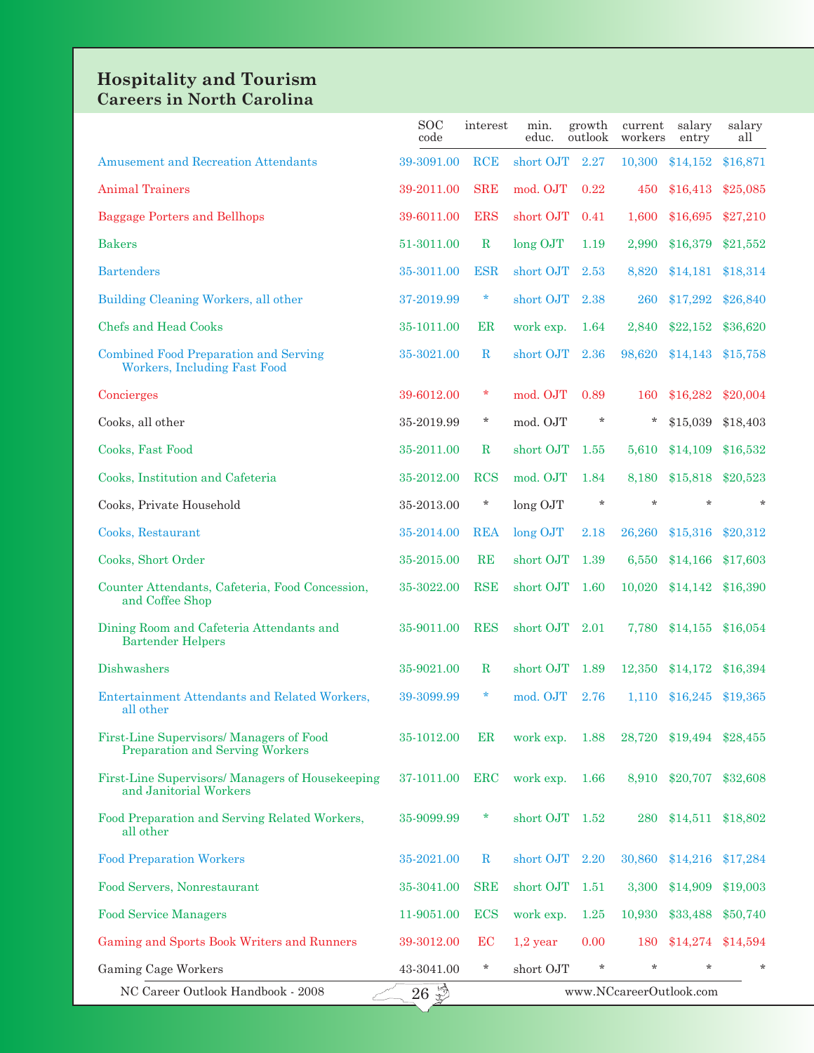## Hospitality and Tourism
### Careers in North Carolina

| | SOC code | interest | min. educ. | growth outlook | current workers | salary entry | salary all |
|---|---|---|---|---|---|---|---|
| Amusement and Recreation Attendants | 39-3091.00 | RCE | short OJT | 2.27 | 10,300 | $14,152 | $16,871 |
| Animal Trainers | 39-2011.00 | SRE | mod. OJT | 0.22 | 450 | $16,413 | $25,085 |
| Baggage Porters and Bellhops | 39-6011.00 | ERS | short OJT | 0.41 | 1,600 | $16,695 | $27,210 |
| Bakers | 51-3011.00 | R | long OJT | 1.19 | 2,990 | $16,379 | $21,552 |
| Bartenders | 35-3011.00 | ESR | short OJT | 2.53 | 8,820 | $14,181 | $18,314 |
| Building Cleaning Workers, all other | 37-2019.99 | * | short OJT | 2.38 | 260 | $17,292 | $26,840 |
| Chefs and Head Cooks | 35-1011.00 | ER | work exp. | 1.64 | 2,840 | $22,152 | $36,620 |
| Combined Food Preparation and Serving Workers, Including Fast Food | 35-3021.00 | R | short OJT | 2.36 | 98,620 | $14,143 | $15,758 |
| Concierges | 39-6012.00 | * | mod. OJT | 0.89 | 160 | $16,282 | $20,004 |
| Cooks, all other | 35-2019.99 | * | mod. OJT | * | * | $15,039 | $18,403 |
| Cooks, Fast Food | 35-2011.00 | R | short OJT | 1.55 | 5,610 | $14,109 | $16,532 |
| Cooks, Institution and Cafeteria | 35-2012.00 | RCS | mod. OJT | 1.84 | 8,180 | $15,818 | $20,523 |
| Cooks, Private Household | 35-2013.00 | * | long OJT | * | * | * | * |
| Cooks, Restaurant | 35-2014.00 | REA | long OJT | 2.18 | 26,260 | $15,316 | $20,312 |
| Cooks, Short Order | 35-2015.00 | RE | short OJT | 1.39 | 6,550 | $14,166 | $17,603 |
| Counter Attendants, Cafeteria, Food Concession, and Coffee Shop | 35-3022.00 | RSE | short OJT | 1.60 | 10,020 | $14,142 | $16,390 |
| Dining Room and Cafeteria Attendants and Bartender Helpers | 35-9011.00 | RES | short OJT | 2.01 | 7,780 | $14,155 | $16,054 |
| Dishwashers | 35-9021.00 | R | short OJT | 1.89 | 12,350 | $14,172 | $16,394 |
| Entertainment Attendants and Related Workers, all other | 39-3099.99 | * | mod. OJT | 2.76 | 1,110 | $16,245 | $19,365 |
| First-Line Supervisors/ Managers of Food Preparation and Serving Workers | 35-1012.00 | ER | work exp. | 1.88 | 28,720 | $19,494 | $28,455 |
| First-Line Supervisors/ Managers of Housekeeping and Janitorial Workers | 37-1011.00 | ERC | work exp. | 1.66 | 8,910 | $20,707 | $32,608 |
| Food Preparation and Serving Related Workers, all other | 35-9099.99 | * | short OJT | 1.52 | 280 | $14,511 | $18,802 |
| Food Preparation Workers | 35-2021.00 | R | short OJT | 2.20 | 30,860 | $14,216 | $17,284 |
| Food Servers, Nonrestaurant | 35-3041.00 | SRE | short OJT | 1.51 | 3,300 | $14,909 | $19,003 |
| Food Service Managers | 11-9051.00 | ECS | work exp. | 1.25 | 10,930 | $33,488 | $50,740 |
| Gaming and Sports Book Writers and Runners | 39-3012.00 | EC | 1,2 year | 0.00 | 180 | $14,274 | $14,594 |
| Gaming Cage Workers | 43-3041.00 | * | short OJT | * | * | * | * |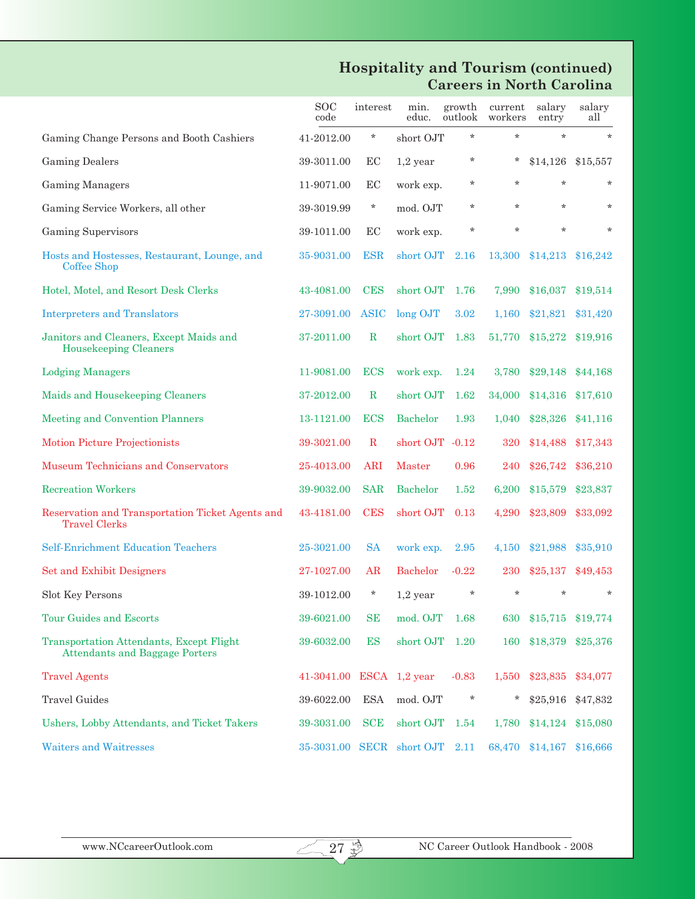## Hospitality and Tourism (continued)
## Careers in North Carolina

| | SOC code | interest | min. educ. | growth outlook | current workers | salary entry | salary all |
|---|---|---|---|---|---|---|---|
| Gaming Change Persons and Booth Cashiers | 41-2012.00 | * | short OJT | * | * | * | * |
| Gaming Dealers | 39-3011.00 | EC | 1,2 year | * | * | $14,126 | $15,557 |
| Gaming Managers | 11-9071.00 | EC | work exp. | * | * | * | * |
| Gaming Service Workers, all other | 39-3019.99 | * | mod. OJT | * | * | * | * |
| Gaming Supervisors | 39-1011.00 | EC | work exp. | * | * | * | * |
| Hosts and Hostesses, Restaurant, Lounge, and Coffee Shop | 35-9031.00 | ESR | short OJT | 2.16 | 13,300 | $14,213 | $16,242 |
| Hotel, Motel, and Resort Desk Clerks | 43-4081.00 | CES | short OJT | 1.76 | 7,990 | $16,037 | $19,514 |
| Interpreters and Translators | 27-3091.00 | ASIC | long OJT | 3.02 | 1,160 | $21,821 | $31,420 |
| Janitors and Cleaners, Except Maids and Housekeeping Cleaners | 37-2011.00 | R | short OJT | 1.83 | 51,770 | $15,272 | $19,916 |
| Lodging Managers | 11-9081.00 | ECS | work exp. | 1.24 | 3,780 | $29,148 | $44,168 |
| Maids and Housekeeping Cleaners | 37-2012.00 | R | short OJT | 1.62 | 34,000 | $14,316 | $17,610 |
| Meeting and Convention Planners | 13-1121.00 | ECS | Bachelor | 1.93 | 1,040 | $28,326 | $41,116 |
| Motion Picture Projectionists | 39-3021.00 | R | short OJT | -0.12 | 320 | $14,488 | $17,343 |
| Museum Technicians and Conservators | 25-4013.00 | ARI | Master | 0.96 | 240 | $26,742 | $36,210 |
| Recreation Workers | 39-9032.00 | SAR | Bachelor | 1.52 | 6,200 | $15,579 | $23,837 |
| Reservation and Transportation Ticket Agents and Travel Clerks | 43-4181.00 | CES | short OJT | 0.13 | 4,290 | $23,809 | $33,092 |
| Self-Enrichment Education Teachers | 25-3021.00 | SA | work exp. | 2.95 | 4,150 | $21,988 | $35,910 |
| Set and Exhibit Designers | 27-1027.00 | AR | Bachelor | -0.22 | 230 | $25,137 | $49,453 |
| Slot Key Persons | 39-1012.00 | * | 1,2 year | * | * | * | * |
| Tour Guides and Escorts | 39-6021.00 | SE | mod. OJT | 1.68 | 630 | $15,715 | $19,774 |
| Transportation Attendants, Except Flight Attendants and Baggage Porters | 39-6032.00 | ES | short OJT | 1.20 | 160 | $18,379 | $25,376 |
| Travel Agents | 41-3041.00 | ESCA | 1,2 year | -0.83 | 1,550 | $23,835 | $34,077 |
| Travel Guides | 39-6022.00 | ESA | mod. OJT | * | * | $25,916 | $47,832 |
| Ushers, Lobby Attendants, and Ticket Takers | 39-3031.00 | SCE | short OJT | 1.54 | 1,780 | $14,124 | $15,080 |
| Waiters and Waitresses | 35-3031.00 | SECR | short OJT | 2.11 | 68,470 | $14,167 | $16,666 |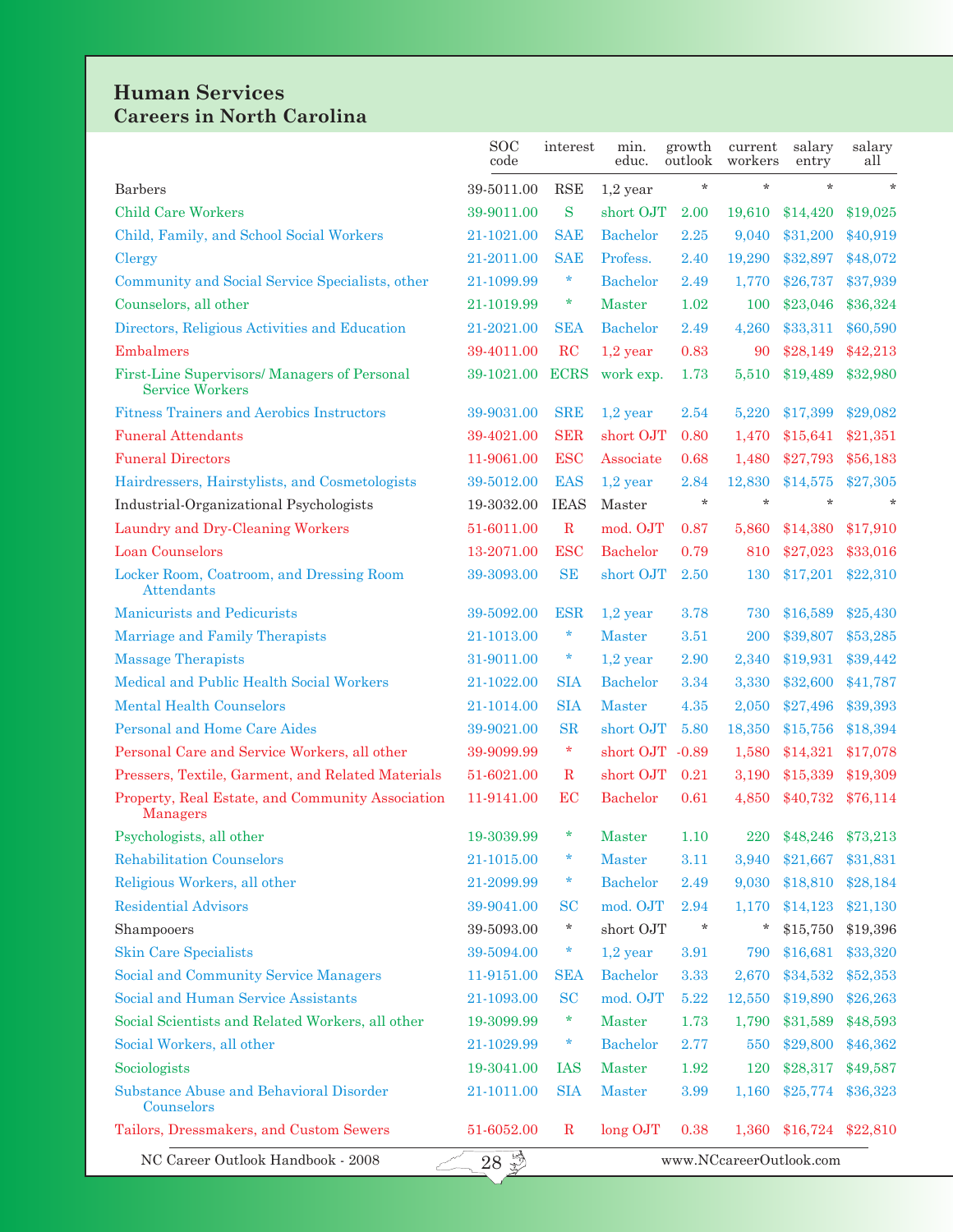## Human Services
### Careers in North Carolina

| | SOC code | interest | min. educ. | growth outlook | current workers | salary entry | salary all |
|---|---|---|---|---|---|---|---|
| Barbers | 39-5011.00 | RSE | 1,2 year | * | * | * | * |
| Child Care Workers | 39-9011.00 | S | short OJT | 2.00 | 19,610 | $14,420 | $19,025 |
| Child, Family, and School Social Workers | 21-1021.00 | SAE | Bachelor | 2.25 | 9,040 | $31,200 | $40,919 |
| Clergy | 21-2011.00 | SAE | Profess. | 2.40 | 19,290 | $32,897 | $48,072 |
| Community and Social Service Specialists, other | 21-1099.99 | * | Bachelor | 2.49 | 1,770 | $26,737 | $37,939 |
| Counselors, all other | 21-1019.99 | * | Master | 1.02 | 100 | $23,046 | $36,324 |
| Directors, Religious Activities and Education | 21-2021.00 | SEA | Bachelor | 2.49 | 4,260 | $33,311 | $60,590 |
| Embalmers | 39-4011.00 | RC | 1,2 year | 0.83 | 90 | $28,149 | $42,213 |
| First-Line Supervisors/ Managers of Personal Service Workers | 39-1021.00 | ECRS | work exp. | 1.73 | 5,510 | $19,489 | $32,980 |
| Fitness Trainers and Aerobics Instructors | 39-9031.00 | SRE | 1,2 year | 2.54 | 5,220 | $17,399 | $29,082 |
| Funeral Attendants | 39-4021.00 | SER | short OJT | 0.80 | 1,470 | $15,641 | $21,351 |
| Funeral Directors | 11-9061.00 | ESC | Associate | 0.68 | 1,480 | $27,793 | $56,183 |
| Hairdressers, Hairstylists, and Cosmetologists | 39-5012.00 | EAS | 1,2 year | 2.84 | 12,830 | $14,575 | $27,305 |
| Industrial-Organizational Psychologists | 19-3032.00 | IEAS | Master | * | * | * | * |
| Laundry and Dry-Cleaning Workers | 51-6011.00 | R | mod. OJT | 0.87 | 5,860 | $14,380 | $17,910 |
| Loan Counselors | 13-2071.00 | ESC | Bachelor | 0.79 | 810 | $27,023 | $33,016 |
| Locker Room, Coatroom, and Dressing Room Attendants | 39-3093.00 | SE | short OJT | 2.50 | 130 | $17,201 | $22,310 |
| Manicurists and Pedicurists | 39-5092.00 | ESR | 1,2 year | 3.78 | 730 | $16,589 | $25,430 |
| Marriage and Family Therapists | 21-1013.00 | * | Master | 3.51 | 200 | $39,807 | $53,285 |
| Massage Therapists | 31-9011.00 | * | 1,2 year | 2.90 | 2,340 | $19,931 | $39,442 |
| Medical and Public Health Social Workers | 21-1022.00 | SIA | Bachelor | 3.34 | 3,330 | $32,600 | $41,787 |
| Mental Health Counselors | 21-1014.00 | SIA | Master | 4.35 | 2,050 | $27,496 | $39,393 |
| Personal and Home Care Aides | 39-9021.00 | SR | short OJT | 5.80 | 18,350 | $15,756 | $18,394 |
| Personal Care and Service Workers, all other | 39-9099.99 | * | short OJT | -0.89 | 1,580 | $14,321 | $17,078 |
| Pressers, Textile, Garment, and Related Materials | 51-6021.00 | R | short OJT | 0.21 | 3,190 | $15,339 | $19,309 |
| Property, Real Estate, and Community Association Managers | 11-9141.00 | EC | Bachelor | 0.61 | 4,850 | $40,732 | $76,114 |
| Psychologists, all other | 19-3039.99 | * | Master | 1.10 | 220 | $48,246 | $73,213 |
| Rehabilitation Counselors | 21-1015.00 | * | Master | 3.11 | 3,940 | $21,667 | $31,831 |
| Religious Workers, all other | 21-2099.99 | * | Bachelor | 2.49 | 9,030 | $18,810 | $28,184 |
| Residential Advisors | 39-9041.00 | SC | mod. OJT | 2.94 | 1,170 | $14,123 | $21,130 |
| Shampooers | 39-5093.00 | * | short OJT | * | * | $15,750 | $19,396 |
| Skin Care Specialists | 39-5094.00 | * | 1,2 year | 3.91 | 790 | $16,681 | $33,320 |
| Social and Community Service Managers | 11-9151.00 | SEA | Bachelor | 3.33 | 2,670 | $34,532 | $52,353 |
| Social and Human Service Assistants | 21-1093.00 | SC | mod. OJT | 5.22 | 12,550 | $19,890 | $26,263 |
| Social Scientists and Related Workers, all other | 19-3099.99 | * | Master | 1.73 | 1,790 | $31,589 | $48,593 |
| Social Workers, all other | 21-1029.99 | * | Bachelor | 2.77 | 550 | $29,800 | $46,362 |
| Sociologists | 19-3041.00 | IAS | Master | 1.92 | 120 | $28,317 | $49,587 |
| Substance Abuse and Behavioral Disorder Counselors | 21-1011.00 | SIA | Master | 3.99 | 1,160 | $25,774 | $36,323 |
| Tailors, Dressmakers, and Custom Sewers | 51-6052.00 | R | long OJT | 0.38 | 1,360 | $16,724 | $22,810 |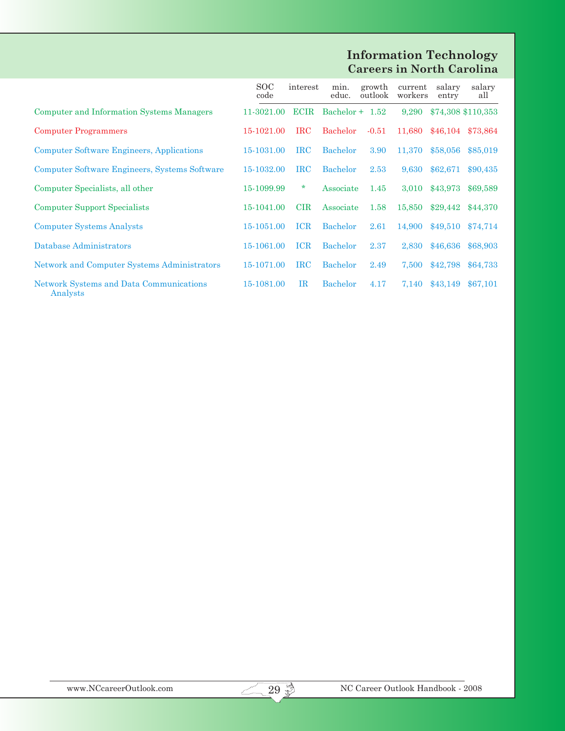# Information Technology
## Careers in North Carolina

| | SOC code | interest | min. educ. | growth outlook | current workers | salary entry | salary all |
|---|---|---|---|---|---|---|---|
| Computer and Information Systems Managers | 11-3021.00 | ECIR | Bachelor + | 1.52 | 9,290 | $74,308 | $110,353 |
| Computer Programmers | 15-1021.00 | IRC | Bachelor | -0.51 | 11,680 | $46,104 | $73,864 |
| Computer Software Engineers, Applications | 15-1031.00 | IRC | Bachelor | 3.90 | 11,370 | $58,056 | $85,019 |
| Computer Software Engineers, Systems Software | 15-1032.00 | IRC | Bachelor | 2.53 | 9,630 | $62,671 | $90,435 |
| Computer Specialists, all other | 15-1099.99 | * | Associate | 1.45 | 3,010 | $43,973 | $69,589 |
| Computer Support Specialists | 15-1041.00 | CIR | Associate | 1.58 | 15,850 | $29,442 | $44,370 |
| Computer Systems Analysts | 15-1051.00 | ICR | Bachelor | 2.61 | 14,900 | $49,510 | $74,714 |
| Database Administrators | 15-1061.00 | ICR | Bachelor | 2.37 | 2,830 | $46,636 | $68,903 |
| Network and Computer Systems Administrators | 15-1071.00 | IRC | Bachelor | 2.49 | 7,500 | $42,798 | $64,733 |
| Network Systems and Data Communications Analysts | 15-1081.00 | IR | Bachelor | 4.17 | 7,140 | $43,149 | $67,101 |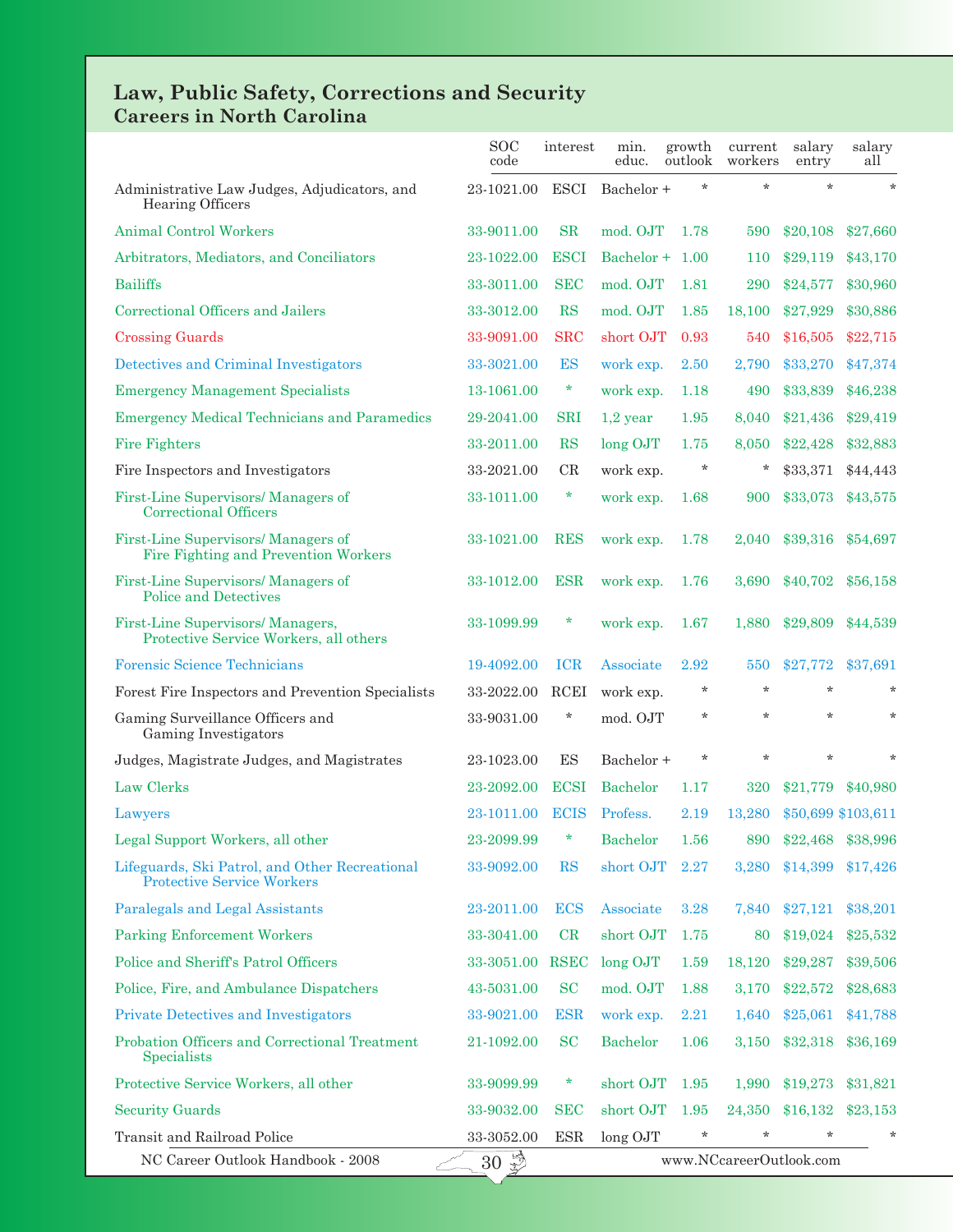## Law, Public Safety, Corrections and Security
### Careers in North Carolina

| | SOC code | interest | min. educ. | growth outlook | current workers | salary entry | salary all |
|---|---|---|---|---|---|---|---|
| Administrative Law Judges, Adjudicators, and Hearing Officers | 23-1021.00 | ESCI | Bachelor + | * | * | * | * |
| Animal Control Workers | 33-9011.00 | SR | mod. OJT | 1.78 | 590 | $20,108 | $27,660 |
| Arbitrators, Mediators, and Conciliators | 23-1022.00 | ESCI | Bachelor + | 1.00 | 110 | $29,119 | $43,170 |
| Bailiffs | 33-3011.00 | SEC | mod. OJT | 1.81 | 290 | $24,577 | $30,960 |
| Correctional Officers and Jailers | 33-3012.00 | RS | mod. OJT | 1.85 | 18,100 | $27,929 | $30,886 |
| Crossing Guards | 33-9091.00 | SRC | short OJT | 0.93 | 540 | $16,505 | $22,715 |
| Detectives and Criminal Investigators | 33-3021.00 | ES | work exp. | 2.50 | 2,790 | $33,270 | $47,374 |
| Emergency Management Specialists | 13-1061.00 | * | work exp. | 1.18 | 490 | $33,839 | $46,238 |
| Emergency Medical Technicians and Paramedics | 29-2041.00 | SRI | 1,2 year | 1.95 | 8,040 | $21,436 | $29,419 |
| Fire Fighters | 33-2011.00 | RS | long OJT | 1.75 | 8,050 | $22,428 | $32,883 |
| Fire Inspectors and Investigators | 33-2021.00 | CR | work exp. | * | * | $33,371 | $44,443 |
| First-Line Supervisors/ Managers of Correctional Officers | 33-1011.00 | * | work exp. | 1.68 | 900 | $33,073 | $43,575 |
| First-Line Supervisors/ Managers of Fire Fighting and Prevention Workers | 33-1021.00 | RES | work exp. | 1.78 | 2,040 | $39,316 | $54,697 |
| First-Line Supervisors/ Managers of Police and Detectives | 33-1012.00 | ESR | work exp. | 1.76 | 3,690 | $40,702 | $56,158 |
| First-Line Supervisors/ Managers, Protective Service Workers, all others | 33-1099.99 | * | work exp. | 1.67 | 1,880 | $29,809 | $44,539 |
| Forensic Science Technicians | 19-4092.00 | ICR | Associate | 2.92 | 550 | $27,772 | $37,691 |
| Forest Fire Inspectors and Prevention Specialists | 33-2022.00 | RCEI | work exp. | * | * | * | * |
| Gaming Surveillance Officers and Gaming Investigators | 33-9031.00 | * | mod. OJT | * | * | * | * |
| Judges, Magistrate Judges, and Magistrates | 23-1023.00 | ES | Bachelor + | * | * | * | * |
| Law Clerks | 23-2092.00 | ECSI | Bachelor | 1.17 | 320 | $21,779 | $40,980 |
| Lawyers | 23-1011.00 | ECIS | Profess. | 2.19 | 13,280 | $50,699 | $103,611 |
| Legal Support Workers, all other | 23-2099.99 | * | Bachelor | 1.56 | 890 | $22,468 | $38,996 |
| Lifeguards, Ski Patrol, and Other Recreational Protective Service Workers | 33-9092.00 | RS | short OJT | 2.27 | 3,280 | $14,399 | $17,426 |
| Paralegals and Legal Assistants | 23-2011.00 | ECS | Associate | 3.28 | 7,840 | $27,121 | $38,201 |
| Parking Enforcement Workers | 33-3041.00 | CR | short OJT | 1.75 | 80 | $19,024 | $25,532 |
| Police and Sheriff's Patrol Officers | 33-3051.00 | RSEC | long OJT | 1.59 | 18,120 | $29,287 | $39,506 |
| Police, Fire, and Ambulance Dispatchers | 43-5031.00 | SC | mod. OJT | 1.88 | 3,170 | $22,572 | $28,683 |
| Private Detectives and Investigators | 33-9021.00 | ESR | work exp. | 2.21 | 1,640 | $25,061 | $41,788 |
| Probation Officers and Correctional Treatment Specialists | 21-1092.00 | SC | Bachelor | 1.06 | 3,150 | $32,318 | $36,169 |
| Protective Service Workers, all other | 33-9099.99 | * | short OJT | 1.95 | 1,990 | $19,273 | $31,821 |
| Security Guards | 33-9032.00 | SEC | short OJT | 1.95 | 24,350 | $16,132 | $23,153 |
| Transit and Railroad Police | 33-3052.00 | ESR | long OJT | * | * | * | * |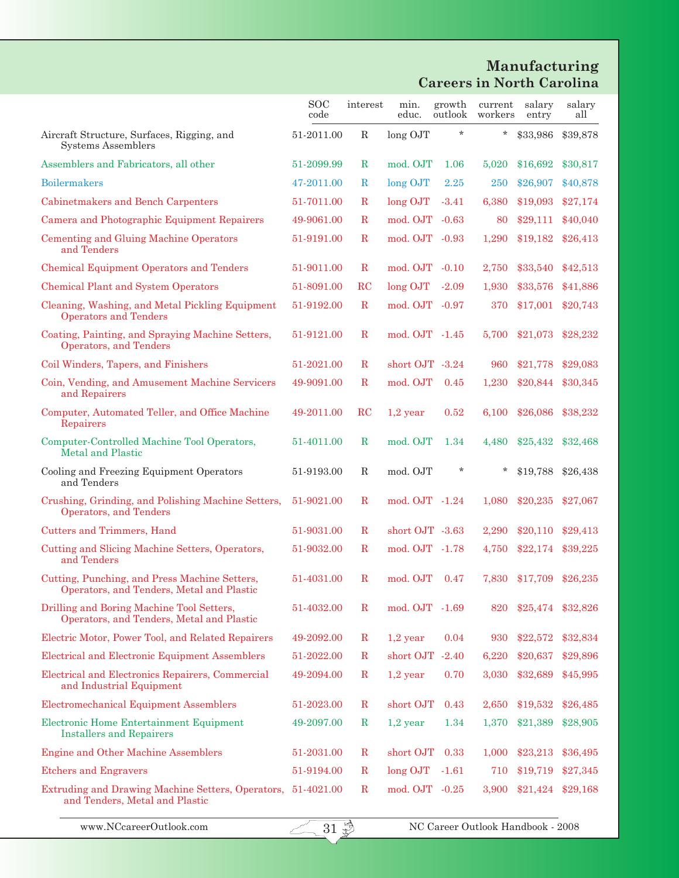## Manufacturing
### Careers in North Carolina

| | SOC code | interest | min. educ. | growth outlook | current workers | salary entry | salary all |
|---|---|---|---|---|---|---|---|
| Aircraft Structure, Surfaces, Rigging, and Systems Assemblers | 51-2011.00 | R | long OJT | * | * | $33,986 | $39,878 |
| Assemblers and Fabricators, all other | 51-2099.99 | R | mod. OJT | 1.06 | 5,020 | $16,692 | $30,817 |
| Boilermakers | 47-2011.00 | R | long OJT | 2.25 | 250 | $26,907 | $40,878 |
| Cabinetmakers and Bench Carpenters | 51-7011.00 | R | long OJT | -3.41 | 6,380 | $19,093 | $27,174 |
| Camera and Photographic Equipment Repairers | 49-9061.00 | R | mod. OJT | -0.63 | 80 | $29,111 | $40,040 |
| Cementing and Gluing Machine Operators and Tenders | 51-9191.00 | R | mod. OJT | -0.93 | 1,290 | $19,182 | $26,413 |
| Chemical Equipment Operators and Tenders | 51-9011.00 | R | mod. OJT | -0.10 | 2,750 | $33,540 | $42,513 |
| Chemical Plant and System Operators | 51-8091.00 | RC | long OJT | -2.09 | 1,930 | $33,576 | $41,886 |
| Cleaning, Washing, and Metal Pickling Equipment Operators and Tenders | 51-9192.00 | R | mod. OJT | -0.97 | 370 | $17,001 | $20,743 |
| Coating, Painting, and Spraying Machine Setters, Operators, and Tenders | 51-9121.00 | R | mod. OJT | -1.45 | 5,700 | $21,073 | $28,232 |
| Coil Winders, Tapers, and Finishers | 51-2021.00 | R | short OJT | -3.24 | 960 | $21,778 | $29,083 |
| Coin, Vending, and Amusement Machine Servicers and Repairers | 49-9091.00 | R | mod. OJT | 0.45 | 1,230 | $20,844 | $30,345 |
| Computer, Automated Teller, and Office Machine Repairers | 49-2011.00 | RC | 1,2 year | 0.52 | 6,100 | $26,086 | $38,232 |
| Computer-Controlled Machine Tool Operators, Metal and Plastic | 51-4011.00 | R | mod. OJT | 1.34 | 4,480 | $25,432 | $32,468 |
| Cooling and Freezing Equipment Operators and Tenders | 51-9193.00 | R | mod. OJT | * | * | $19,788 | $26,438 |
| Crushing, Grinding, and Polishing Machine Setters, Operators, and Tenders | 51-9021.00 | R | mod. OJT | -1.24 | 1,080 | $20,235 | $27,067 |
| Cutters and Trimmers, Hand | 51-9031.00 | R | short OJT | -3.63 | 2,290 | $20,110 | $29,413 |
| Cutting and Slicing Machine Setters, Operators, and Tenders | 51-9032.00 | R | mod. OJT | -1.78 | 4,750 | $22,174 | $39,225 |
| Cutting, Punching, and Press Machine Setters, Operators, and Tenders, Metal and Plastic | 51-4031.00 | R | mod. OJT | 0.47 | 7,830 | $17,709 | $26,235 |
| Drilling and Boring Machine Tool Setters, Operators, and Tenders, Metal and Plastic | 51-4032.00 | R | mod. OJT | -1.69 | 820 | $25,474 | $32,826 |
| Electric Motor, Power Tool, and Related Repairers | 49-2092.00 | R | 1,2 year | 0.04 | 930 | $22,572 | $32,834 |
| Electrical and Electronic Equipment Assemblers | 51-2022.00 | R | short OJT | -2.40 | 6,220 | $20,637 | $29,896 |
| Electrical and Electronics Repairers, Commercial and Industrial Equipment | 49-2094.00 | R | 1,2 year | 0.70 | 3,030 | $32,689 | $45,995 |
| Electromechanical Equipment Assemblers | 51-2023.00 | R | short OJT | 0.43 | 2,650 | $19,532 | $26,485 |
| Electronic Home Entertainment Equipment Installers and Repairers | 49-2097.00 | R | 1,2 year | 1.34 | 1,370 | $21,389 | $28,905 |
| Engine and Other Machine Assemblers | 51-2031.00 | R | short OJT | 0.33 | 1,000 | $23,213 | $36,495 |
| Etchers and Engravers | 51-9194.00 | R | long OJT | -1.61 | 710 | $19,719 | $27,345 |
| Extruding and Drawing Machine Setters, Operators, and Tenders, Metal and Plastic | 51-4021.00 | R | mod. OJT | -0.25 | 3,900 | $21,424 | $29,168 |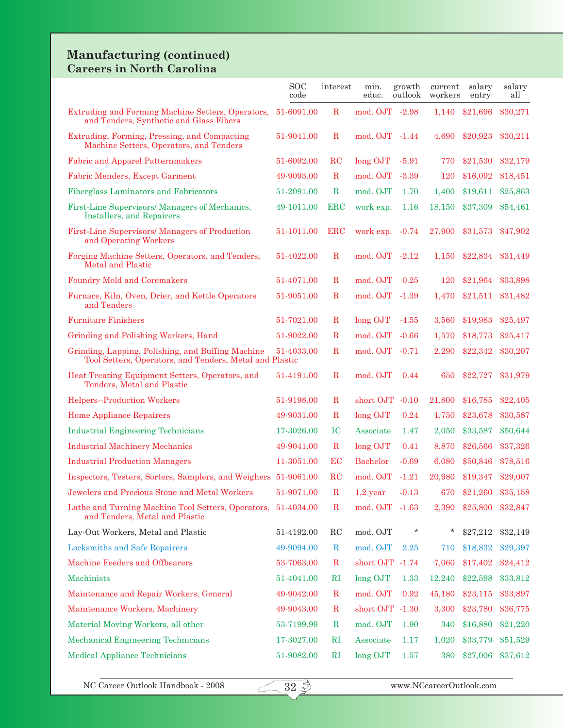## Manufacturing (continued)
### Careers in North Carolina

| | SOC code | interest | min. educ. | growth outlook | current workers | salary entry | salary all |
|---|---|---|---|---|---|---|---|
| Extruding and Forming Machine Setters, Operators, and Tenders, Synthetic and Glass Fibers | 51-6091.00 | R | mod. OJT | -2.98 | 1,140 | $21,696 | $30,271 |
| Extruding, Forming, Pressing, and Compacting Machine Setters, Operators, and Tenders | 51-9041.00 | R | mod. OJT | -1.44 | 4,690 | $20,923 | $30,211 |
| Fabric and Apparel Patternmakers | 51-6092.00 | RC | long OJT | -5.91 | 770 | $21,530 | $32,179 |
| Fabric Menders, Except Garment | 49-9093.00 | R | mod. OJT | -3.39 | 120 | $16,092 | $18,451 |
| Fiberglass Laminators and Fabricators | 51-2091.00 | R | mod. OJT | 1.70 | 1,400 | $19,611 | $25,863 |
| First-Line Supervisors/ Managers of Mechanics, Installers, and Repairers | 49-1011.00 | ERC | work exp. | 1.16 | 18,150 | $37,309 | $54,461 |
| First-Line Supervisors/ Managers of Production and Operating Workers | 51-1011.00 | ERC | work exp. | -0.74 | 27,900 | $31,573 | $47,902 |
| Forging Machine Setters, Operators, and Tenders, Metal and Plastic | 51-4022.00 | R | mod. OJT | -2.12 | 1,150 | $22,834 | $31,449 |
| Foundry Mold and Coremakers | 51-4071.00 | R | mod. OJT | 0.25 | 120 | $21,964 | $33,898 |
| Furnace, Kiln, Oven, Drier, and Kettle Operators and Tenders | 51-9051.00 | R | mod. OJT | -1.39 | 1,470 | $21,511 | $31,482 |
| Furniture Finishers | 51-7021.00 | R | long OJT | -4.55 | 3,560 | $19,983 | $25,497 |
| Grinding and Polishing Workers, Hand | 51-9022.00 | R | mod. OJT | -0.66 | 1,570 | $18,773 | $25,417 |
| Grinding, Lapping, Polishing, and Buffing Machine Tool Setters, Operators, and Tenders, Metal and Plastic | 51-4033.00 | R | mod. OJT | -0.71 | 2,290 | $22,342 | $30,207 |
| Heat Treating Equipment Setters, Operators, and Tenders, Metal and Plastic | 51-4191.00 | R | mod. OJT | 0.44 | 650 | $22,727 | $31,979 |
| Helpers--Production Workers | 51-9198.00 | R | short OJT | -0.10 | 21,800 | $16,785 | $22,405 |
| Home Appliance Repairers | 49-9031.00 | R | long OJT | 0.24 | 1,750 | $23,678 | $30,587 |
| Industrial Engineering Technicians | 17-3026.00 | IC | Associate | 1.47 | 2,050 | $33,587 | $50,644 |
| Industrial Machinery Mechanics | 49-9041.00 | R | long OJT | 0.41 | 8,870 | $26,566 | $37,326 |
| Industrial Production Managers | 11-3051.00 | EC | Bachelor | -0.69 | 6,080 | $50,846 | $78,516 |
| Inspectors, Testers, Sorters, Samplers, and Weighers | 51-9061.00 | RC | mod. OJT | -1.21 | 20,980 | $19,347 | $29,007 |
| Jewelers and Precious Stone and Metal Workers | 51-9071.00 | R | 1,2 year | -0.13 | 670 | $21,260 | $35,158 |
| Lathe and Turning Machine Tool Setters, Operators, and Tenders, Metal and Plastic | 51-4034.00 | R | mod. OJT | -1.63 | 2,390 | $25,800 | $32,847 |
| Lay-Out Workers, Metal and Plastic | 51-4192.00 | RC | mod. OJT | * | * | $27,212 | $32,149 |
| Locksmiths and Safe Repairers | 49-9094.00 | R | mod. OJT | 2.25 | 710 | $18,832 | $29,397 |
| Machine Feeders and Offbearers | 53-7063.00 | R | short OJT | -1.74 | 7,060 | $17,402 | $24,412 |
| Machinists | 51-4041.00 | RI | long OJT | 1.33 | 12,240 | $22,598 | $33,812 |
| Maintenance and Repair Workers, General | 49-9042.00 | R | mod. OJT | 0.92 | 45,180 | $23,115 | $33,897 |
| Maintenance Workers, Machinery | 49-9043.00 | R | short OJT | -1.30 | 3,300 | $23,780 | $36,775 |
| Material Moving Workers, all other | 53-7199.99 | R | mod. OJT | 1.90 | 340 | $16,880 | $21,220 |
| Mechanical Engineering Technicians | 17-3027.00 | RI | Associate | 1.17 | 1,020 | $33,779 | $51,529 |
| Medical Appliance Technicians | 51-9082.00 | RI | long OJT | 1.57 | 380 | $27,006 | $37,612 |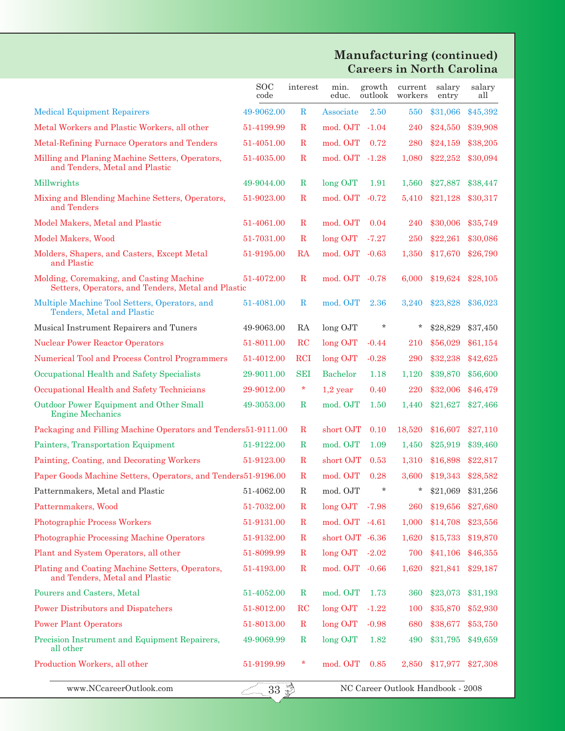# Manufacturing (continued)
## Careers in North Carolina

| | SOC code | interest | min. educ. | growth outlook | current workers | salary entry | salary all |
|---|---|---|---|---|---|---|---|
| Medical Equipment Repairers | 49-9062.00 | R | Associate | 2.50 | 550 | $31,066 | $45,392 |
| Metal Workers and Plastic Workers, all other | 51-4199.99 | R | mod. OJT | -1.04 | 240 | $24,550 | $39,908 |
| Metal-Refining Furnace Operators and Tenders | 51-4051.00 | R | mod. OJT | 0.72 | 280 | $24,159 | $38,205 |
| Milling and Planing Machine Setters, Operators, and Tenders, Metal and Plastic | 51-4035.00 | R | mod. OJT | -1.28 | 1,080 | $22,252 | $30,094 |
| Millwrights | 49-9044.00 | R | long OJT | 1.91 | 1,560 | $27,887 | $38,447 |
| Mixing and Blending Machine Setters, Operators, and Tenders | 51-9023.00 | R | mod. OJT | -0.72 | 5,410 | $21,128 | $30,317 |
| Model Makers, Metal and Plastic | 51-4061.00 | R | mod. OJT | 0.04 | 240 | $30,006 | $35,749 |
| Model Makers, Wood | 51-7031.00 | R | long OJT | -7.27 | 250 | $22,261 | $30,086 |
| Molders, Shapers, and Casters, Except Metal and Plastic | 51-9195.00 | RA | mod. OJT | -0.63 | 1,350 | $17,670 | $26,790 |
| Molding, Coremaking, and Casting Machine Setters, Operators, and Tenders, Metal and Plastic | 51-4072.00 | R | mod. OJT | -0.78 | 6,000 | $19,624 | $28,105 |
| Multiple Machine Tool Setters, Operators, and Tenders, Metal and Plastic | 51-4081.00 | R | mod. OJT | 2.36 | 3,240 | $23,828 | $36,023 |
| Musical Instrument Repairers and Tuners | 49-9063.00 | RA | long OJT | * | * | $28,829 | $37,450 |
| Nuclear Power Reactor Operators | 51-8011.00 | RC | long OJT | -0.44 | 210 | $56,029 | $61,154 |
| Numerical Tool and Process Control Programmers | 51-4012.00 | RCI | long OJT | -0.28 | 290 | $32,238 | $42,625 |
| Occupational Health and Safety Specialists | 29-9011.00 | SEI | Bachelor | 1.18 | 1,120 | $39,870 | $56,600 |
| Occupational Health and Safety Technicians | 29-9012.00 | * | 1,2 year | 0.40 | 220 | $32,006 | $46,479 |
| Outdoor Power Equipment and Other Small Engine Mechanics | 49-3053.00 | R | mod. OJT | 1.50 | 1,440 | $21,627 | $27,466 |
| Packaging and Filling Machine Operators and Tenders | 51-9111.00 | R | short OJT | 0.10 | 18,520 | $16,607 | $27,110 |
| Painters, Transportation Equipment | 51-9122.00 | R | mod. OJT | 1.09 | 1,450 | $25,919 | $39,460 |
| Painting, Coating, and Decorating Workers | 51-9123.00 | R | short OJT | 0.53 | 1,310 | $16,898 | $22,817 |
| Paper Goods Machine Setters, Operators, and Tenders | 51-9196.00 | R | mod. OJT | 0.28 | 3,600 | $19,343 | $28,582 |
| Patternmakers, Metal and Plastic | 51-4062.00 | R | mod. OJT | * | * | $21,069 | $31,256 |
| Patternmakers, Wood | 51-7032.00 | R | long OJT | -7.98 | 260 | $19,656 | $27,680 |
| Photographic Process Workers | 51-9131.00 | R | mod. OJT | -4.61 | 1,000 | $14,708 | $23,556 |
| Photographic Processing Machine Operators | 51-9132.00 | R | short OJT | -6.36 | 1,620 | $15,733 | $19,870 |
| Plant and System Operators, all other | 51-8099.99 | R | long OJT | -2.02 | 700 | $41,106 | $46,355 |
| Plating and Coating Machine Setters, Operators, and Tenders, Metal and Plastic | 51-4193.00 | R | mod. OJT | -0.66 | 1,620 | $21,841 | $29,187 |
| Pourers and Casters, Metal | 51-4052.00 | R | mod. OJT | 1.73 | 360 | $23,073 | $31,193 |
| Power Distributors and Dispatchers | 51-8012.00 | RC | long OJT | -1.22 | 100 | $35,870 | $52,930 |
| Power Plant Operators | 51-8013.00 | R | long OJT | -0.98 | 680 | $38,677 | $53,750 |
| Precision Instrument and Equipment Repairers, all other | 49-9069.99 | R | long OJT | 1.82 | 490 | $31,795 | $49,659 |
| Production Workers, all other | 51-9199.99 | * | mod. OJT | 0.85 | 2,850 | $17,977 | $27,308 |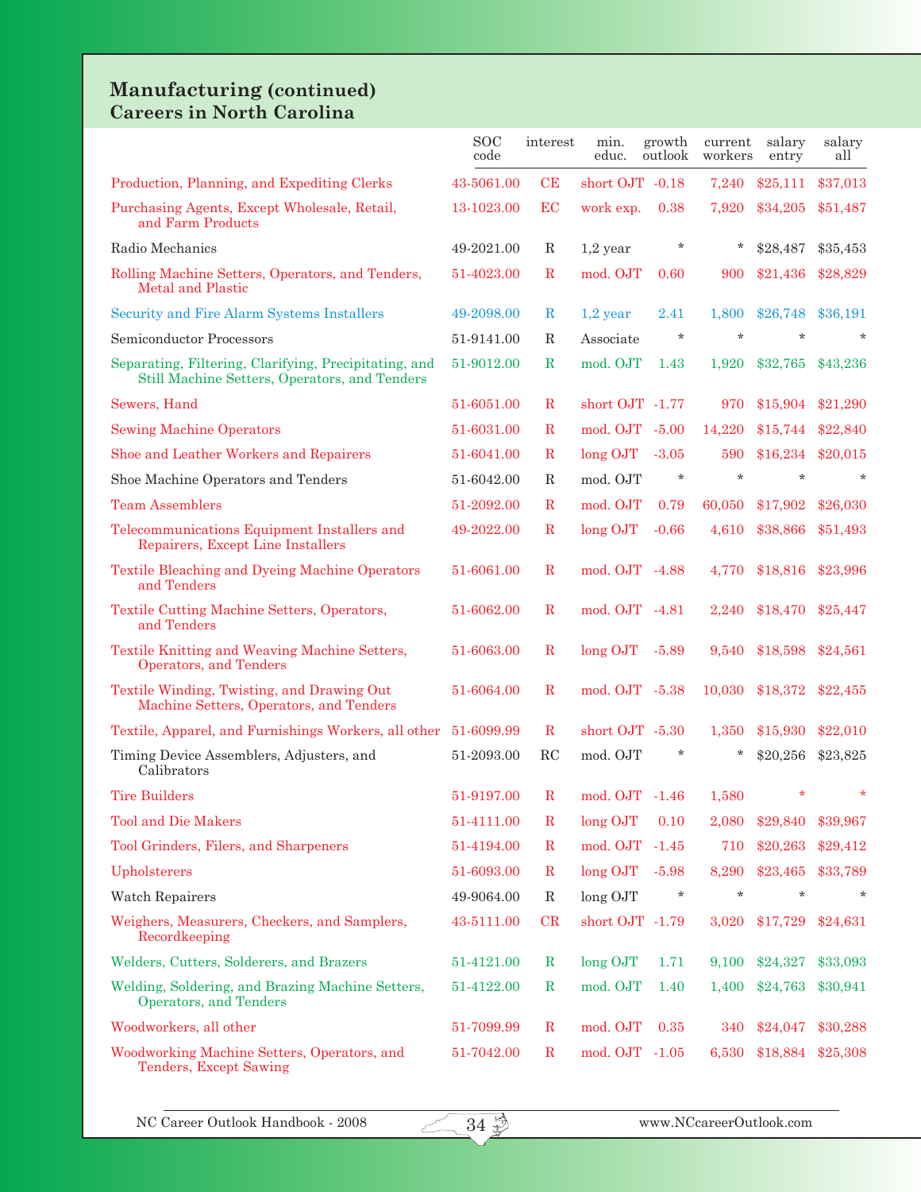## Manufacturing (continued)
### Careers in North Carolina

| | SOC code | interest | min. educ. | growth outlook | current workers | salary entry | salary all |
|---|---|---|---|---|---|---|---|
| Production, Planning, and Expediting Clerks | 43-5061.00 | CE | short OJT | -0.18 | 7,240 | $25,111 | $37,013 |
| Purchasing Agents, Except Wholesale, Retail, and Farm Products | 13-1023.00 | EC | work exp. | 0.38 | 7,920 | $34,205 | $51,487 |
| Radio Mechanics | 49-2021.00 | R | 1,2 year | * | * | $28,487 | $35,453 |
| Rolling Machine Setters, Operators, and Tenders, Metal and Plastic | 51-4023.00 | R | mod. OJT | 0.60 | 900 | $21,436 | $28,829 |
| Security and Fire Alarm Systems Installers | 49-2098.00 | R | 1,2 year | 2.41 | 1,800 | $26,748 | $36,191 |
| Semiconductor Processors | 51-9141.00 | R | Associate | * | * | * | * |
| Separating, Filtering, Clarifying, Precipitating, and Still Machine Setters, Operators, and Tenders | 51-9012.00 | R | mod. OJT | 1.43 | 1,920 | $32,765 | $43,236 |
| Sewers, Hand | 51-6051.00 | R | short OJT | -1.77 | 970 | $15,904 | $21,290 |
| Sewing Machine Operators | 51-6031.00 | R | mod. OJT | -5.00 | 14,220 | $15,744 | $22,840 |
| Shoe and Leather Workers and Repairers | 51-6041.00 | R | long OJT | -3.05 | 590 | $16,234 | $20,015 |
| Shoe Machine Operators and Tenders | 51-6042.00 | R | mod. OJT | * | * | * | * |
| Team Assemblers | 51-2092.00 | R | mod. OJT | 0.79 | 60,050 | $17,902 | $26,030 |
| Telecommunications Equipment Installers and Repairers, Except Line Installers | 49-2022.00 | R | long OJT | -0.66 | 4,610 | $38,866 | $51,493 |
| Textile Bleaching and Dyeing Machine Operators and Tenders | 51-6061.00 | R | mod. OJT | -4.88 | 4,770 | $18,816 | $23,996 |
| Textile Cutting Machine Setters, Operators, and Tenders | 51-6062.00 | R | mod. OJT | -4.81 | 2,240 | $18,470 | $25,447 |
| Textile Knitting and Weaving Machine Setters, Operators, and Tenders | 51-6063.00 | R | long OJT | -5.89 | 9,540 | $18,598 | $24,561 |
| Textile Winding, Twisting, and Drawing Out Machine Setters, Operators, and Tenders | 51-6064.00 | R | mod. OJT | -5.38 | 10,030 | $18,372 | $22,455 |
| Textile, Apparel, and Furnishings Workers, all other | 51-6099.99 | R | short OJT | -5.30 | 1,350 | $15,930 | $22,010 |
| Timing Device Assemblers, Adjusters, and Calibrators | 51-2093.00 | RC | mod. OJT | * | * | $20,256 | $23,825 |
| Tire Builders | 51-9197.00 | R | mod. OJT | -1.46 | 1,580 | * | * |
| Tool and Die Makers | 51-4111.00 | R | long OJT | 0.10 | 2,080 | $29,840 | $39,967 |
| Tool Grinders, Filers, and Sharpeners | 51-4194.00 | R | mod. OJT | -1.45 | 710 | $20,263 | $29,412 |
| Upholsterers | 51-6093.00 | R | long OJT | -5.98 | 8,290 | $23,465 | $33,789 |
| Watch Repairers | 49-9064.00 | R | long OJT | * | * | * | * |
| Weighers, Measurers, Checkers, and Samplers, Recordkeeping | 43-5111.00 | CR | short OJT | -1.79 | 3,020 | $17,729 | $24,631 |
| Welders, Cutters, Solderers, and Brazers | 51-4121.00 | R | long OJT | 1.71 | 9,100 | $24,327 | $33,093 |
| Welding, Soldering, and Brazing Machine Setters, Operators, and Tenders | 51-4122.00 | R | mod. OJT | 1.40 | 1,400 | $24,763 | $30,941 |
| Woodworkers, all other | 51-7099.99 | R | mod. OJT | 0.35 | 340 | $24,047 | $30,288 |
| Woodworking Machine Setters, Operators, and Tenders, Except Sawing | 51-7042.00 | R | mod. OJT | -1.05 | 6,530 | $18,884 | $25,308 |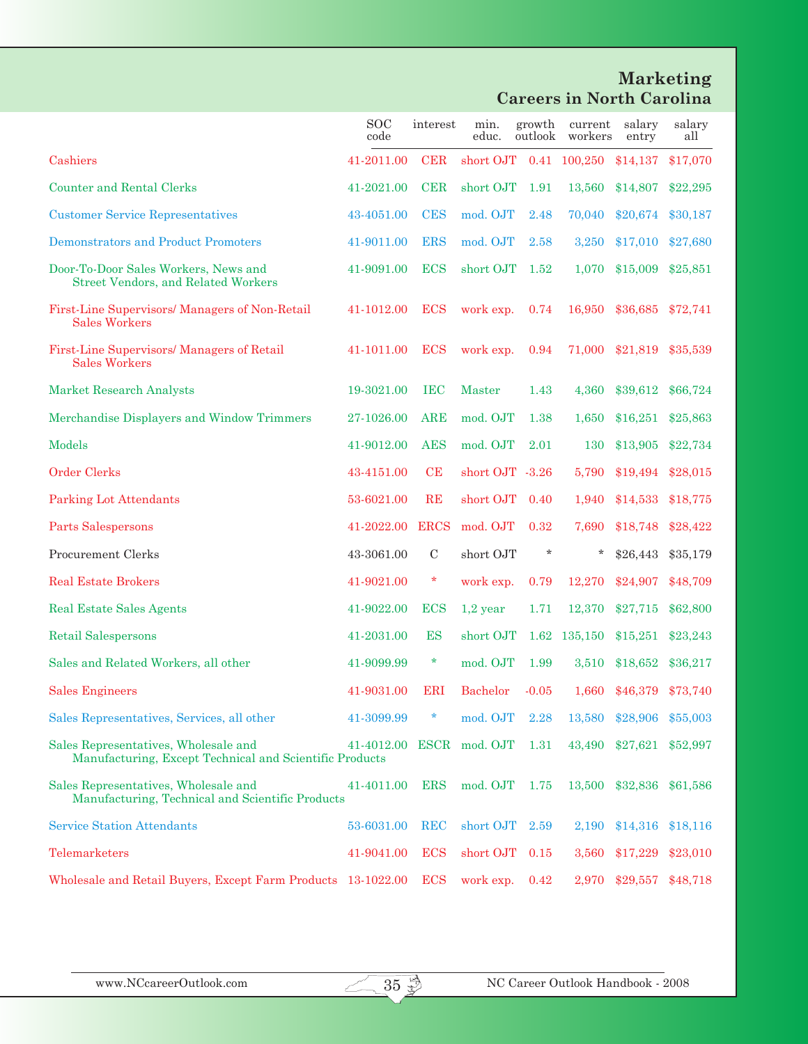# Marketing
## Careers in North Carolina

| | SOC code | interest | min. educ. | growth outlook | current workers | salary entry | salary all |
|---|---|---|---|---|---|---|---|
| Cashiers | 41-2011.00 | CER | short OJT | 0.41 | 100,250 | $14,137 | $17,070 |
| Counter and Rental Clerks | 41-2021.00 | CER | short OJT | 1.91 | 13,560 | $14,807 | $22,295 |
| Customer Service Representatives | 43-4051.00 | CES | mod. OJT | 2.48 | 70,040 | $20,674 | $30,187 |
| Demonstrators and Product Promoters | 41-9011.00 | ERS | mod. OJT | 2.58 | 3,250 | $17,010 | $27,680 |
| Door-To-Door Sales Workers, News and Street Vendors, and Related Workers | 41-9091.00 | ECS | short OJT | 1.52 | 1,070 | $15,009 | $25,851 |
| First-Line Supervisors/ Managers of Non-Retail Sales Workers | 41-1012.00 | ECS | work exp. | 0.74 | 16,950 | $36,685 | $72,741 |
| First-Line Supervisors/ Managers of Retail Sales Workers | 41-1011.00 | ECS | work exp. | 0.94 | 71,000 | $21,819 | $35,539 |
| Market Research Analysts | 19-3021.00 | IEC | Master | 1.43 | 4,360 | $39,612 | $66,724 |
| Merchandise Displayers and Window Trimmers | 27-1026.00 | ARE | mod. OJT | 1.38 | 1,650 | $16,251 | $25,863 |
| Models | 41-9012.00 | AES | mod. OJT | 2.01 | 130 | $13,905 | $22,734 |
| Order Clerks | 43-4151.00 | CE | short OJT | -3.26 | 5,790 | $19,494 | $28,015 |
| Parking Lot Attendants | 53-6021.00 | RE | short OJT | 0.40 | 1,940 | $14,533 | $18,775 |
| Parts Salespersons | 41-2022.00 | ERCS | mod. OJT | 0.32 | 7,690 | $18,748 | $28,422 |
| Procurement Clerks | 43-3061.00 | C | short OJT | * | * | $26,443 | $35,179 |
| Real Estate Brokers | 41-9021.00 | * | work exp. | 0.79 | 12,270 | $24,907 | $48,709 |
| Real Estate Sales Agents | 41-9022.00 | ECS | 1,2 year | 1.71 | 12,370 | $27,715 | $62,800 |
| Retail Salespersons | 41-2031.00 | ES | short OJT | 1.62 | 135,150 | $15,251 | $23,243 |
| Sales and Related Workers, all other | 41-9099.99 | * | mod. OJT | 1.99 | 3,510 | $18,652 | $36,217 |
| Sales Engineers | 41-9031.00 | ERI | Bachelor | -0.05 | 1,660 | $46,379 | $73,740 |
| Sales Representatives, Services, all other | 41-3099.99 | * | mod. OJT | 2.28 | 13,580 | $28,906 | $55,003 |
| Sales Representatives, Wholesale and Manufacturing, Except Technical and Scientific Products | 41-4012.00 | ESCR | mod. OJT | 1.31 | 43,490 | $27,621 | $52,997 |
| Sales Representatives, Wholesale and Manufacturing, Technical and Scientific Products | 41-4011.00 | ERS | mod. OJT | 1.75 | 13,500 | $32,836 | $61,586 |
| Service Station Attendants | 53-6031.00 | REC | short OJT | 2.59 | 2,190 | $14,316 | $18,116 |
| Telemarketers | 41-9041.00 | ECS | short OJT | 0.15 | 3,560 | $17,229 | $23,010 |
| Wholesale and Retail Buyers, Except Farm Products | 13-1022.00 | ECS | work exp. | 0.42 | 2,970 | $29,557 | $48,718 |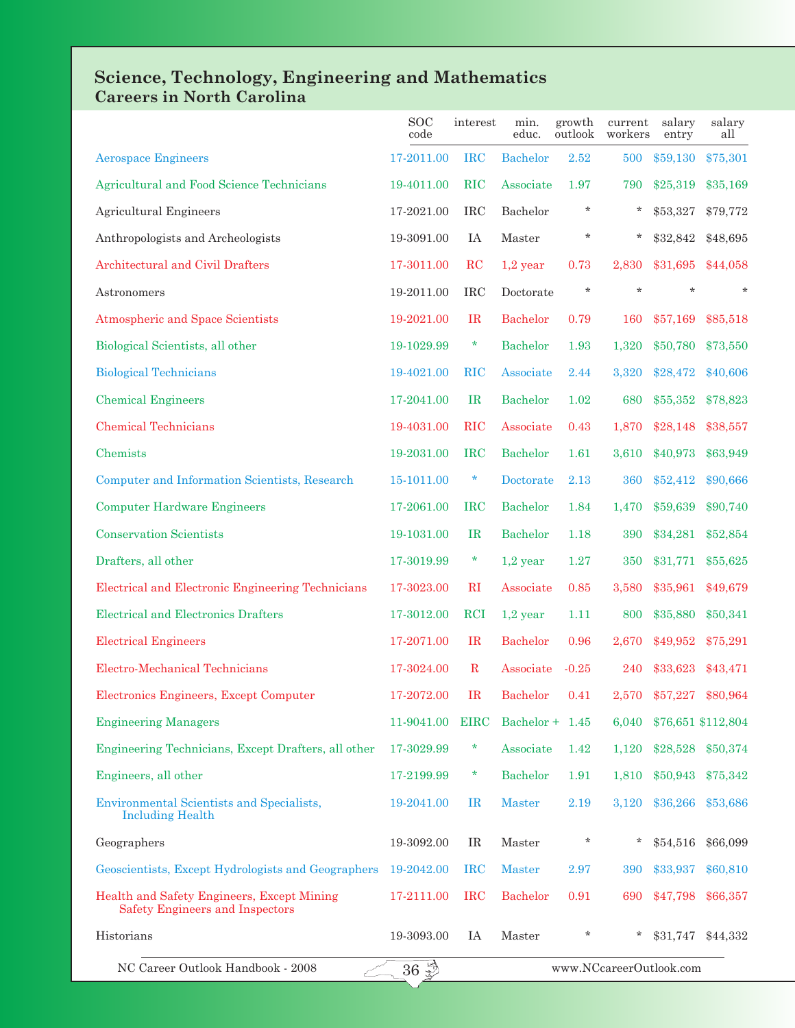## Science, Technology, Engineering and Mathematics Careers in North Carolina

| | SOC code | interest | min. educ. | growth outlook | current workers | salary entry | salary all |
|---|---|---|---|---|---|---|---|
| Aerospace Engineers | 17-2011.00 | IRC | Bachelor | 2.52 | 500 | $59,130 | $75,301 |
| Agricultural and Food Science Technicians | 19-4011.00 | RIC | Associate | 1.97 | 790 | $25,319 | $35,169 |
| Agricultural Engineers | 17-2021.00 | IRC | Bachelor | * | * | $53,327 | $79,772 |
| Anthropologists and Archeologists | 19-3091.00 | IA | Master | * | * | $32,842 | $48,695 |
| Architectural and Civil Drafters | 17-3011.00 | RC | 1,2 year | 0.73 | 2,830 | $31,695 | $44,058 |
| Astronomers | 19-2011.00 | IRC | Doctorate | * | * | * | * |
| Atmospheric and Space Scientists | 19-2021.00 | IR | Bachelor | 0.79 | 160 | $57,169 | $85,518 |
| Biological Scientists, all other | 19-1029.99 | * | Bachelor | 1.93 | 1,320 | $50,780 | $73,550 |
| Biological Technicians | 19-4021.00 | RIC | Associate | 2.44 | 3,320 | $28,472 | $40,606 |
| Chemical Engineers | 17-2041.00 | IR | Bachelor | 1.02 | 680 | $55,352 | $78,823 |
| Chemical Technicians | 19-4031.00 | RIC | Associate | 0.43 | 1,870 | $28,148 | $38,557 |
| Chemists | 19-2031.00 | IRC | Bachelor | 1.61 | 3,610 | $40,973 | $63,949 |
| Computer and Information Scientists, Research | 15-1011.00 | * | Doctorate | 2.13 | 360 | $52,412 | $90,666 |
| Computer Hardware Engineers | 17-2061.00 | IRC | Bachelor | 1.84 | 1,470 | $59,639 | $90,740 |
| Conservation Scientists | 19-1031.00 | IR | Bachelor | 1.18 | 390 | $34,281 | $52,854 |
| Drafters, all other | 17-3019.99 | * | 1,2 year | 1.27 | 350 | $31,771 | $55,625 |
| Electrical and Electronic Engineering Technicians | 17-3023.00 | RI | Associate | 0.85 | 3,580 | $35,961 | $49,679 |
| Electrical and Electronics Drafters | 17-3012.00 | RCI | 1,2 year | 1.11 | 800 | $35,880 | $50,341 |
| Electrical Engineers | 17-2071.00 | IR | Bachelor | 0.96 | 2,670 | $49,952 | $75,291 |
| Electro-Mechanical Technicians | 17-3024.00 | R | Associate | -0.25 | 240 | $33,623 | $43,471 |
| Electronics Engineers, Except Computer | 17-2072.00 | IR | Bachelor | 0.41 | 2,570 | $57,227 | $80,964 |
| Engineering Managers | 11-9041.00 | EIRC | Bachelor + | 1.45 | 6,040 | $76,651 | $112,804 |
| Engineering Technicians, Except Drafters, all other | 17-3029.99 | * | Associate | 1.42 | 1,120 | $28,528 | $50,374 |
| Engineers, all other | 17-2199.99 | * | Bachelor | 1.91 | 1,810 | $50,943 | $75,342 |
| Environmental Scientists and Specialists, Including Health | 19-2041.00 | IR | Master | 2.19 | 3,120 | $36,266 | $53,686 |
| Geographers | 19-3092.00 | IR | Master | * | * | $54,516 | $66,099 |
| Geoscientists, Except Hydrologists and Geographers | 19-2042.00 | IRC | Master | 2.97 | 390 | $33,937 | $60,810 |
| Health and Safety Engineers, Except Mining Safety Engineers and Inspectors | 17-2111.00 | IRC | Bachelor | 0.91 | 690 | $47,798 | $66,357 |
| Historians | 19-3093.00 | IA | Master | * | * | $31,747 | $44,332 |

NC Career Outlook Handbook - 2008 www.NCcareerOutlook.com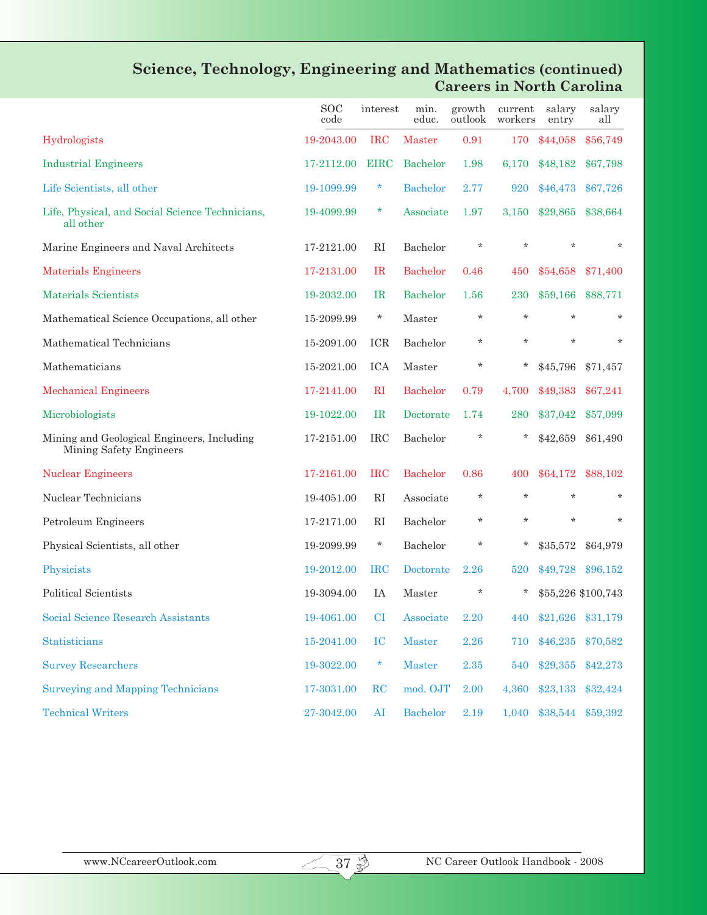## Science, Technology, Engineering and Mathematics (continued)
## Careers in North Carolina

| | SOC code | interest | min. educ. | growth outlook | current workers | salary entry | salary all |
|---|---|---|---|---|---|---|---|
| Hydrologists | 19-2043.00 | IRC | Master | 0.91 | 170 | $44,058 | $56,749 |
| Industrial Engineers | 17-2112.00 | EIRC | Bachelor | 1.98 | 6,170 | $48,182 | $67,798 |
| Life Scientists, all other | 19-1099.99 | * | Bachelor | 2.77 | 920 | $46,473 | $67,726 |
| Life, Physical, and Social Science Technicians, all other | 19-4099.99 | * | Associate | 1.97 | 3,150 | $29,865 | $38,664 |
| Marine Engineers and Naval Architects | 17-2121.00 | RI | Bachelor | * | * | * | * |
| Materials Engineers | 17-2131.00 | IR | Bachelor | 0.46 | 450 | $54,658 | $71,400 |
| Materials Scientists | 19-2032.00 | IR | Bachelor | 1.56 | 230 | $59,166 | $88,771 |
| Mathematical Science Occupations, all other | 15-2099.99 | * | Master | * | * | * | * |
| Mathematical Technicians | 15-2091.00 | ICR | Bachelor | * | * | * | * |
| Mathematicians | 15-2021.00 | ICA | Master | * | * | $45,796 | $71,457 |
| Mechanical Engineers | 17-2141.00 | RI | Bachelor | 0.79 | 4,700 | $49,383 | $67,241 |
| Microbiologists | 19-1022.00 | IR | Doctorate | 1.74 | 280 | $37,042 | $57,099 |
| Mining and Geological Engineers, Including Mining Safety Engineers | 17-2151.00 | IRC | Bachelor | * | * | $42,659 | $61,490 |
| Nuclear Engineers | 17-2161.00 | IRC | Bachelor | 0.86 | 400 | $64,172 | $88,102 |
| Nuclear Technicians | 19-4051.00 | RI | Associate | * | * | * | * |
| Petroleum Engineers | 17-2171.00 | RI | Bachelor | * | * | * | * |
| Physical Scientists, all other | 19-2099.99 | * | Bachelor | * | * | $35,572 | $64,979 |
| Physicists | 19-2012.00 | IRC | Doctorate | 2.26 | 520 | $49,728 | $96,152 |
| Political Scientists | 19-3094.00 | IA | Master | * | * | $55,226 | $100,743 |
| Social Science Research Assistants | 19-4061.00 | CI | Associate | 2.20 | 440 | $21,626 | $31,179 |
| Statisticians | 15-2041.00 | IC | Master | 2.26 | 710 | $46,235 | $70,582 |
| Survey Researchers | 19-3022.00 | * | Master | 2.35 | 540 | $29,355 | $42,273 |
| Surveying and Mapping Technicians | 17-3031.00 | RC | mod. OJT | 2.00 | 4,360 | $23,133 | $32,424 |
| Technical Writers | 27-3042.00 | AI | Bachelor | 2.19 | 1,040 | $38,544 | $59,392 |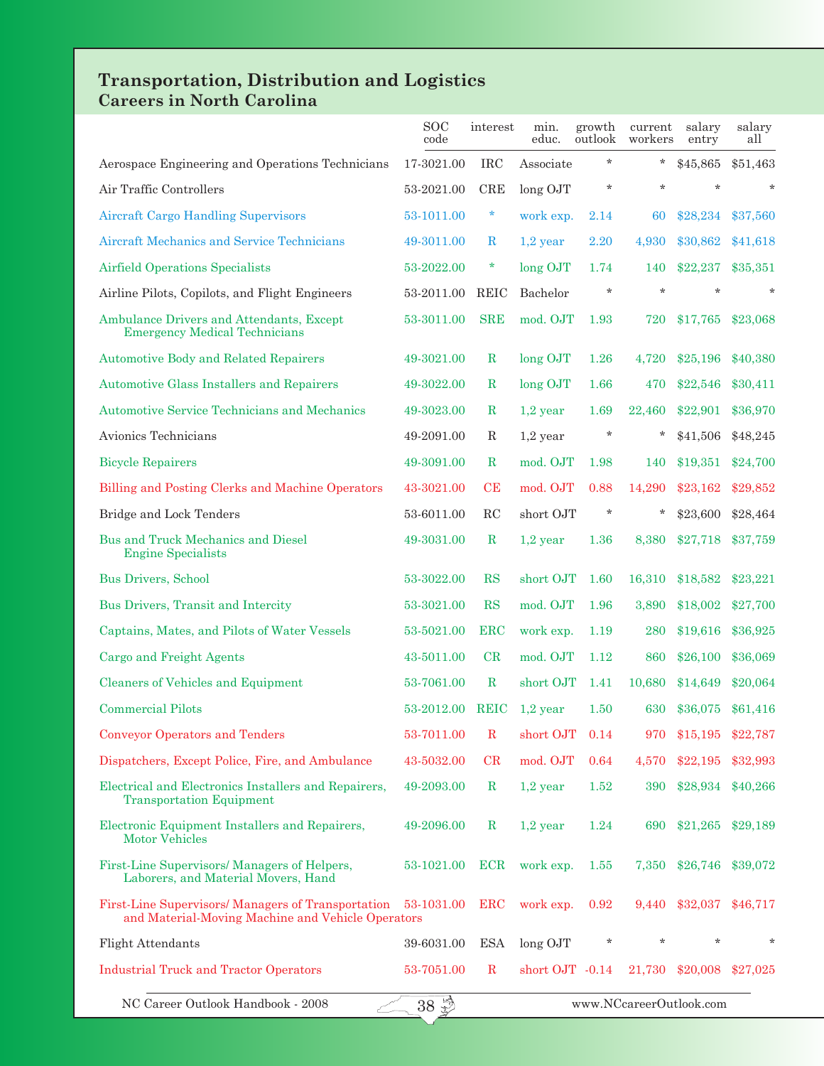# Transportation, Distribution and Logistics
## Careers in North Carolina

| | SOC code | interest | min. educ. | growth outlook | current workers | salary entry | salary all |
|---|---|---|---|---|---|---|---|
| Aerospace Engineering and Operations Technicians | 17-3021.00 | IRC | Associate | * | * | $45,865 | $51,463 |
| Air Traffic Controllers | 53-2021.00 | CRE | long OJT | * | * | * | * |
| Aircraft Cargo Handling Supervisors | 53-1011.00 | * | work exp. | 2.14 | 60 | $28,234 | $37,560 |
| Aircraft Mechanics and Service Technicians | 49-3011.00 | R | 1,2 year | 2.20 | 4,930 | $30,862 | $41,618 |
| Airfield Operations Specialists | 53-2022.00 | * | long OJT | 1.74 | 140 | $22,237 | $35,351 |
| Airline Pilots, Copilots, and Flight Engineers | 53-2011.00 | REIC | Bachelor | * | * | * | * |
| Ambulance Drivers and Attendants, Except Emergency Medical Technicians | 53-3011.00 | SRE | mod. OJT | 1.93 | 720 | $17,765 | $23,068 |
| Automotive Body and Related Repairers | 49-3021.00 | R | long OJT | 1.26 | 4,720 | $25,196 | $40,380 |
| Automotive Glass Installers and Repairers | 49-3022.00 | R | long OJT | 1.66 | 470 | $22,546 | $30,411 |
| Automotive Service Technicians and Mechanics | 49-3023.00 | R | 1,2 year | 1.69 | 22,460 | $22,901 | $36,970 |
| Avionics Technicians | 49-2091.00 | R | 1,2 year | * | * | $41,506 | $48,245 |
| Bicycle Repairers | 49-3091.00 | R | mod. OJT | 1.98 | 140 | $19,351 | $24,700 |
| Billing and Posting Clerks and Machine Operators | 43-3021.00 | CE | mod. OJT | 0.88 | 14,290 | $23,162 | $29,852 |
| Bridge and Lock Tenders | 53-6011.00 | RC | short OJT | * | * | $23,600 | $28,464 |
| Bus and Truck Mechanics and Diesel Engine Specialists | 49-3031.00 | R | 1,2 year | 1.36 | 8,380 | $27,718 | $37,759 |
| Bus Drivers, School | 53-3022.00 | RS | short OJT | 1.60 | 16,310 | $18,582 | $23,221 |
| Bus Drivers, Transit and Intercity | 53-3021.00 | RS | mod. OJT | 1.96 | 3,890 | $18,002 | $27,700 |
| Captains, Mates, and Pilots of Water Vessels | 53-5021.00 | ERC | work exp. | 1.19 | 280 | $19,616 | $36,925 |
| Cargo and Freight Agents | 43-5011.00 | CR | mod. OJT | 1.12 | 860 | $26,100 | $36,069 |
| Cleaners of Vehicles and Equipment | 53-7061.00 | R | short OJT | 1.41 | 10,680 | $14,649 | $20,064 |
| Commercial Pilots | 53-2012.00 | REIC | 1,2 year | 1.50 | 630 | $36,075 | $61,416 |
| Conveyor Operators and Tenders | 53-7011.00 | R | short OJT | 0.14 | 970 | $15,195 | $22,787 |
| Dispatchers, Except Police, Fire, and Ambulance | 43-5032.00 | CR | mod. OJT | 0.64 | 4,570 | $22,195 | $32,993 |
| Electrical and Electronics Installers and Repairers, Transportation Equipment | 49-2093.00 | R | 1,2 year | 1.52 | 390 | $28,934 | $40,266 |
| Electronic Equipment Installers and Repairers, Motor Vehicles | 49-2096.00 | R | 1,2 year | 1.24 | 690 | $21,265 | $29,189 |
| First-Line Supervisors/ Managers of Helpers, Laborers, and Material Movers, Hand | 53-1021.00 | ECR | work exp. | 1.55 | 7,350 | $26,746 | $39,072 |
| First-Line Supervisors/ Managers of Transportation and Material-Moving Machine and Vehicle Operators | 53-1031.00 | ERC | work exp. | 0.92 | 9,440 | $32,037 | $46,717 |
| Flight Attendants | 39-6031.00 | ESA | long OJT | * | * | * | * |
| Industrial Truck and Tractor Operators | 53-7051.00 | R | short OJT | -0.14 | 21,730 | $20,008 | $27,025 |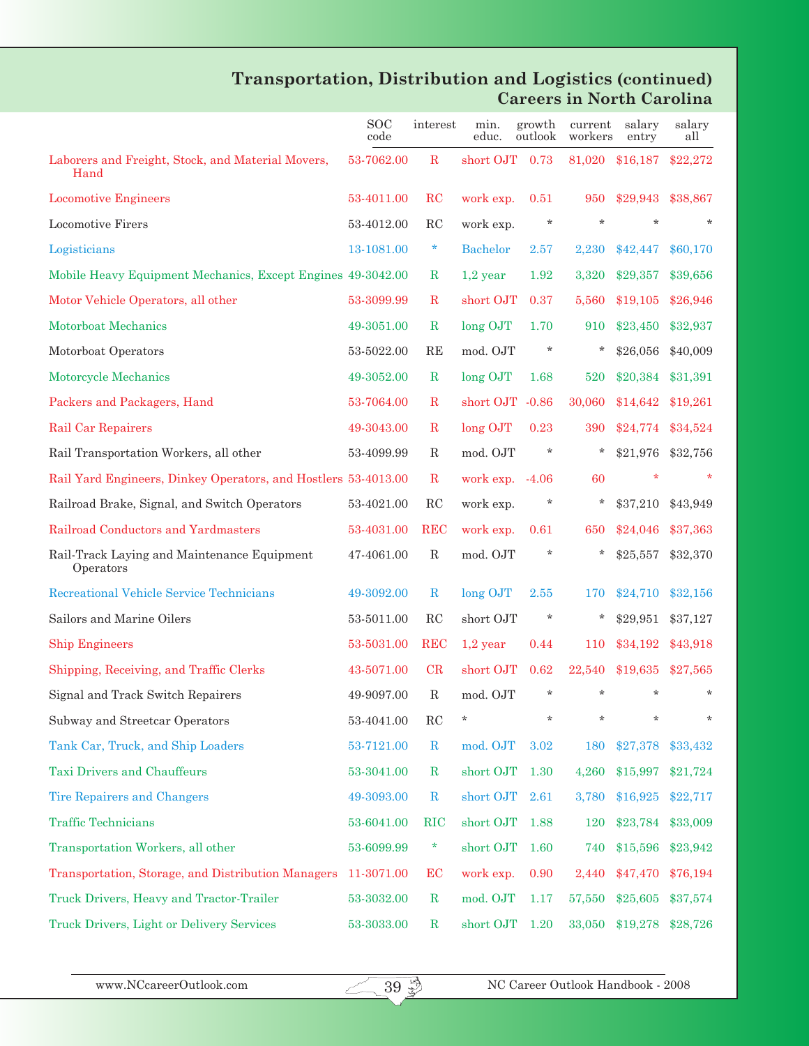## Transportation, Distribution and Logistics (continued)
### Careers in North Carolina

| | SOC code | interest | min. educ. | growth outlook | current workers | salary entry | salary all |
|---|---|---|---|---|---|---|---|
| Laborers and Freight, Stock, and Material Movers, Hand | 53-7062.00 | R | short OJT | 0.73 | 81,020 | $16,187 | $22,272 |
| Locomotive Engineers | 53-4011.00 | RC | work exp. | 0.51 | 950 | $29,943 | $38,867 |
| Locomotive Firers | 53-4012.00 | RC | work exp. | * | * | * | * |
| Logisticians | 13-1081.00 | * | Bachelor | 2.57 | 2,230 | $42,447 | $60,170 |
| Mobile Heavy Equipment Mechanics, Except Engines | 49-3042.00 | R | 1,2 year | 1.92 | 3,320 | $29,357 | $39,656 |
| Motor Vehicle Operators, all other | 53-3099.99 | R | short OJT | 0.37 | 5,560 | $19,105 | $26,946 |
| Motorboat Mechanics | 49-3051.00 | R | long OJT | 1.70 | 910 | $23,450 | $32,937 |
| Motorboat Operators | 53-5022.00 | RE | mod. OJT | * | * | $26,056 | $40,009 |
| Motorcycle Mechanics | 49-3052.00 | R | long OJT | 1.68 | 520 | $20,384 | $31,391 |
| Packers and Packagers, Hand | 53-7064.00 | R | short OJT | -0.86 | 30,060 | $14,642 | $19,261 |
| Rail Car Repairers | 49-3043.00 | R | long OJT | 0.23 | 390 | $24,774 | $34,524 |
| Rail Transportation Workers, all other | 53-4099.99 | R | mod. OJT | * | * | $21,976 | $32,756 |
| Rail Yard Engineers, Dinkey Operators, and Hostlers | 53-4013.00 | R | work exp. | -4.06 | 60 | * | * |
| Railroad Brake, Signal, and Switch Operators | 53-4021.00 | RC | work exp. | * | * | $37,210 | $43,949 |
| Railroad Conductors and Yardmasters | 53-4031.00 | REC | work exp. | 0.61 | 650 | $24,046 | $37,363 |
| Rail-Track Laying and Maintenance Equipment Operators | 47-4061.00 | R | mod. OJT | * | * | $25,557 | $32,370 |
| Recreational Vehicle Service Technicians | 49-3092.00 | R | long OJT | 2.55 | 170 | $24,710 | $32,156 |
| Sailors and Marine Oilers | 53-5011.00 | RC | short OJT | * | * | $29,951 | $37,127 |
| Ship Engineers | 53-5031.00 | REC | 1,2 year | 0.44 | 110 | $34,192 | $43,918 |
| Shipping, Receiving, and Traffic Clerks | 43-5071.00 | CR | short OJT | 0.62 | 22,540 | $19,635 | $27,565 |
| Signal and Track Switch Repairers | 49-9097.00 | R | mod. OJT | * | * | * | * |
| Subway and Streetcar Operators | 53-4041.00 | RC | * | * | * | * | * |
| Tank Car, Truck, and Ship Loaders | 53-7121.00 | R | mod. OJT | 3.02 | 180 | $27,378 | $33,432 |
| Taxi Drivers and Chauffeurs | 53-3041.00 | R | short OJT | 1.30 | 4,260 | $15,997 | $21,724 |
| Tire Repairers and Changers | 49-3093.00 | R | short OJT | 2.61 | 3,780 | $16,925 | $22,717 |
| Traffic Technicians | 53-6041.00 | RIC | short OJT | 1.88 | 120 | $23,784 | $33,009 |
| Transportation Workers, all other | 53-6099.99 | * | short OJT | 1.60 | 740 | $15,596 | $23,942 |
| Transportation, Storage, and Distribution Managers | 11-3071.00 | EC | work exp. | 0.90 | 2,440 | $47,470 | $76,194 |
| Truck Drivers, Heavy and Tractor-Trailer | 53-3032.00 | R | mod. OJT | 1.17 | 57,550 | $25,605 | $37,574 |
| Truck Drivers, Light or Delivery Services | 53-3033.00 | R | short OJT | 1.20 | 33,050 | $19,278 | $28,726 |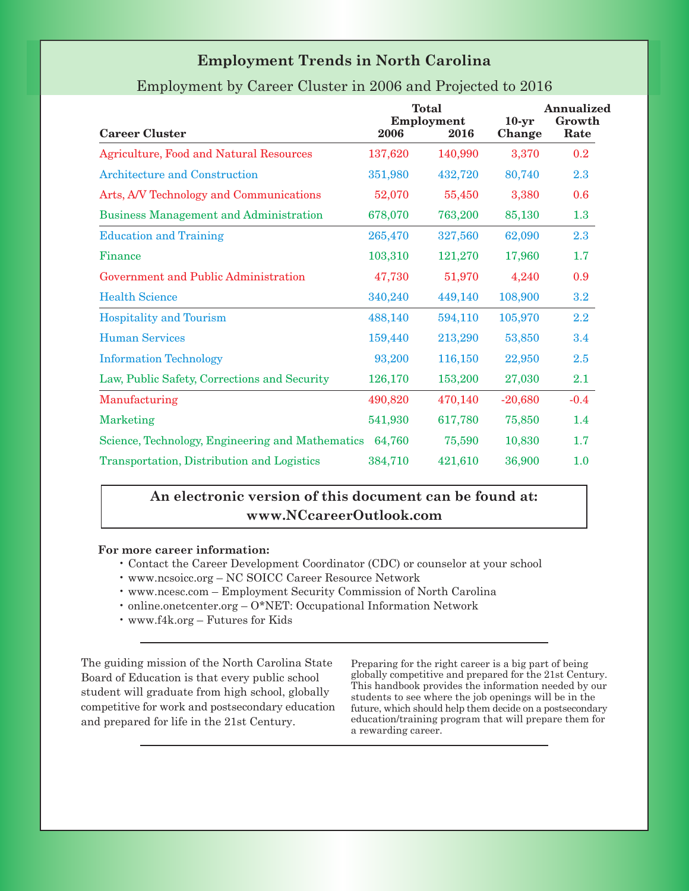# Employment Trends in North Carolina

## Employment by Career Cluster in 2006 and Projected to 2016

| Career Cluster | Total Employment 2006 | Total Employment 2016 | 10-yr Change | Annualized Growth Rate |
|---|---|---|---|---|
| Agriculture, Food and Natural Resources | 137,620 | 140,990 | 3,370 | 0.2 |
| Architecture and Construction | 351,980 | 432,720 | 80,740 | 2.3 |
| Arts, A/V Technology and Communications | 52,070 | 55,450 | 3,380 | 0.6 |
| Business Management and Administration | 678,070 | 763,200 | 85,130 | 1.3 |
| Education and Training | 265,470 | 327,560 | 62,090 | 2.3 |
| Finance | 103,310 | 121,270 | 17,960 | 1.7 |
| Government and Public Administration | 47,730 | 51,970 | 4,240 | 0.9 |
| Health Science | 340,240 | 449,140 | 108,900 | 3.2 |
| Hospitality and Tourism | 488,140 | 594,110 | 105,970 | 2.2 |
| Human Services | 159,440 | 213,290 | 53,850 | 3.4 |
| Information Technology | 93,200 | 116,150 | 22,950 | 2.5 |
| Law, Public Safety, Corrections and Security | 126,170 | 153,200 | 27,030 | 2.1 |
| Manufacturing | 490,820 | 470,140 | -20,680 | -0.4 |
| Marketing | 541,930 | 617,780 | 75,850 | 1.4 |
| Science, Technology, Engineering and Mathematics | 64,760 | 75,590 | 10,830 | 1.7 |
| Transportation, Distribution and Logistics | 384,710 | 421,610 | 36,900 | 1.0 |

**An electronic version of this document can be found at: www.NCcareerOutlook.com**

**For more career information:**

- Contact the Career Development Coordinator (CDC) or counselor at your school
- www.ncsoicc.org – NC SOICC Career Resource Network
- www.ncesc.com – Employment Security Commission of North Carolina
- online.onetcenter.org – O*NET: Occupational Information Network
- www.f4k.org – Futures for Kids

The guiding mission of the North Carolina State Board of Education is that every public school student will graduate from high school, globally competitive for work and postsecondary education and prepared for life in the 21st Century.

Preparing for the right career is a big part of being globally competitive and prepared for the 21st Century. This handbook provides the information needed by our students to see where the job openings will be in the future, which should help them decide on a postsecondary education/training program that will prepare them for a rewarding career.